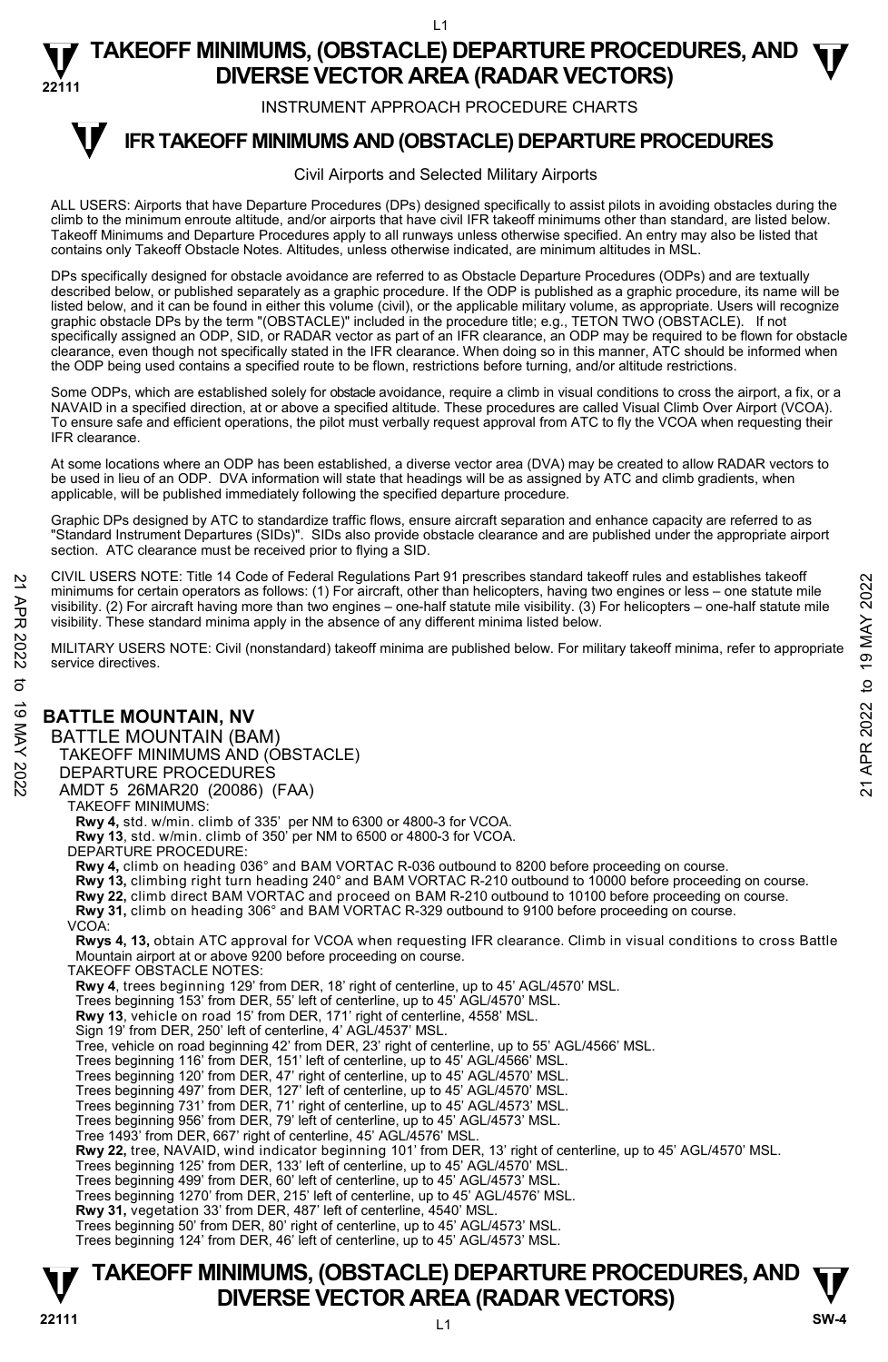# TAKEOFF MINIMUMS, (OBSTACLE) DEPARTURE PROCEDURES, AND DIVERSE VECTOR AREA (RADAR VECTORS)

INSTRUMENT APPROACH PROCEDURE CHARTS

## IFR TAKEOFF MINIMUMS AND (OBSTACLE) DEPARTURE PROCEDURES

Civil Airports and Selected Military Airports

ALL USERS: Airports that have Departure Procedures (DPs) designed specifically to assist pilots in avoiding obstacles during the climb to the minimum enroute altitude, and/or airports that have civil IFR takeoff minimums other than standard, are listed below. Takeoff Minimums and Departure Procedures apply to all runways unless otherwise specified. An entry may also be listed that contains only Takeoff Obstacle Notes. Altitudes, unless otherwise indicated, are minimum altitudes in MSL.

DPs specifically designed for obstacle avoidance are referred to as Obstacle Departure Procedures (ODPs) and are textually described below, or published separately as a graphic procedure. If the ODP is published as a graphic procedure, its name will be listed below, and it can be found in either this volume (civil), or the applicable military volume, as appropriate. Users will recognize graphic obstacle DPs by the term "(OBSTACLE)" included in the procedure title; e.g., TETON TWO (OBSTACLE). If not specifically assigned an ODP, SID, or RADAR vector as part of an IFR clearance, an ODP may be required to be flown for obstacle clearance, even though not specifically stated in the IFR clearance. When doing so in this manner, ATC should be informed when the ODP being used contains a specified route to be flown, restrictions before turning, and/or altitude restrictions.

Some ODPs, which are established solely for obstacle avoidance, require a climb in visual conditions to cross the airport, a fix, or a NAVAID in a specified direction, at or above a specified altitude. These procedures are called Visual Climb Over Airport (VCOA). To ensure safe and efficient operations, the pilot must verbally request approval from ATC to fly the VCOA when requesting their IFR clearance.

At some locations where an ODP has been established, a diverse vector area (DVA) may be created to allow RADAR vectors to be used in lieu of an ODP. DVA information will state that headings will be as assigned by ATC and climb gradients, when applicable, will be published immediately following the specified departure procedure.

Graphic DPs designed by ATC to standardize traffic flows, ensure aircraft separation and enhance capacity are referred to as "Standard Instrument Departures (SIDs)". SIDs also provide obstacle clearance and are published under the appropriate airport section. ATC clearance must be received prior to flying a SID.

CIVIL USERS NOTE: Title 14 Code of Federal Regulations Part 91 prescribes standard takeoff rules and establishes takeoff minimums for certain operators as follows: (1) For aircraft, other than helicopters, having two engines or less – one statute mile visibility. (2) For aircraft having more than two engines – one-half statute mile visibility. (3) For helicopters – one-half statute mile visibility. These standard minima apply in the absence of any different minima listed below.

MILITARY USERS NOTE: Civil (nonstandard) takeoff minima are published below. For military takeoff minima, refer to appropriate service directives.

### BATTLE MOUNTAIN, NV

BATTLE MOUNTAIN (BAM)
TAKEOFF MINIMUMS AND (OBSTACLE) DEPARTURE PROCEDURES
AMDT 5 26MAR20 (20086) (FAA)

TAKEOFF MINIMUMS:
**Rwy 4,** std. w/min. climb of 335' per NM to 6300 or 4800-3 for VCOA.
**Rwy 13**, std. w/min. climb of 350' per NM to 6500 or 4800-3 for VCOA.

DEPARTURE PROCEDURE:
**Rwy 4,** climb on heading 036° and BAM VORTAC R-036 outbound to 8200 before proceeding on course.
**Rwy 13,** climbing right turn heading 240° and BAM VORTAC R-210 outbound to 10000 before proceeding on course.
**Rwy 22,** climb direct BAM VORTAC and proceed on BAM R-210 outbound to 10100 before proceeding on course.
**Rwy 31,** climb on heading 306° and BAM VORTAC R-329 outbound to 9100 before proceeding on course.

VCOA:
**Rwys 4, 13,** obtain ATC approval for VCOA when requesting IFR clearance. Climb in visual conditions to cross Battle Mountain airport at or above 9200 before proceeding on course.

TAKEOFF OBSTACLE NOTES:
**Rwy 4**, trees beginning 129' from DER, 18' right of centerline, up to 45' AGL/4570' MSL.
Trees beginning 153' from DER, 55' left of centerline, up to 45' AGL/4570' MSL.
**Rwy 13**, vehicle on road 15' from DER, 171' right of centerline, 4558' MSL.
Sign 19' from DER, 250' left of centerline, 4' AGL/4537' MSL.
Tree, vehicle on road beginning 42' from DER, 23' right of centerline, up to 55' AGL/4566' MSL.
Trees beginning 116' from DER, 151' left of centerline, up to 45' AGL/4566' MSL.
Trees beginning 120' from DER, 47' right of centerline, up to 45' AGL/4570' MSL.
Trees beginning 497' from DER, 127' left of centerline, up to 45' AGL/4570' MSL.
Trees beginning 731' from DER, 71' right of centerline, up to 45' AGL/4573' MSL.
Trees beginning 956' from DER, 79' left of centerline, up to 45' AGL/4573' MSL.
Tree 1493' from DER, 667' right of centerline, 45' AGL/4576' MSL.
**Rwy 22,** tree, NAVAID, wind indicator beginning 101' from DER, 13' right of centerline, up to 45' AGL/4570' MSL.
Trees beginning 125' from DER, 133' left of centerline, up to 45' AGL/4570' MSL.
Trees beginning 499' from DER, 60' left of centerline, up to 45' AGL/4573' MSL.
Trees beginning 1270' from DER, 215' left of centerline, up to 45' AGL/4576' MSL.
**Rwy 31,** vegetation 33' from DER, 487' left of centerline, 4540' MSL.
Trees beginning 50' from DER, 80' right of centerline, up to 45' AGL/4573' MSL.
Trees beginning 124' from DER, 46' left of centerline, up to 45' AGL/4573' MSL.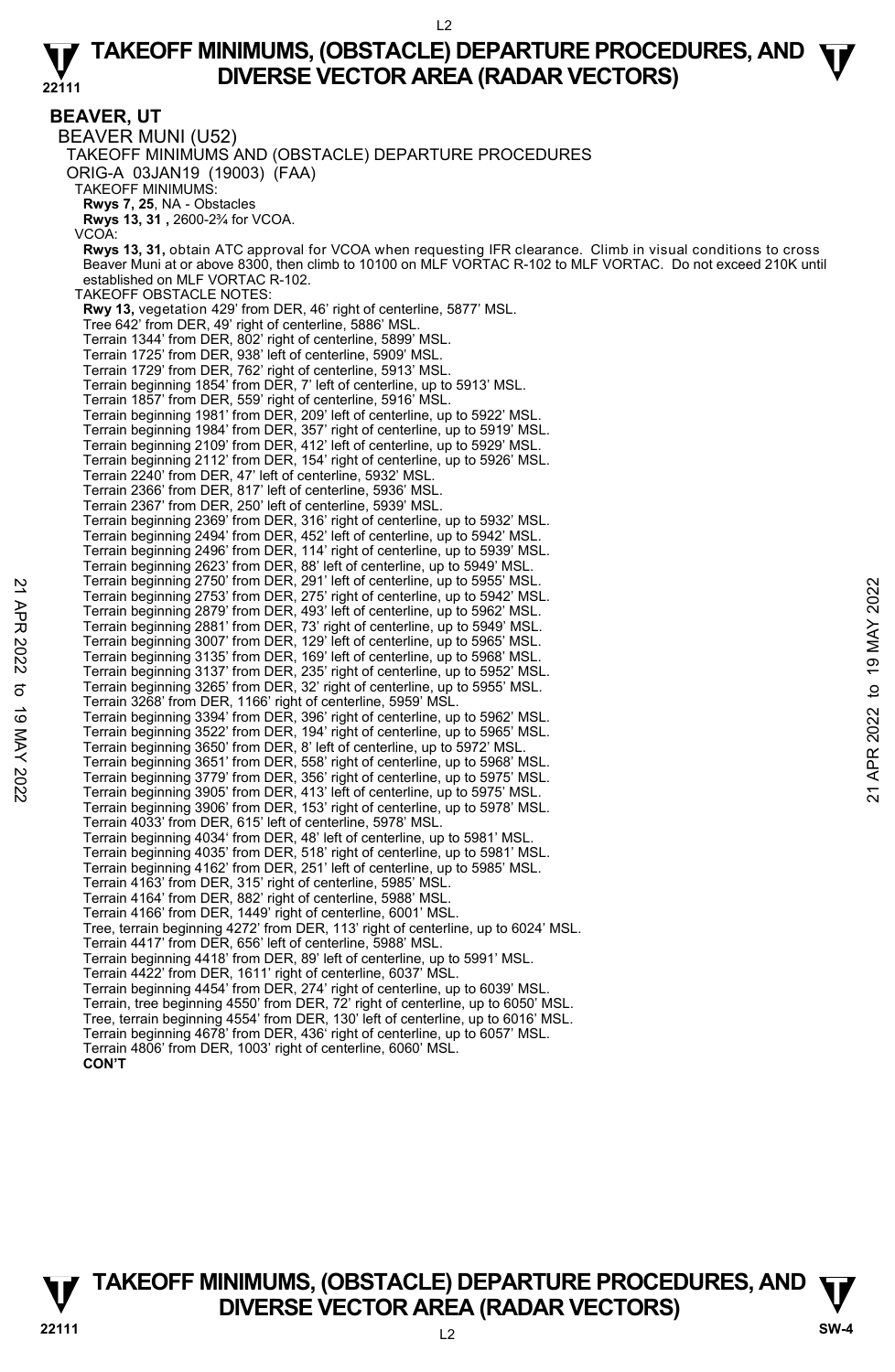## BEAVER, UT

### BEAVER MUNI (U52)

TAKEOFF MINIMUMS AND (OBSTACLE) DEPARTURE PROCEDURES

ORIG-A 03JAN19 (19003) (FAA)

TAKEOFF MINIMUMS:

**Rwys 7, 25**, NA - Obstacles

**Rwys 13, 31 ,** 2600-2¾ for VCOA.

VCOA:

**Rwys 13, 31,** obtain ATC approval for VCOA when requesting IFR clearance. Climb in visual conditions to cross Beaver Muni at or above 8300, then climb to 10100 on MLF VORTAC R-102 to MLF VORTAC. Do not exceed 210K until established on MLF VORTAC R-102.

TAKEOFF OBSTACLE NOTES:

**Rwy 13,** vegetation 429' from DER, 46' right of centerline, 5877' MSL.
Tree 642' from DER, 49' right of centerline, 5886' MSL.
Terrain 1344' from DER, 802' right of centerline, 5899' MSL.
Terrain 1725' from DER, 938' left of centerline, 5909' MSL.
Terrain 1729' from DER, 762' right of centerline, 5913' MSL.
Terrain beginning 1854' from DER, 7' left of centerline, up to 5913' MSL.
Terrain 1857' from DER, 559' right of centerline, 5916' MSL.
Terrain beginning 1981' from DER, 209' left of centerline, up to 5922' MSL.
Terrain beginning 1984' from DER, 357' right of centerline, up to 5919' MSL.
Terrain beginning 2109' from DER, 412' left of centerline, up to 5929' MSL.
Terrain beginning 2112' from DER, 154' right of centerline, up to 5926' MSL.
Terrain 2240' from DER, 47' left of centerline, 5932' MSL.
Terrain 2366' from DER, 817' left of centerline, 5936' MSL.
Terrain 2367' from DER, 250' left of centerline, 5939' MSL.
Terrain beginning 2369' from DER, 316' right of centerline, up to 5932' MSL.
Terrain beginning 2494' from DER, 452' left of centerline, up to 5942' MSL.
Terrain beginning 2496' from DER, 114' right of centerline, up to 5939' MSL.
Terrain beginning 2623' from DER, 88' left of centerline, up to 5949' MSL.
Terrain beginning 2750' from DER, 291' left of centerline, up to 5955' MSL.
Terrain beginning 2753' from DER, 275' right of centerline, up to 5942' MSL.
Terrain beginning 2879' from DER, 493' left of centerline, up to 5962' MSL.
Terrain beginning 2881' from DER, 73' right of centerline, up to 5949' MSL.
Terrain beginning 3007' from DER, 129' left of centerline, up to 5965' MSL.
Terrain beginning 3135' from DER, 169' left of centerline, up to 5968' MSL.
Terrain beginning 3137' from DER, 235' right of centerline, up to 5952' MSL.
Terrain beginning 3265' from DER, 32' right of centerline, up to 5955' MSL.
Terrain 3268' from DER, 1166' right of centerline, 5959' MSL.
Terrain beginning 3394' from DER, 396' right of centerline, up to 5962' MSL.
Terrain beginning 3522' from DER, 194' right of centerline, up to 5965' MSL.
Terrain beginning 3650' from DER, 8' left of centerline, up to 5972' MSL.
Terrain beginning 3651' from DER, 558' right of centerline, up to 5968' MSL.
Terrain beginning 3779' from DER, 356' right of centerline, up to 5975' MSL.
Terrain beginning 3905' from DER, 413' left of centerline, up to 5975' MSL.
Terrain beginning 3906' from DER, 153' right of centerline, up to 5978' MSL.
Terrain 4033' from DER, 615' left of centerline, 5978' MSL.
Terrain beginning 4034' from DER, 48' left of centerline, up to 5981' MSL.
Terrain beginning 4035' from DER, 518' right of centerline, up to 5981' MSL.
Terrain beginning 4162' from DER, 251' left of centerline, up to 5985' MSL.
Terrain 4163' from DER, 315' right of centerline, 5985' MSL.
Terrain 4164' from DER, 882' right of centerline, 5988' MSL.
Terrain 4166' from DER, 1449' right of centerline, 6001' MSL.
Tree, terrain beginning 4272' from DER, 113' right of centerline, up to 6024' MSL.
Terrain 4417' from DER, 656' left of centerline, 5988' MSL.
Terrain beginning 4418' from DER, 89' left of centerline, up to 5991' MSL.
Terrain 4422' from DER, 1611' right of centerline, 6037' MSL.
Terrain beginning 4454' from DER, 274' right of centerline, up to 6039' MSL.
Terrain, tree beginning 4550' from DER, 72' right of centerline, up to 6050' MSL.
Tree, terrain beginning 4554' from DER, 130' left of centerline, up to 6016' MSL.
Terrain beginning 4678' from DER, 436' right of centerline, up to 6057' MSL.
Terrain 4806' from DER, 1003' right of centerline, 6060' MSL.

**CON'T**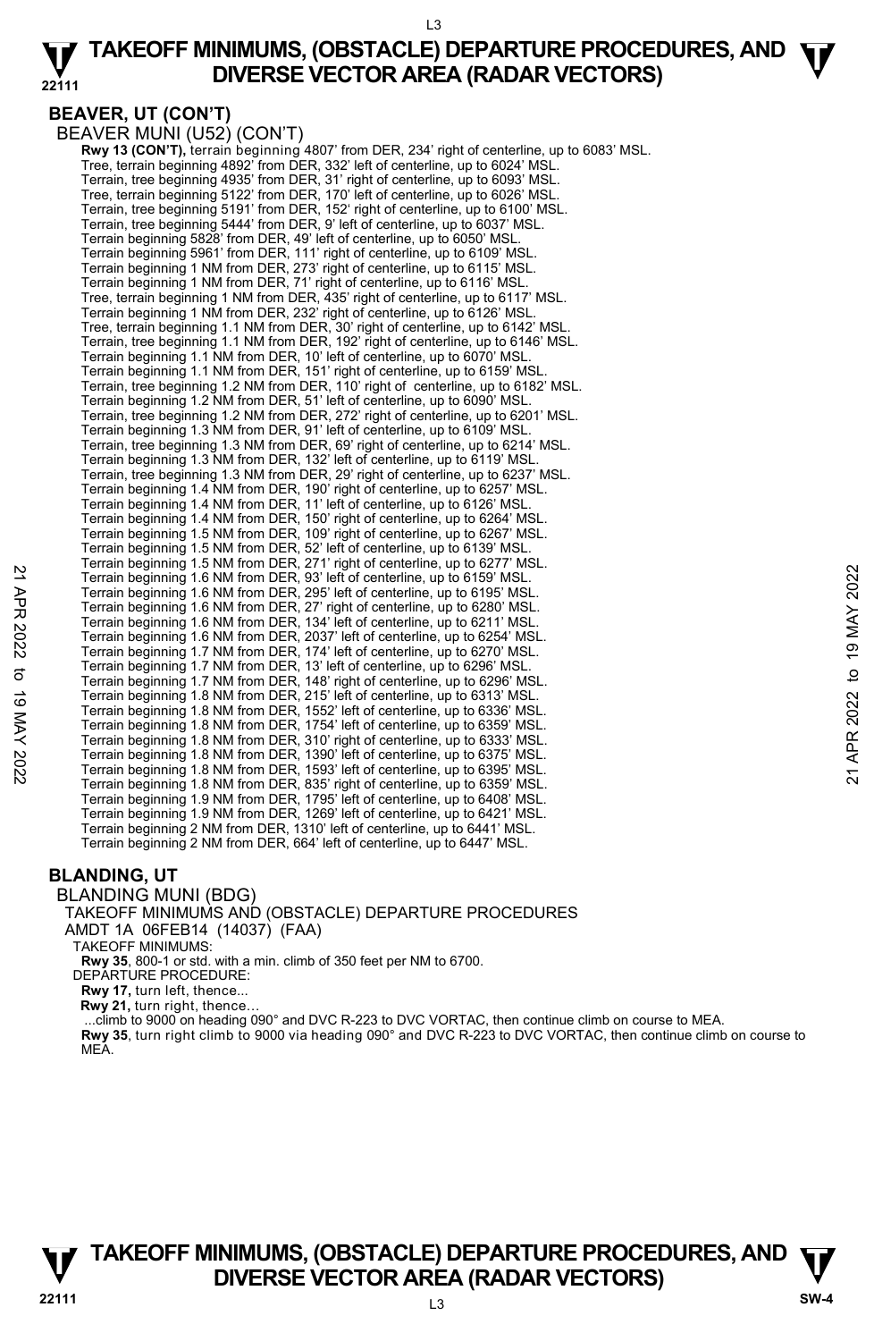## BEAVER, UT (CON'T)

BEAVER MUNI (U52) (CON'T)

**Rwy 13 (CON'T),** terrain beginning 4807' from DER, 234' right of centerline, up to 6083' MSL.
Tree, terrain beginning 4892' from DER, 332' left of centerline, up to 6024' MSL.
Terrain, tree beginning 4935' from DER, 31' right of centerline, up to 6093' MSL.
Tree, terrain beginning 5122' from DER, 170' left of centerline, up to 6026' MSL.
Terrain, tree beginning 5191' from DER, 152' right of centerline, up to 6100' MSL.
Terrain, tree beginning 5444' from DER, 9' left of centerline, up to 6037' MSL.
Terrain beginning 5828' from DER, 49' left of centerline, up to 6050' MSL.
Terrain beginning 5961' from DER, 111' right of centerline, up to 6109' MSL.
Terrain beginning 1 NM from DER, 273' right of centerline, up to 6115' MSL.
Terrain beginning 1 NM from DER, 71' right of centerline, up to 6116' MSL.
Tree, terrain beginning 1 NM from DER, 435' right of centerline, up to 6117' MSL.
Terrain beginning 1 NM from DER, 232' right of centerline, up to 6126' MSL.
Tree, terrain beginning 1.1 NM from DER, 30' right of centerline, up to 6142' MSL.
Terrain, tree beginning 1.1 NM from DER, 192' right of centerline, up to 6146' MSL.
Terrain beginning 1.1 NM from DER, 10' left of centerline, up to 6070' MSL.
Terrain beginning 1.1 NM from DER, 151' right of centerline, up to 6159' MSL.
Terrain, tree beginning 1.2 NM from DER, 110' right of centerline, up to 6182' MSL.
Terrain beginning 1.2 NM from DER, 51' left of centerline, up to 6090' MSL.
Terrain, tree beginning 1.2 NM from DER, 272' right of centerline, up to 6201' MSL.
Terrain beginning 1.3 NM from DER, 91' left of centerline, up to 6109' MSL.
Terrain, tree beginning 1.3 NM from DER, 69' right of centerline, up to 6214' MSL.
Terrain beginning 1.3 NM from DER, 132' left of centerline, up to 6119' MSL.
Terrain, tree beginning 1.3 NM from DER, 29' right of centerline, up to 6237' MSL.
Terrain beginning 1.4 NM from DER, 190' right of centerline, up to 6257' MSL.
Terrain beginning 1.4 NM from DER, 11' left of centerline, up to 6126' MSL.
Terrain beginning 1.4 NM from DER, 150' right of centerline, up to 6264' MSL.
Terrain beginning 1.5 NM from DER, 109' right of centerline, up to 6267' MSL.
Terrain beginning 1.5 NM from DER, 52' left of centerline, up to 6139' MSL.
Terrain beginning 1.5 NM from DER, 271' right of centerline, up to 6277' MSL.
Terrain beginning 1.6 NM from DER, 93' left of centerline, up to 6159' MSL.
Terrain beginning 1.6 NM from DER, 295' left of centerline, up to 6195' MSL.
Terrain beginning 1.6 NM from DER, 27' right of centerline, up to 6280' MSL.
Terrain beginning 1.6 NM from DER, 134' left of centerline, up to 6211' MSL.
Terrain beginning 1.6 NM from DER, 2037' left of centerline, up to 6254' MSL.
Terrain beginning 1.7 NM from DER, 174' left of centerline, up to 6270' MSL.
Terrain beginning 1.7 NM from DER, 13' left of centerline, up to 6296' MSL.
Terrain beginning 1.7 NM from DER, 148' right of centerline, up to 6296' MSL.
Terrain beginning 1.8 NM from DER, 215' left of centerline, up to 6313' MSL.
Terrain beginning 1.8 NM from DER, 1552' left of centerline, up to 6336' MSL.
Terrain beginning 1.8 NM from DER, 1754' left of centerline, up to 6359' MSL.
Terrain beginning 1.8 NM from DER, 310' right of centerline, up to 6333' MSL.
Terrain beginning 1.8 NM from DER, 1390' left of centerline, up to 6375' MSL.
Terrain beginning 1.8 NM from DER, 1593' left of centerline, up to 6395' MSL.
Terrain beginning 1.8 NM from DER, 835' right of centerline, up to 6359' MSL.
Terrain beginning 1.9 NM from DER, 1795' left of centerline, up to 6408' MSL.
Terrain beginning 1.9 NM from DER, 1269' left of centerline, up to 6421' MSL.
Terrain beginning 2 NM from DER, 1310' left of centerline, up to 6441' MSL.
Terrain beginning 2 NM from DER, 664' left of centerline, up to 6447' MSL.

## BLANDING, UT

BLANDING MUNI (BDG)
TAKEOFF MINIMUMS AND (OBSTACLE) DEPARTURE PROCEDURES
AMDT 1A 06FEB14 (14037) (FAA)

TAKEOFF MINIMUMS:
**Rwy 35**, 800-1 or std. with a min. climb of 350 feet per NM to 6700.

DEPARTURE PROCEDURE:
**Rwy 17,** turn left, thence...
**Rwy 21,** turn right, thence...
...climb to 9000 on heading 090° and DVC R-223 to DVC VORTAC, then continue climb on course to MEA.
**Rwy 35**, turn right climb to 9000 via heading 090° and DVC R-223 to DVC VORTAC, then continue climb on course to MEA.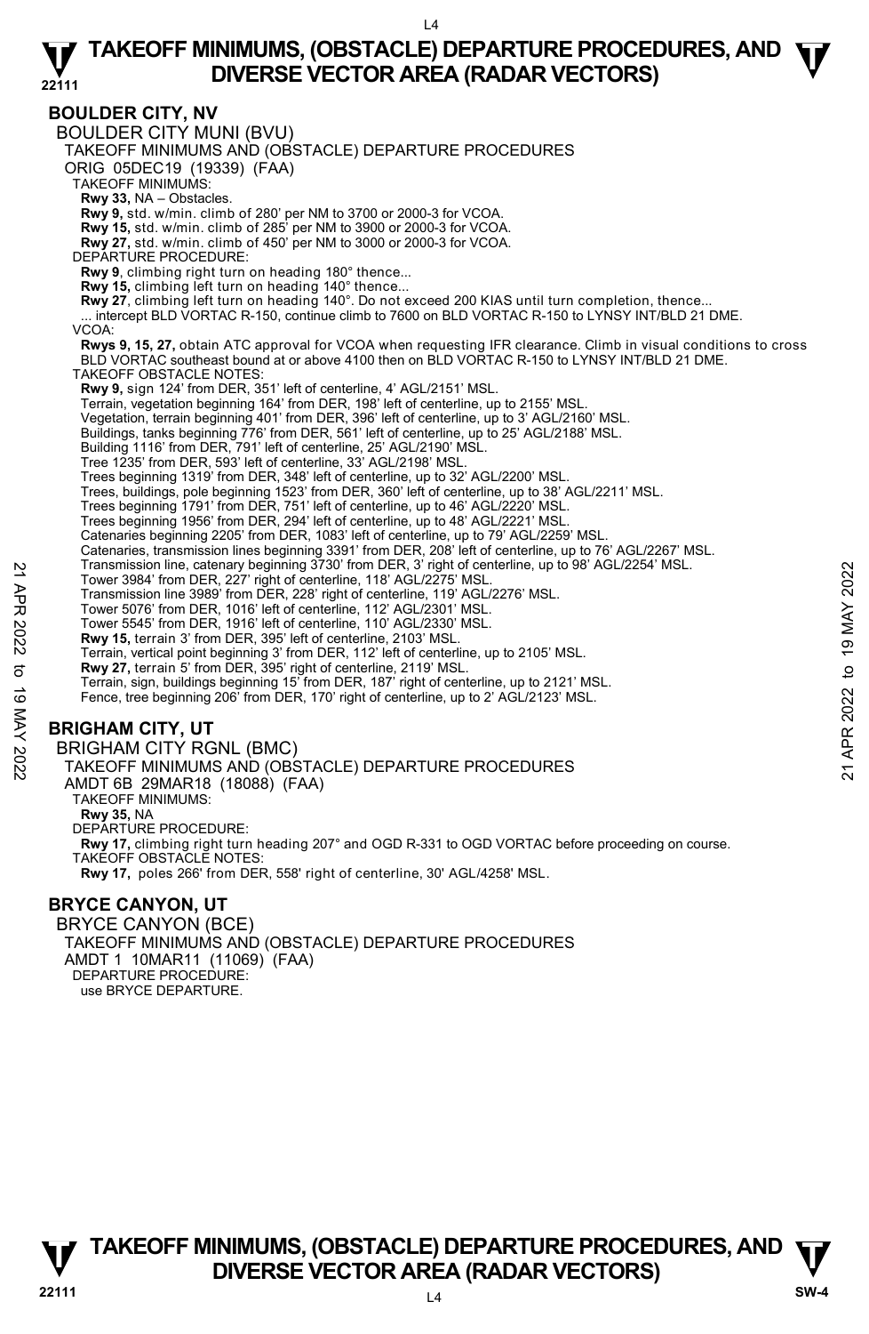## BOULDER CITY, NV

BOULDER CITY MUNI (BVU)
TAKEOFF MINIMUMS AND (OBSTACLE) DEPARTURE PROCEDURES
ORIG 05DEC19 (19339) (FAA)
TAKEOFF MINIMUMS:
**Rwy 33,** NA – Obstacles.
**Rwy 9,** std. w/min. climb of 280' per NM to 3700 or 2000-3 for VCOA.
**Rwy 15,** std. w/min. climb of 285' per NM to 3900 or 2000-3 for VCOA.
**Rwy 27,** std. w/min. climb of 450' per NM to 3000 or 2000-3 for VCOA.
DEPARTURE PROCEDURE:
**Rwy 9**, climbing right turn on heading 180° thence...
**Rwy 15,** climbing left turn on heading 140° thence...
**Rwy 27**, climbing left turn on heading 140°. Do not exceed 200 KIAS until turn completion, thence...
... intercept BLD VORTAC R-150, continue climb to 7600 on BLD VORTAC R-150 to LYNSY INT/BLD 21 DME.
VCOA:
**Rwys 9, 15, 27,** obtain ATC approval for VCOA when requesting IFR clearance. Climb in visual conditions to cross BLD VORTAC southeast bound at or above 4100 then on BLD VORTAC R-150 to LYNSY INT/BLD 21 DME.
TAKEOFF OBSTACLE NOTES:
**Rwy 9,** sign 124' from DER, 351' left of centerline, 4' AGL/2151' MSL.
Terrain, vegetation beginning 164' from DER, 198' left of centerline, up to 2155' MSL.
Vegetation, terrain beginning 401' from DER, 396' left of centerline, up to 3' AGL/2160' MSL.
Buildings, tanks beginning 776' from DER, 561' left of centerline, up to 25' AGL/2188' MSL.
Building 1116' from DER, 791' left of centerline, 25' AGL/2190' MSL.
Tree 1235' from DER, 593' left of centerline, 33' AGL/2198' MSL.
Trees beginning 1319' from DER, 348' left of centerline, up to 32' AGL/2200' MSL.
Trees, buildings, pole beginning 1523' from DER, 360' left of centerline, up to 38' AGL/2211' MSL.
Trees beginning 1791' from DER, 751' left of centerline, up to 46' AGL/2220' MSL.
Trees beginning 1956' from DER, 294' left of centerline, up to 48' AGL/2221' MSL.
Catenaries beginning 2205' from DER, 1083' left of centerline, up to 79' AGL/2259' MSL.
Catenaries, transmission lines beginning 3391' from DER, 208' left of centerline, up to 76' AGL/2267' MSL.
Transmission line, catenary beginning 3730' from DER, 3' right of centerline, up to 98' AGL/2254' MSL.
Tower 3984' from DER, 227' right of centerline, 118' AGL/2275' MSL.
Transmission line 3989' from DER, 228' right of centerline, 119' AGL/2276' MSL.
Tower 5076' from DER, 1016' left of centerline, 112' AGL/2301' MSL.
Tower 5545' from DER, 1916' left of centerline, 110' AGL/2330' MSL.
**Rwy 15,** terrain 3' from DER, 395' left of centerline, 2103' MSL.
Terrain, vertical point beginning 3' from DER, 112' left of centerline, up to 2105' MSL.
**Rwy 27,** terrain 5' from DER, 395' right of centerline, 2119' MSL.
Terrain, sign, buildings beginning 15' from DER, 187' right of centerline, up to 2121' MSL.
Fence, tree beginning 206' from DER, 170' right of centerline, up to 2' AGL/2123' MSL.

## BRIGHAM CITY, UT

BRIGHAM CITY RGNL (BMC)
TAKEOFF MINIMUMS AND (OBSTACLE) DEPARTURE PROCEDURES
AMDT 6B 29MAR18 (18088) (FAA)
TAKEOFF MINIMUMS:
**Rwy 35,** NA
DEPARTURE PROCEDURE:
**Rwy 17,** climbing right turn heading 207° and OGD R-331 to OGD VORTAC before proceeding on course.
TAKEOFF OBSTACLE NOTES:
**Rwy 17,** poles 266' from DER, 558' right of centerline, 30' AGL/4258' MSL.

## BRYCE CANYON, UT

BRYCE CANYON (BCE)
TAKEOFF MINIMUMS AND (OBSTACLE) DEPARTURE PROCEDURES
AMDT 1 10MAR11 (11069) (FAA)
DEPARTURE PROCEDURE:
use BRYCE DEPARTURE.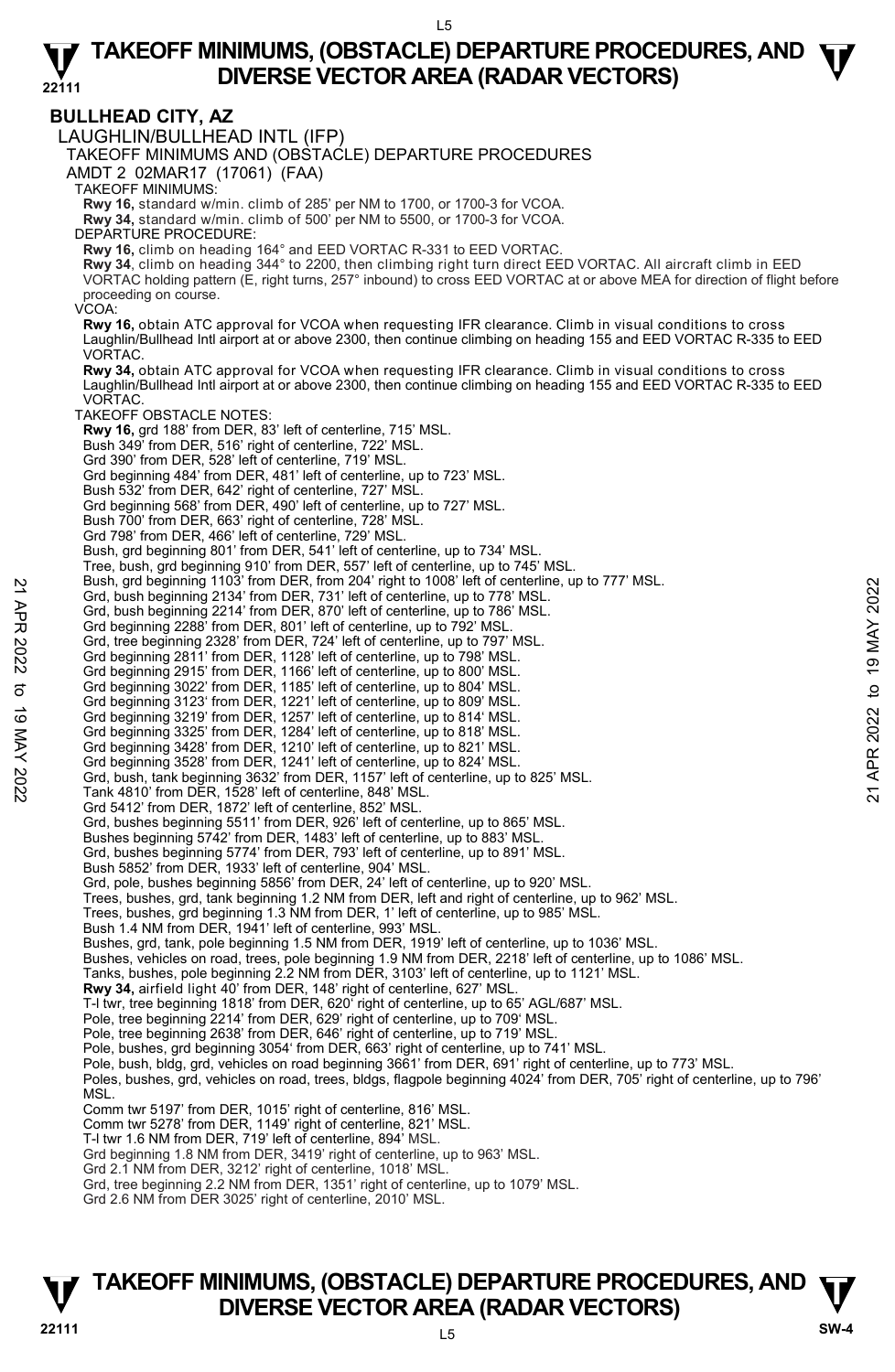## BULLHEAD CITY, AZ

### LAUGHLIN/BULLHEAD INTL (IFP)

TAKEOFF MINIMUMS AND (OBSTACLE) DEPARTURE PROCEDURES

AMDT 2 02MAR17 (17061) (FAA)

TAKEOFF MINIMUMS:

**Rwy 16,** standard w/min. climb of 285' per NM to 1700, or 1700-3 for VCOA.
**Rwy 34,** standard w/min. climb of 500' per NM to 5500, or 1700-3 for VCOA.

DEPARTURE PROCEDURE:

**Rwy 16,** climb on heading 164° and EED VORTAC R-331 to EED VORTAC.
**Rwy 34**, climb on heading 344° to 2200, then climbing right turn direct EED VORTAC. All aircraft climb in EED VORTAC holding pattern (E, right turns, 257° inbound) to cross EED VORTAC at or above MEA for direction of flight before proceeding on course.

VCOA:

**Rwy 16,** obtain ATC approval for VCOA when requesting IFR clearance. Climb in visual conditions to cross Laughlin/Bullhead Intl airport at or above 2300, then continue climbing on heading 155 and EED VORTAC R-335 to EED VORTAC.
**Rwy 34,** obtain ATC approval for VCOA when requesting IFR clearance. Climb in visual conditions to cross Laughlin/Bullhead Intl airport at or above 2300, then continue climbing on heading 155 and EED VORTAC R-335 to EED VORTAC.

TAKEOFF OBSTACLE NOTES:

**Rwy 16,** grd 188' from DER, 83' left of centerline, 715' MSL.
Bush 349' from DER, 516' right of centerline, 722' MSL.
Grd 390' from DER, 528' left of centerline, 719' MSL.
Grd beginning 484' from DER, 481' left of centerline, up to 723' MSL.
Bush 532' from DER, 642' right of centerline, 727' MSL.
Grd beginning 568' from DER, 490' left of centerline, up to 727' MSL.
Bush 700' from DER, 663' right of centerline, 728' MSL.
Grd 798' from DER, 466' left of centerline, 729' MSL.
Bush, grd beginning 801' from DER, 541' left of centerline, up to 734' MSL.
Tree, bush, grd beginning 910' from DER, 557' left of centerline, up to 745' MSL.
Bush, grd beginning 1103' from DER, from 204' right to 1008' left of centerline, up to 777' MSL.
Grd, bush beginning 2134' from DER, 731' left of centerline, up to 778' MSL.
Grd, bush beginning 2214' from DER, 870' left of centerline, up to 786' MSL.
Grd beginning 2288' from DER, 801' left of centerline, up to 792' MSL.
Grd, tree beginning 2328' from DER, 724' left of centerline, up to 797' MSL.
Grd beginning 2811' from DER, 1128' left of centerline, up to 798' MSL.
Grd beginning 2915' from DER, 1166' left of centerline, up to 800' MSL.
Grd beginning 3022' from DER, 1185' left of centerline, up to 804' MSL.
Grd beginning 3123' from DER, 1221' left of centerline, up to 809' MSL.
Grd beginning 3219' from DER, 1257' left of centerline, up to 814' MSL.
Grd beginning 3325' from DER, 1284' left of centerline, up to 818' MSL.
Grd beginning 3428' from DER, 1210' left of centerline, up to 821' MSL.
Grd beginning 3528' from DER, 1241' left of centerline, up to 824' MSL.
Grd, bush, tank beginning 3632' from DER, 1157' left of centerline, up to 825' MSL.
Tank 4810' from DER, 1528' left of centerline, 848' MSL.
Grd 5412' from DER, 1872' left of centerline, 852' MSL.
Grd, bushes beginning 5511' from DER, 926' left of centerline, up to 865' MSL.
Bushes beginning 5742' from DER, 1483' left of centerline, up to 883' MSL.
Grd, bushes beginning 5774' from DER, 793' left of centerline, up to 891' MSL.
Bush 5852' from DER, 1933' left of centerline, 904' MSL.
Grd, pole, bushes beginning 5856' from DER, 24' left of centerline, up to 920' MSL.
Trees, bushes, grd, tank beginning 1.2 NM from DER, left and right of centerline, up to 962' MSL.
Trees, bushes, grd beginning 1.3 NM from DER, 1' left of centerline, up to 985' MSL.
Bush 1.4 NM from DER, 1941' left of centerline, 993' MSL.
Bushes, grd, tank, pole beginning 1.5 NM from DER, 1919' left of centerline, up to 1036' MSL.
Bushes, vehicles on road, trees, pole beginning 1.9 NM from DER, 2218' left of centerline, up to 1086' MSL.
Tanks, bushes, pole beginning 2.2 NM from DER, 3103' left of centerline, up to 1121' MSL.
**Rwy 34,** airfield light 40' from DER, 148' right of centerline, 627' MSL.
T-l twr, tree beginning 1818' from DER, 620' right of centerline, up to 65' AGL/687' MSL.
Pole, tree beginning 2214' from DER, 629' right of centerline, up to 709' MSL.
Pole, tree beginning 2638' from DER, 646' right of centerline, up to 719' MSL.
Pole, bushes, grd beginning 3054' from DER, 663' right of centerline, up to 741' MSL.
Pole, bush, bldg, grd, vehicles on road beginning 3661' from DER, 691' right of centerline, up to 773' MSL.
Poles, bushes, grd, vehicles on road, trees, bldgs, flagpole beginning 4024' from DER, 705' right of centerline, up to 796' MSL.
Comm twr 5197' from DER, 1015' right of centerline, 816' MSL.
Comm twr 5278' from DER, 1149' right of centerline, 821' MSL.
T-l twr 1.6 NM from DER, 719' left of centerline, 894' MSL.
Grd beginning 1.8 NM from DER, 3419' right of centerline, up to 963' MSL.
Grd 2.1 NM from DER, 3212' right of centerline, 1018' MSL.
Grd, tree beginning 2.2 NM from DER, 1351' right of centerline, up to 1079' MSL.
Grd 2.6 NM from DER 3025' right of centerline, 2010' MSL.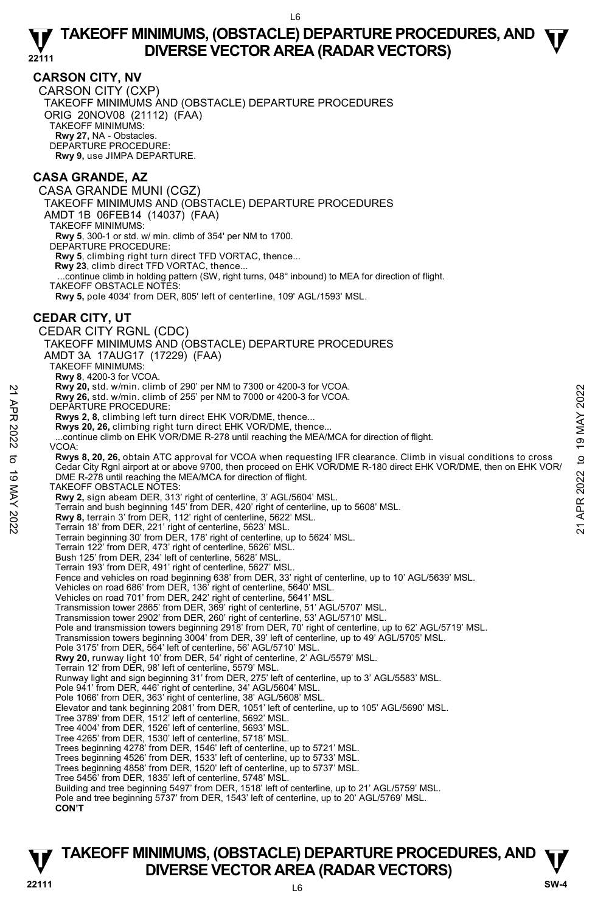## CARSON CITY, NV

CARSON CITY (CXP)

TAKEOFF MINIMUMS AND (OBSTACLE) DEPARTURE PROCEDURES

ORIG 20NOV08 (21112) (FAA)

TAKEOFF MINIMUMS:

**Rwy 27,** NA - Obstacles.

DEPARTURE PROCEDURE:

**Rwy 9,** use JIMPA DEPARTURE.

## CASA GRANDE, AZ

CASA GRANDE MUNI (CGZ)

TAKEOFF MINIMUMS AND (OBSTACLE) DEPARTURE PROCEDURES

AMDT 1B 06FEB14 (14037) (FAA)

TAKEOFF MINIMUMS:

**Rwy 5**, 300-1 or std. w/ min. climb of 354' per NM to 1700.

DEPARTURE PROCEDURE:

**Rwy 5**, climbing right turn direct TFD VORTAC, thence...

**Rwy 23**, climb direct TFD VORTAC, thence...

...continue climb in holding pattern (SW, right turns, 048° inbound) to MEA for direction of flight.

TAKEOFF OBSTACLE NOTES:

**Rwy 5,** pole 4034' from DER, 805' left of centerline, 109' AGL/1593' MSL.

## CEDAR CITY, UT

CEDAR CITY RGNL (CDC)

TAKEOFF MINIMUMS AND (OBSTACLE) DEPARTURE PROCEDURES

AMDT 3A 17AUG17 (17229) (FAA)

TAKEOFF MINIMUMS:

**Rwy 8**, 4200-3 for VCOA.

**Rwy 20,** std. w/min. climb of 290' per NM to 7300 or 4200-3 for VCOA.

**Rwy 26,** std. w/min. climb of 255' per NM to 7000 or 4200-3 for VCOA.

DEPARTURE PROCEDURE:

**Rwys 2, 8,** climbing left turn direct EHK VOR/DME, thence...

**Rwys 20, 26,** climbing right turn direct EHK VOR/DME, thence...

...continue climb on EHK VOR/DME R-278 until reaching the MEA/MCA for direction of flight.

VCOA:

**Rwys 8, 20, 26,** obtain ATC approval for VCOA when requesting IFR clearance. Climb in visual conditions to cross Cedar City Rgnl airport at or above 9700, then proceed on EHK VOR/DME R-180 direct EHK VOR/DME, then on EHK VOR/DME R-278 until reaching the MEA/MCA for direction of flight.

TAKEOFF OBSTACLE NOTES:

**Rwy 2,** sign abeam DER, 313' right of centerline, 3' AGL/5604' MSL.
Terrain and bush beginning 145' from DER, 420' right of centerline, up to 5608' MSL.

**Rwy 8,** terrain 3' from DER, 112' right of centerline, 5622' MSL.
Terrain 18' from DER, 221' right of centerline, 5623' MSL.
Terrain beginning 30' from DER, 178' right of centerline, up to 5624' MSL.
Terrain 122' from DER, 473' right of centerline, 5626' MSL.
Bush 125' from DER, 234' left of centerline, 5628' MSL.
Terrain 193' from DER, 491' right of centerline, 5627' MSL.
Fence and vehicles on road beginning 638' from DER, 33' right of centerline, up to 10' AGL/5639' MSL.
Vehicles on road 686' from DER, 136' right of centerline, 5640' MSL.
Vehicles on road 701' from DER, 242' right of centerline, 5641' MSL.
Transmission tower 2865' from DER, 369' right of centerline, 51' AGL/5707' MSL.
Transmission tower 2902' from DER, 260' right of centerline, 53' AGL/5710' MSL.
Pole and transmission towers beginning 2918' from DER, 70' right of centerline, up to 62' AGL/5719' MSL.
Transmission towers beginning 3004' from DER, 39' left of centerline, up to 49' AGL/5705' MSL.
Pole 3175' from DER, 564' left of centerline, 56' AGL/5710' MSL.

**Rwy 20,** runway light 10' from DER, 54' right of centerline, 2' AGL/5579' MSL.
Terrain 12' from DER, 98' left of centerline, 5579' MSL.
Runway light and sign beginning 31' from DER, 275' left of centerline, up to 3' AGL/5583' MSL.
Pole 941' from DER, 446' right of centerline, 34' AGL/5604' MSL.
Pole 1066' from DER, 363' right of centerline, 38' AGL/5608' MSL.
Elevator and tank beginning 2081' from DER, 1051' left of centerline, up to 105' AGL/5690' MSL.
Tree 3789' from DER, 1512' left of centerline, 5692' MSL.
Tree 4004' from DER, 1526' left of centerline, 5693' MSL.
Tree 4265' from DER, 1530' left of centerline, 5718' MSL.
Trees beginning 4278' from DER, 1546' left of centerline, up to 5721' MSL.
Trees beginning 4526' from DER, 1533' left of centerline, up to 5733' MSL.
Trees beginning 4858' from DER, 1520' left of centerline, up to 5737' MSL.
Tree 5456' from DER, 1835' left of centerline, 5748' MSL.
Building and tree beginning 5497' from DER, 1518' left of centerline, up to 21' AGL/5759' MSL.
Pole and tree beginning 5737' from DER, 1543' left of centerline, up to 20' AGL/5769' MSL.

**CON'T**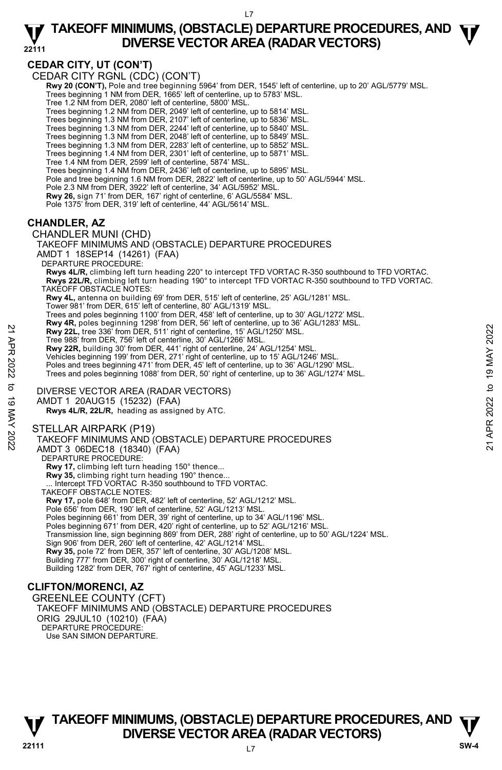## CEDAR CITY, UT (CON'T)

CEDAR CITY RGNL (CDC) (CON'T)

**Rwy 20 (CON'T),** Pole and tree beginning 5964' from DER, 1545' left of centerline, up to 20' AGL/5779' MSL.
Trees beginning 1 NM from DER, 1665' left of centerline, up to 5783' MSL.
Tree 1.2 NM from DER, 2080' left of centerline, 5800' MSL.
Trees beginning 1.2 NM from DER, 2049' left of centerline, up to 5814' MSL.
Trees beginning 1.3 NM from DER, 2107' left of centerline, up to 5836' MSL.
Trees beginning 1.3 NM from DER, 2244' left of centerline, up to 5840' MSL.
Trees beginning 1.3 NM from DER, 2048' left of centerline, up to 5849' MSL.
Trees beginning 1.3 NM from DER, 2283' left of centerline, up to 5852' MSL.
Trees beginning 1.4 NM from DER, 2301' left of centerline, up to 5871' MSL.
Tree 1.4 NM from DER, 2599' left of centerline, 5874' MSL.
Trees beginning 1.4 NM from DER, 2436' left of centerline, up to 5895' MSL.
Pole and tree beginning 1.6 NM from DER, 2822' left of centerline, up to 50' AGL/5944' MSL.
Pole 2.3 NM from DER, 3922' left of centerline, 34' AGL/5952' MSL.
**Rwy 26,** sign 71' from DER, 167' right of centerline, 6' AGL/5584' MSL.
Pole 1375' from DER, 319' left of centerline, 44' AGL/5614' MSL.

## CHANDLER, AZ

CHANDLER MUNI (CHD)
TAKEOFF MINIMUMS AND (OBSTACLE) DEPARTURE PROCEDURES
AMDT 1 18SEP14 (14261) (FAA)

DEPARTURE PROCEDURE:
**Rwys 4L/R,** climbing left turn heading 220° to intercept TFD VORTAC R-350 southbound to TFD VORTAC.
**Rwys 22L/R,** climbing left turn heading 190° to intercept TFD VORTAC R-350 southbound to TFD VORTAC.

TAKEOFF OBSTACLE NOTES:
**Rwy 4L,** antenna on building 69' from DER, 515' left of centerline, 25' AGL/1281' MSL.
Tower 981' from DER, 615' left of centerline, 80' AGL/1319' MSL.
Trees and poles beginning 1100' from DER, 458' left of centerline, up to 30' AGL/1272' MSL.
**Rwy 4R,** poles beginning 1298' from DER, 56' left of centerline, up to 36' AGL/1283' MSL.
**Rwy 22L,** tree 336' from DER, 511' right of centerline, 15' AGL/1250' MSL.
Tree 988' from DER, 756' left of centerline, 30' AGL/1266' MSL.
**Rwy 22R,** building 30' from DER, 441' right of centerline, 24' AGL/1254' MSL.
Vehicles beginning 199' from DER, 271' right of centerline, up to 15' AGL/1246' MSL.
Poles and trees beginning 471' from DER, 45' left of centerline, up to 36' AGL/1290' MSL.
Trees and poles beginning 1088' from DER, 50' right of centerline, up to 36' AGL/1274' MSL.

DIVERSE VECTOR AREA (RADAR VECTORS)
AMDT 1 20AUG15 (15232) (FAA)
**Rwys 4L/R, 22L/R,** heading as assigned by ATC.

STELLAR AIRPARK (P19)
TAKEOFF MINIMUMS AND (OBSTACLE) DEPARTURE PROCEDURES
AMDT 3 06DEC18 (18340) (FAA)

DEPARTURE PROCEDURE:
**Rwy 17,** climbing left turn heading 150° thence...
**Rwy 35,** climbing right turn heading 190° thence...
... Intercept TFD VORTAC R-350 southbound to TFD VORTAC.

TAKEOFF OBSTACLE NOTES:
**Rwy 17,** pole 648' from DER, 482' left of centerline, 52' AGL/1212' MSL.
Pole 656' from DER, 190' left of centerline, 52' AGL/1213' MSL.
Poles beginning 661' from DER, 39' right of centerline, up to 34' AGL/1196' MSL.
Poles beginning 671' from DER, 420' right of centerline, up to 52' AGL/1216' MSL.
Transmission line, sign beginning 869' from DER, 288' right of centerline, up to 50' AGL/1224' MSL.
Sign 906' from DER, 260' left of centerline, 42' AGL/1214' MSL.
**Rwy 35,** pole 72' from DER, 357' left of centerline, 30' AGL/1208' MSL.
Building 777' from DER, 300' right of centerline, 30' AGL/1218' MSL.
Building 1282' from DER, 767' right of centerline, 45' AGL/1233' MSL.

## CLIFTON/MORENCI, AZ

GREENLEE COUNTY (CFT)
TAKEOFF MINIMUMS AND (OBSTACLE) DEPARTURE PROCEDURES
ORIG 29JUL10 (10210) (FAA)

DEPARTURE PROCEDURE:
Use SAN SIMON DEPARTURE.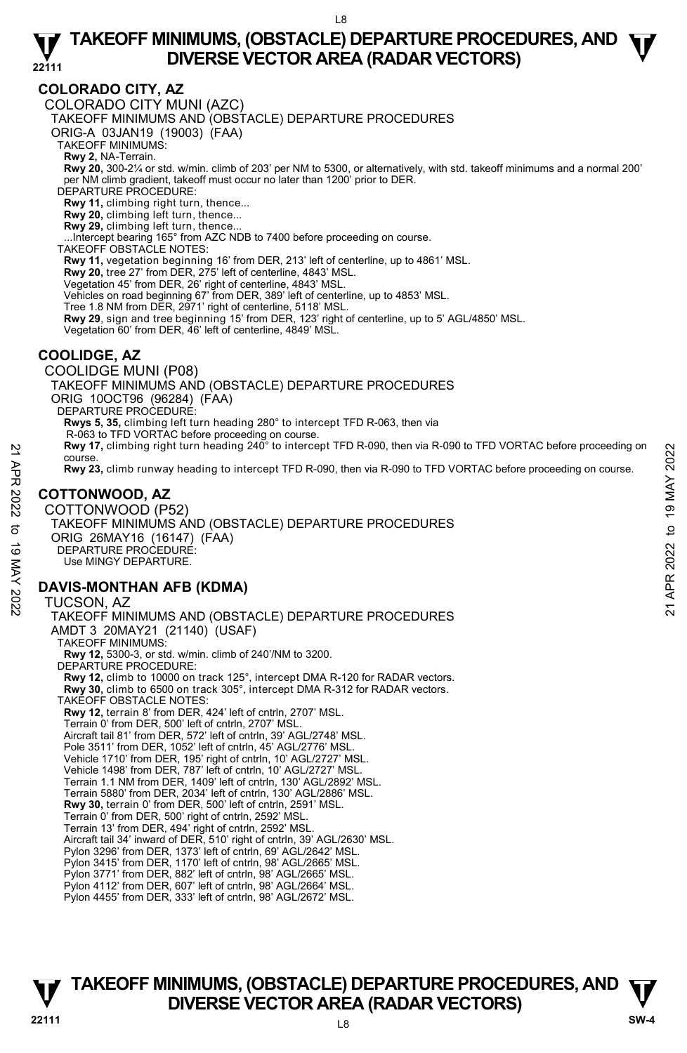## COLORADO CITY, AZ

COLORADO CITY MUNI (AZC)

TAKEOFF MINIMUMS AND (OBSTACLE) DEPARTURE PROCEDURES

ORIG-A 03JAN19 (19003) (FAA)

TAKEOFF MINIMUMS:

**Rwy 2,** NA-Terrain.

**Rwy 20,** 300-2¼ or std. w/min. climb of 203' per NM to 5300, or alternatively, with std. takeoff minimums and a normal 200' per NM climb gradient, takeoff must occur no later than 1200' prior to DER.

DEPARTURE PROCEDURE:

**Rwy 11,** climbing right turn, thence...

**Rwy 20,** climbing left turn, thence...

**Rwy 29,** climbing left turn, thence...

...Intercept bearing 165° from AZC NDB to 7400 before proceeding on course.

TAKEOFF OBSTACLE NOTES:

**Rwy 11,** vegetation beginning 16' from DER, 213' left of centerline, up to 4861' MSL.

**Rwy 20,** tree 27' from DER, 275' left of centerline, 4843' MSL.

Vegetation 45' from DER, 26' right of centerline, 4843' MSL.

Vehicles on road beginning 67' from DER, 389' left of centerline, up to 4853' MSL.

Tree 1.8 NM from DER, 2971' right of centerline, 5118' MSL.

**Rwy 29**, sign and tree beginning 15' from DER, 123' right of centerline, up to 5' AGL/4850' MSL.

Vegetation 60' from DER, 46' left of centerline, 4849' MSL.

## COOLIDGE, AZ

COOLIDGE MUNI (P08)

TAKEOFF MINIMUMS AND (OBSTACLE) DEPARTURE PROCEDURES

ORIG 10OCT96 (96284) (FAA)

DEPARTURE PROCEDURE:

**Rwys 5, 35,** climbing left turn heading 280° to intercept TFD R-063, then via R-063 to TFD VORTAC before proceeding on course.

**Rwy 17,** climbing right turn heading 240° to intercept TFD R-090, then via R-090 to TFD VORTAC before proceeding on course.

**Rwy 23,** climb runway heading to intercept TFD R-090, then via R-090 to TFD VORTAC before proceeding on course.

## COTTONWOOD, AZ

COTTONWOOD (P52)

TAKEOFF MINIMUMS AND (OBSTACLE) DEPARTURE PROCEDURES

ORIG 26MAY16 (16147) (FAA)

DEPARTURE PROCEDURE:

Use MINGY DEPARTURE.

## DAVIS-MONTHAN AFB (KDMA)

TUCSON, AZ

TAKEOFF MINIMUMS AND (OBSTACLE) DEPARTURE PROCEDURES

AMDT 3 20MAY21 (21140) (USAF)

TAKEOFF MINIMUMS:

**Rwy 12,** 5300-3, or std. w/min. climb of 240'/NM to 3200.

DEPARTURE PROCEDURE:

**Rwy 12,** climb to 10000 on track 125°, intercept DMA R-120 for RADAR vectors.

**Rwy 30,** climb to 6500 on track 305°, intercept DMA R-312 for RADAR vectors.

TAKEOFF OBSTACLE NOTES:

**Rwy 12,** terrain 8' from DER, 424' left of cntrln, 2707' MSL.

Terrain 0' from DER, 500' left of cntrln, 2707' MSL.

Aircraft tail 81' from DER, 572' left of cntrln, 39' AGL/2748' MSL.

Pole 3511' from DER, 1052' left of cntrln, 45' AGL/2776' MSL.

Vehicle 1710' from DER, 195' right of cntrln, 10' AGL/2727' MSL.

Vehicle 1498' from DER, 787' left of cntrln, 10' AGL/2727' MSL.

Terrain 1.1 NM from DER, 1409' left of cntrln, 130' AGL/2892' MSL.

Terrain 5880' from DER, 2034' left of cntrln, 130' AGL/2886' MSL.

**Rwy 30,** terrain 0' from DER, 500' left of cntrln, 2591' MSL.

Terrain 0' from DER, 500' right of cntrln, 2592' MSL.

Terrain 13' from DER, 494' right of cntrln, 2592' MSL.

Aircraft tail 34' inward of DER, 510' right of cntrln, 39' AGL/2630' MSL.

Pylon 3296' from DER, 1373' left of cntrln, 69' AGL/2642' MSL.

Pylon 3415' from DER, 1170' left of cntrln, 98' AGL/2665' MSL.

Pylon 3771' from DER, 882' left of cntrln, 98' AGL/2665' MSL.

Pylon 4112' from DER, 607' left of cntrln, 98' AGL/2664' MSL.

Pylon 4455' from DER, 333' left of cntrln, 98' AGL/2672' MSL.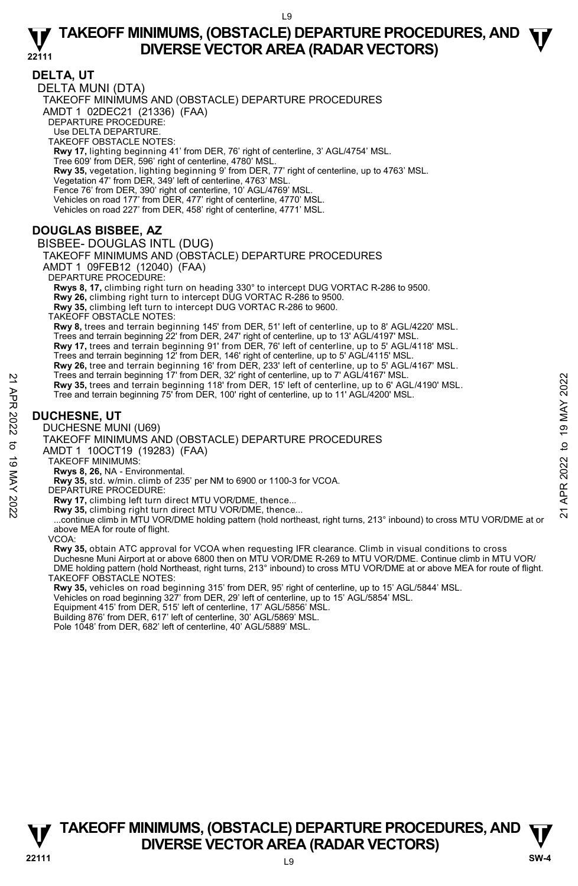## DELTA, UT

DELTA MUNI (DTA)

TAKEOFF MINIMUMS AND (OBSTACLE) DEPARTURE PROCEDURES

AMDT 1 02DEC21 (21336) (FAA)

DEPARTURE PROCEDURE:

Use DELTA DEPARTURE.

TAKEOFF OBSTACLE NOTES:

**Rwy 17,** lighting beginning 41' from DER, 76' right of centerline, 3' AGL/4754' MSL.
Tree 609' from DER, 596' right of centerline, 4780' MSL.
**Rwy 35,** vegetation, lighting beginning 9' from DER, 77' right of centerline, up to 4763' MSL.
Vegetation 47' from DER, 349' left of centerline, 4763' MSL.
Fence 76' from DER, 390' right of centerline, 10' AGL/4769' MSL.
Vehicles on road 177' from DER, 477' right of centerline, 4770' MSL.
Vehicles on road 227' from DER, 458' right of centerline, 4771' MSL.

## DOUGLAS BISBEE, AZ

BISBEE- DOUGLAS INTL (DUG)

TAKEOFF MINIMUMS AND (OBSTACLE) DEPARTURE PROCEDURES

AMDT 1 09FEB12 (12040) (FAA)

DEPARTURE PROCEDURE:

**Rwys 8, 17,** climbing right turn on heading 330° to intercept DUG VORTAC R-286 to 9500.
**Rwy 26,** climbing right turn to intercept DUG VORTAC R-286 to 9500.
**Rwy 35,** climbing left turn to intercept DUG VORTAC R-286 to 9600.

TAKEOFF OBSTACLE NOTES:

**Rwy 8,** trees and terrain beginning 145' from DER, 51' left of centerline, up to 8' AGL/4220' MSL.
Trees and terrain beginning 22' from DER, 247' right of centerline, up to 13' AGL/4197' MSL.
**Rwy 17,** trees and terrain beginning 91' from DER, 76' left of centerline, up to 5' AGL/4118' MSL.
Trees and terrain beginning 12' from DER, 146' right of centerline, up to 5' AGL/4115' MSL.
**Rwy 26,** tree and terrain beginning 16' from DER, 233' left of centerline, up to 5' AGL/4167' MSL.
Trees and terrain beginning 17' from DER, 32' right of centerline, up to 7' AGL/4167' MSL.
**Rwy 35,** trees and terrain beginning 118' from DER, 15' left of centerline, up to 6' AGL/4190' MSL.
Tree and terrain beginning 75' from DER, 100' right of centerline, up to 11' AGL/4200' MSL.

## DUCHESNE, UT

DUCHESNE MUNI (U69)

TAKEOFF MINIMUMS AND (OBSTACLE) DEPARTURE PROCEDURES

AMDT 1 10OCT19 (19283) (FAA)

TAKEOFF MINIMUMS:

**Rwys 8, 26,** NA - Environmental.
**Rwy 35,** std. w/min. climb of 235' per NM to 6900 or 1100-3 for VCOA.

DEPARTURE PROCEDURE:

**Rwy 17,** climbing left turn direct MTU VOR/DME, thence...
**Rwy 35,** climbing right turn direct MTU VOR/DME, thence...
...continue climb in MTU VOR/DME holding pattern (hold northeast, right turns, 213° inbound) to cross MTU VOR/DME at or above MEA for route of flight.

VCOA:

**Rwy 35,** obtain ATC approval for VCOA when requesting IFR clearance. Climb in visual conditions to cross Duchesne Muni Airport at or above 6800 then on MTU VOR/DME R-269 to MTU VOR/DME. Continue climb in MTU VOR/DME holding pattern (hold Northeast, right turns, 213° inbound) to cross MTU VOR/DME at or above MEA for route of flight.

TAKEOFF OBSTACLE NOTES:

**Rwy 35,** vehicles on road beginning 315' from DER, 95' right of centerline, up to 15' AGL/5844' MSL.
Vehicles on road beginning 327' from DER, 29' left of centerline, up to 15' AGL/5854' MSL.
Equipment 415' from DER, 515' left of centerline, 17' AGL/5856' MSL.
Building 876' from DER, 617' left of centerline, 30' AGL/5869' MSL.
Pole 1048' from DER, 682' left of centerline, 40' AGL/5889' MSL.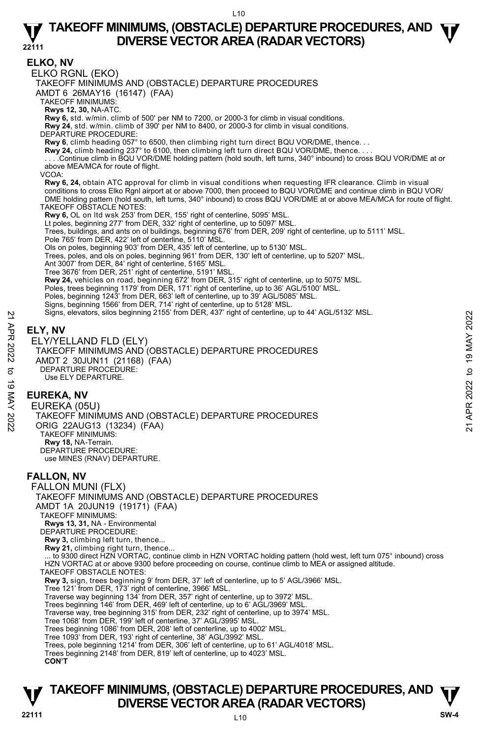## ELKO, NV

ELKO RGNL (EKO)

TAKEOFF MINIMUMS AND (OBSTACLE) DEPARTURE PROCEDURES

AMDT 6 26MAY16 (16147) (FAA)

TAKEOFF MINIMUMS:

**Rwys 12, 30,** NA-ATC.

**Rwy 6,** std. w/min. climb of 500' per NM to 7200, or 2000-3 for climb in visual conditions.

**Rwy 24**, std. w/min. climb of 390' per NM to 8400, or 2000-3 for climb in visual conditions.

DEPARTURE PROCEDURE:

**Rwy 6**, climb heading 057° to 6500, then climbing right turn direct BQU VOR/DME, thence. . .

**Rwy 24,** climb heading 237° to 6100, then climbing left turn direct BQU VOR/DME, thence. . . .

. . . .Continue climb in BQU VOR/DME holding pattern (hold south, left turns, 340° inbound) to cross BQU VOR/DME at or above MEA/MCA for route of flight.

VCOA:

**Rwy 6, 24,** obtain ATC approval for climb in visual conditions when requesting IFR clearance. Climb in visual conditions to cross Elko Rgnl airport at or above 7000, then proceed to BQU VOR/DME and continue climb in BQU VOR/DME holding pattern (hold south, left turns, 340° inbound) to cross BQU VOR/DME at or above MEA/MCA for route of flight.

TAKEOFF OBSTACLE NOTES:

**Rwy 6,** OL on ltd wsk 253' from DER, 155' right of centerline, 5095' MSL.

Lt poles, beginning 277' from DER, 332' right of centerline, up to 5097' MSL.

Trees, buildings, and ants on ol buildings, beginning 676' from DER, 209' right of centerline, up to 5111' MSL.

Pole 765' from DER, 422' left of centerline, 5110' MSL.

Ols on poles, beginning 903' from DER, 435' left of centerline, up to 5130' MSL.

Trees, poles, and ols on poles, beginning 961' from DER, 130' left of centerline, up to 5207' MSL.

Ant 3007' from DER, 84' right of centerline, 5165' MSL.

Tree 3676' from DER, 251' right of centerline, 5191' MSL.

**Rwy 24,** vehicles on road, beginning 672' from DER, 315' right of centerline, up to 5075' MSL.

Poles, trees beginning 1179' from DER, 171' right of centerline, up to 36' AGL/5100' MSL.

Poles, beginning 1243' from DER, 663' left of centerline, up to 39' AGL/5085' MSL.

Signs, beginning 1566' from DER, 714' right of centerline, up to 5128' MSL.

Signs, elevators, silos beginning 2155' from DER, 437' right of centerline, up to 44' AGL/5132' MSL.

## ELY, NV

ELY/YELLAND FLD (ELY)

TAKEOFF MINIMUMS AND (OBSTACLE) DEPARTURE PROCEDURES

AMDT 2 30JUN11 (21168) (FAA)

DEPARTURE PROCEDURE:

Use ELY DEPARTURE.

## EUREKA, NV

EUREKA (05U)

TAKEOFF MINIMUMS AND (OBSTACLE) DEPARTURE PROCEDURES

ORIG 22AUG13 (13234) (FAA)

TAKEOFF MINIMUMS:

**Rwy 18,** NA-Terrain.

DEPARTURE PROCEDURE:

use MINES (RNAV) DEPARTURE.

## FALLON, NV

FALLON MUNI (FLX)

TAKEOFF MINIMUMS AND (OBSTACLE) DEPARTURE PROCEDURES

AMDT 1A 20JUN19 (19171) (FAA)

TAKEOFF MINIMUMS:

**Rwys 13, 31,** NA - Environmental

DEPARTURE PROCEDURE:

**Rwy 3,** climbing left turn, thence...

**Rwy 21,** climbing right turn, thence...

... to 9300 direct HZN VORTAC, continue climb in HZN VORTAC holding pattern (hold west, left turn 075° inbound) cross HZN VORTAC at or above 9300 before proceeding on course, continue climb to MEA or assigned altitude.

TAKEOFF OBSTACLE NOTES:

**Rwy 3,** sign, trees beginning 9' from DER, 37' left of centerline, up to 5' AGL/3966' MSL.

Tree 121' from DER, 173' right of centerline, 3966' MSL.

Traverse way beginning 134' from DER, 357' right of centerline, up to 3972' MSL.

Trees beginning 146' from DER, 469' left of centerline, up to 6' AGL/3969' MSL.

Traverse way, tree beginning 315' from DER, 232' right of centerline, up to 3974' MSL.

Tree 1068' from DER, 199' left of centerline, 37' AGL/3995' MSL.

Trees beginning 1086' from DER, 208' left of centerline, up to 4002' MSL.

Tree 1093' from DER, 193' right of centerline, 38' AGL/3992' MSL.

Trees, pole beginning 1214' from DER, 306' left of centerline, up to 61' AGL/4018' MSL.

Trees beginning 2148' from DER, 819' left of centerline, up to 4023' MSL.

**CON'T**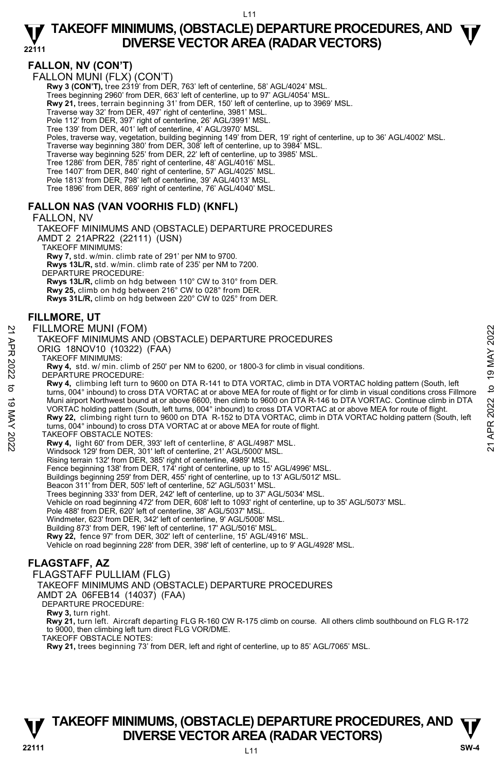## FALLON, NV (CON'T)

FALLON MUNI (FLX) (CON'T)

**Rwy 3 (CON'T),** tree 2319' from DER, 763' left of centerline, 58' AGL/4024' MSL.
Trees beginning 2960' from DER, 663' left of centerline, up to 97' AGL/4054' MSL.
**Rwy 21,** trees, terrain beginning 31' from DER, 150' left of centerline, up to 3969' MSL.
Traverse way 32' from DER, 497' right of centerline, 3981' MSL.
Pole 112' from DER, 397' right of centerline, 26' AGL/3991' MSL.
Tree 139' from DER, 401' left of centerline, 4' AGL/3970' MSL.
Poles, traverse way, vegetation, building beginning 149' from DER, 19' right of centerline, up to 36' AGL/4002' MSL.
Traverse way beginning 380' from DER, 308' left of centerline, up to 3984' MSL.
Traverse way beginning 525' from DER, 22' left of centerline, up to 3985' MSL.
Tree 1286' from DER, 785' right of centerline, 48' AGL/4016' MSL.
Tree 1407' from DER, 840' right of centerline, 57' AGL/4025' MSL.
Pole 1813' from DER, 798' left of centerline, 39' AGL/4013' MSL.
Tree 1896' from DER, 869' right of centerline, 76' AGL/4040' MSL.

## FALLON NAS (VAN VOORHIS FLD) (KNFL)

FALLON, NV

TAKEOFF MINIMUMS AND (OBSTACLE) DEPARTURE PROCEDURES

AMDT 2 21APR22 (22111) (USN)

TAKEOFF MINIMUMS:

**Rwy 7,** std. w/min. climb rate of 291' per NM to 9700.
**Rwys 13L/R,** std. w/min. climb rate of 235' per NM to 7200.

DEPARTURE PROCEDURE:

**Rwys 13L/R,** climb on hdg between 110° CW to 310° from DER.
**Rwy 25,** climb on hdg between 216° CW to 028° from DER.
**Rwys 31L/R,** climb on hdg between 220° CW to 025° from DER.

## FILLMORE, UT

FILLMORE MUNI (FOM)

TAKEOFF MINIMUMS AND (OBSTACLE) DEPARTURE PROCEDURES

ORIG 18NOV10 (10322) (FAA)

TAKEOFF MINIMUMS:

**Rwy 4,** std. w/ min. climb of 250' per NM to 6200, or 1800-3 for climb in visual conditions.

DEPARTURE PROCEDURE:

**Rwy 4,** climbing left turn to 9600 on DTA R-141 to DTA VORTAC, climb in DTA VORTAC holding pattern (South, left turns, 004° inbound) to cross DTA VORTAC at or above MEA for route of flight or for climb in visual conditions cross Fillmore Muni airport Northwest bound at or above 6600, then climb to 9600 on DTA R-146 to DTA VORTAC. Continue climb in DTA VORTAC holding pattern (South, left turns, 004° inbound) to cross DTA VORTAC at or above MEA for route of flight.
**Rwy 22,** climbing right turn to 9600 on DTA R-152 to DTA VORTAC, climb in DTA VORTAC holding pattern (South, left turns, 004° inbound) to cross DTA VORTAC at or above MEA for route of flight.

TAKEOFF OBSTACLE NOTES:

**Rwy 4,** light 60' from DER, 393' left of centerline, 8' AGL/4987' MSL.
Windsock 129' from DER, 301' left of centerline, 21' AGL/5000' MSL.
Rising terrain 132' from DER, 385' right of centerline, 4989' MSL.
Fence beginning 138' from DER, 174' right of centerline, up to 15' AGL/4996' MSL.
Buildings beginning 259' from DER, 455' right of centerline, up to 13' AGL/5012' MSL.
Beacon 311' from DER, 505' left of centerline, 52' AGL/5031' MSL.
Trees beginning 333' from DER, 242' left of centerline, up to 37' AGL/5034' MSL.
Vehicle on road beginning 472' from DER, 608' left to 1093' right of centerline, up to 35' AGL/5073' MSL.
Pole 488' from DER, 620' left of centerline, 38' AGL/5037' MSL.
Windmeter, 623' from DER, 342' left of centerline, 9' AGL/5008' MSL.
Building 873' from DER, 196' left of centerline, 17' AGL/5016' MSL.
**Rwy 22,** fence 97' from DER, 302' left of centerline, 15' AGL/4916' MSL.
Vehicle on road beginning 228' from DER, 398' left of centerline, up to 9' AGL/4928' MSL.

## FLAGSTAFF, AZ

FLAGSTAFF PULLIAM (FLG)

TAKEOFF MINIMUMS AND (OBSTACLE) DEPARTURE PROCEDURES

AMDT 2A 06FEB14 (14037) (FAA)

DEPARTURE PROCEDURE:

**Rwy 3,** turn right.
**Rwy 21,** turn left. Aircraft departing FLG R-160 CW R-175 climb on course. All others climb southbound on FLG R-172 to 9000, then climbing left turn direct FLG VOR/DME.

TAKEOFF OBSTACLE NOTES:

**Rwy 21,** trees beginning 73' from DER, left and right of centerline, up to 85' AGL/7065' MSL.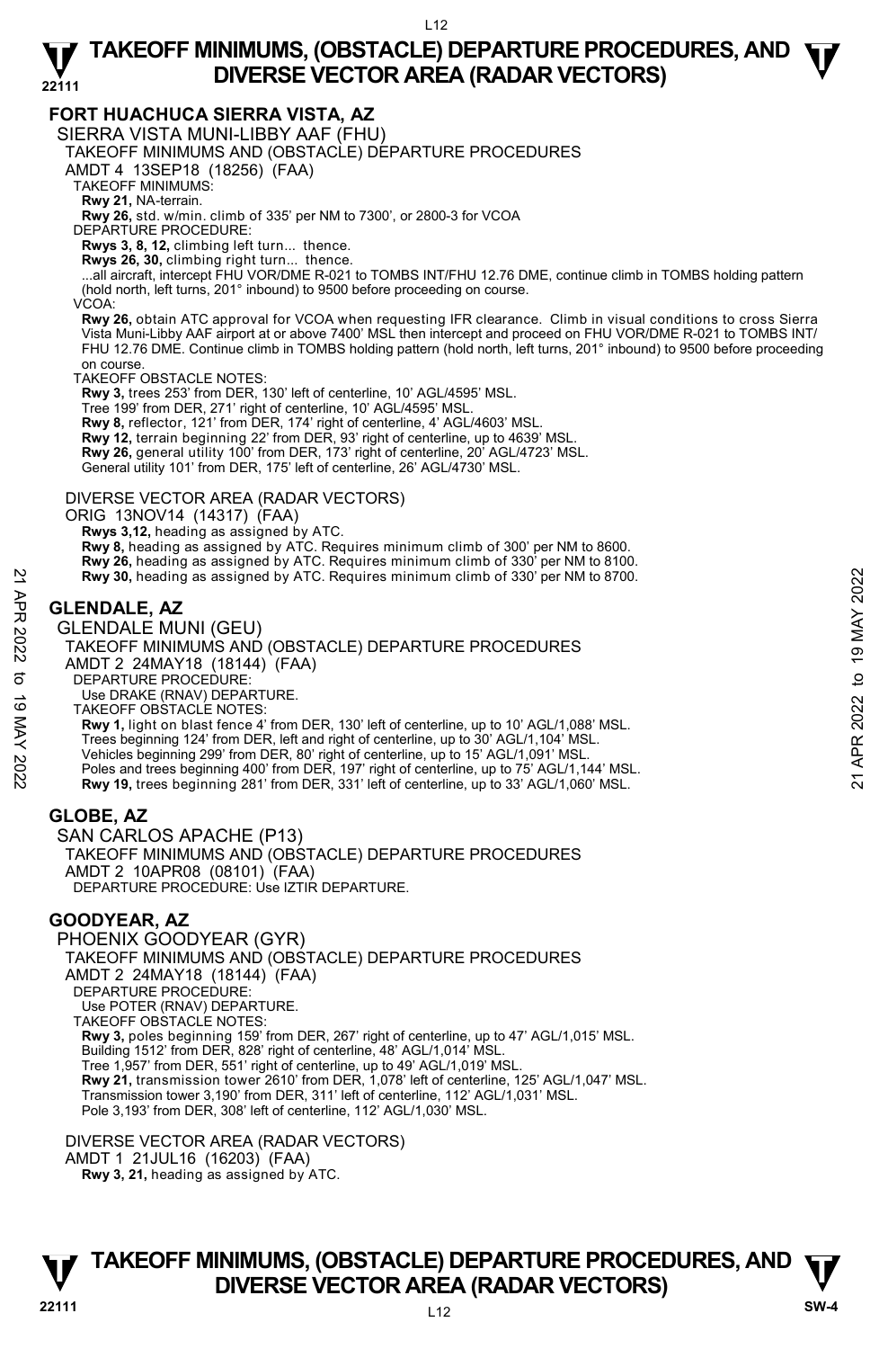## FORT HUACHUCA SIERRA VISTA, AZ

SIERRA VISTA MUNI-LIBBY AAF (FHU)

TAKEOFF MINIMUMS AND (OBSTACLE) DEPARTURE PROCEDURES

AMDT 4 13SEP18 (18256) (FAA)

TAKEOFF MINIMUMS:

**Rwy 21,** NA-terrain.

**Rwy 26,** std. w/min. climb of 335' per NM to 7300', or 2800-3 for VCOA

DEPARTURE PROCEDURE:

**Rwys 3, 8, 12,** climbing left turn... thence.

**Rwys 26, 30,** climbing right turn... thence.

...all aircraft, intercept FHU VOR/DME R-021 to TOMBS INT/FHU 12.76 DME, continue climb in TOMBS holding pattern (hold north, left turns, 201° inbound) to 9500 before proceeding on course.

VCOA:

**Rwy 26,** obtain ATC approval for VCOA when requesting IFR clearance. Climb in visual conditions to cross Sierra Vista Muni-Libby AAF airport at or above 7400' MSL then intercept and proceed on FHU VOR/DME R-021 to TOMBS INT/ FHU 12.76 DME. Continue climb in TOMBS holding pattern (hold north, left turns, 201° inbound) to 9500 before proceeding on course.

TAKEOFF OBSTACLE NOTES:

**Rwy 3,** trees 253' from DER, 130' left of centerline, 10' AGL/4595' MSL.
Tree 199' from DER, 271' right of centerline, 10' AGL/4595' MSL.

**Rwy 8,** reflector, 121' from DER, 174' right of centerline, 4' AGL/4603' MSL.

**Rwy 12,** terrain beginning 22' from DER, 93' right of centerline, up to 4639' MSL.

**Rwy 26,** general utility 100' from DER, 173' right of centerline, 20' AGL/4723' MSL.
General utility 101' from DER, 175' left of centerline, 26' AGL/4730' MSL.

DIVERSE VECTOR AREA (RADAR VECTORS)

ORIG 13NOV14 (14317) (FAA)

**Rwys 3,12,** heading as assigned by ATC.

**Rwy 8,** heading as assigned by ATC. Requires minimum climb of 300' per NM to 8600.

**Rwy 26,** heading as assigned by ATC. Requires minimum climb of 330' per NM to 8100.

**Rwy 30,** heading as assigned by ATC. Requires minimum climb of 330' per NM to 8700.

## GLENDALE, AZ

GLENDALE MUNI (GEU)

TAKEOFF MINIMUMS AND (OBSTACLE) DEPARTURE PROCEDURES

AMDT 2 24MAY18 (18144) (FAA)

DEPARTURE PROCEDURE:

Use DRAKE (RNAV) DEPARTURE.

TAKEOFF OBSTACLE NOTES:

**Rwy 1,** light on blast fence 4' from DER, 130' left of centerline, up to 10' AGL/1,088' MSL.
Trees beginning 124' from DER, left and right of centerline, up to 30' AGL/1,104' MSL.
Vehicles beginning 299' from DER, 80' right of centerline, up to 15' AGL/1,091' MSL.
Poles and trees beginning 400' from DER, 197' right of centerline, up to 75' AGL/1,144' MSL.

**Rwy 19,** trees beginning 281' from DER, 331' left of centerline, up to 33' AGL/1,060' MSL.

## GLOBE, AZ

SAN CARLOS APACHE (P13)

TAKEOFF MINIMUMS AND (OBSTACLE) DEPARTURE PROCEDURES

AMDT 2 10APR08 (08101) (FAA)

DEPARTURE PROCEDURE: Use IZTIR DEPARTURE.

## GOODYEAR, AZ

PHOENIX GOODYEAR (GYR)

TAKEOFF MINIMUMS AND (OBSTACLE) DEPARTURE PROCEDURES

AMDT 2 24MAY18 (18144) (FAA)

DEPARTURE PROCEDURE:

Use POTER (RNAV) DEPARTURE.

TAKEOFF OBSTACLE NOTES:

**Rwy 3,** poles beginning 159' from DER, 267' right of centerline, up to 47' AGL/1,015' MSL.
Building 1512' from DER, 828' right of centerline, 48' AGL/1,014' MSL.
Tree 1,957' from DER, 551' right of centerline, up to 49' AGL/1,019' MSL.

**Rwy 21,** transmission tower 2610' from DER, 1,078' left of centerline, 125' AGL/1,047' MSL.
Transmission tower 3,190' from DER, 311' left of centerline, 112' AGL/1,031' MSL.
Pole 3,193' from DER, 308' left of centerline, 112' AGL/1,030' MSL.

DIVERSE VECTOR AREA (RADAR VECTORS)

AMDT 1 21JUL16 (16203) (FAA)

**Rwy 3, 21,** heading as assigned by ATC.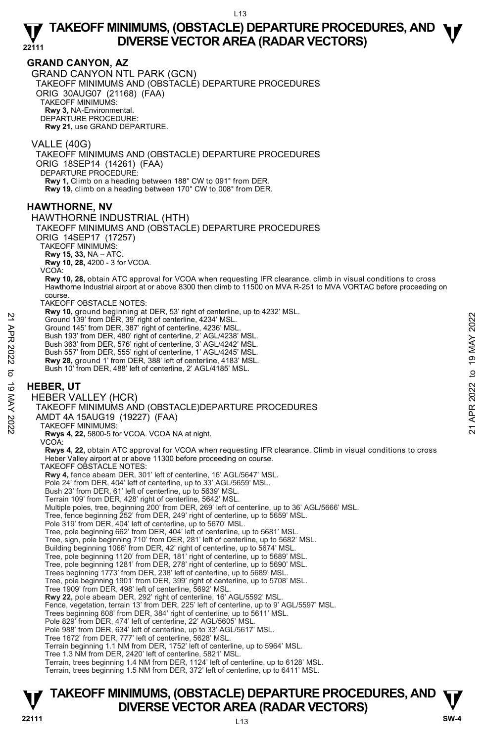## GRAND CANYON, AZ

GRAND CANYON NTL PARK (GCN)
TAKEOFF MINIMUMS AND (OBSTACLE) DEPARTURE PROCEDURES
ORIG 30AUG07 (21168) (FAA)
TAKEOFF MINIMUMS:
**Rwy 3,** NA-Environmental.
DEPARTURE PROCEDURE:
**Rwy 21,** use GRAND DEPARTURE.

VALLE (40G)
TAKEOFF MINIMUMS AND (OBSTACLE) DEPARTURE PROCEDURES
ORIG 18SEP14 (14261) (FAA)
DEPARTURE PROCEDURE:
**Rwy 1,** Climb on a heading between 188° CW to 091° from DER.
**Rwy 19,** climb on a heading between 170° CW to 008° from DER.

## HAWTHORNE, NV

HAWTHORNE INDUSTRIAL (HTH)
TAKEOFF MINIMUMS AND (OBSTACLE) DEPARTURE PROCEDURES
ORIG 14SEP17 (17257)
TAKEOFF MINIMUMS:
**Rwy 15, 33,** NA – ATC.
**Rwy 10, 28,** 4200 - 3 for VCOA.
VCOA:
**Rwy 10, 28,** obtain ATC approval for VCOA when requesting IFR clearance. climb in visual conditions to cross Hawthorne Industrial airport at or above 8300 then climb to 11500 on MVA R-251 to MVA VORTAC before proceeding on course.
TAKEOFF OBSTACLE NOTES:
**Rwy 10,** ground beginning at DER, 53' right of centerline, up to 4232' MSL.
Ground 139' from DER, 39' right of centerline, 4234' MSL.
Ground 145' from DER, 387' right of centerline, 4236' MSL.
Bush 193' from DER, 480' right of centerline, 2' AGL/4238' MSL.
Bush 363' from DER, 576' right of centerline, 3' AGL/4242' MSL.
Bush 557' from DER, 555' right of centerline, 1' AGL/4245' MSL.
**Rwy 28,** ground 1' from DER, 388' left of centerline, 4183' MSL.
Bush 10' from DER, 488' left of centerline, 2' AGL/4185' MSL.

## HEBER, UT

HEBER VALLEY (HCR)
TAKEOFF MINIMUMS AND (OBSTACLE)DEPARTURE PROCEDURES
AMDT 4A 15AUG19 (19227) (FAA)
TAKEOFF MINIMUMS:
**Rwys 4, 22,** 5800-5 for VCOA. VCOA NA at night.
VCOA:
**Rwys 4, 22,** obtain ATC approval for VCOA when requesting IFR clearance. Climb in visual conditions to cross Heber Valley airport at or above 11300 before proceeding on course.
TAKEOFF OBSTACLE NOTES:
**Rwy 4,** fence abeam DER, 301' left of centerline, 16' AGL/5647' MSL.
Pole 24' from DER, 404' left of centerline, up to 33' AGL/5659' MSL.
Bush 23' from DER, 61' left of centerline, up to 5639' MSL.
Terrain 109' from DER, 428' right of centerline, 5642' MSL.
Multiple poles, tree, beginning 200' from DER, 269' left of centerline, up to 36' AGL/5666' MSL.
Tree, fence beginning 252' from DER, 249' right of centerline, up to 5659' MSL.
Pole 319' from DER, 404' left of centerline, up to 5670' MSL.
Tree, pole beginning 662' from DER, 404' left of centerline, up to 5681' MSL.
Tree, sign, pole beginning 710' from DER, 281' left of centerline, up to 5682' MSL.
Building beginning 1066' from DER, 42' right of centerline, up to 5674' MSL.
Tree, pole beginning 1120' from DER, 181' right of centerline, up to 5689' MSL.
Tree, pole beginning 1281' from DER, 278' right of centerline, up to 5690' MSL.
Trees beginning 1773' from DER, 238' left of centerline, up to 5689' MSL.
Tree, pole beginning 1901' from DER, 399' right of centerline, up to 5708' MSL.
Tree 1909' from DER, 498' left of centerline, 5692' MSL.
**Rwy 22,** pole abeam DER, 292' right of centerline, 16' AGL/5592' MSL.
Fence, vegetation, terrain 13' from DER, 225' left of centerline, up to 9' AGL/5597' MSL.
Trees beginning 608' from DER, 384' right of centerline, up to 5611' MSL.
Pole 829' from DER, 474' left of centerline, 22' AGL/5605' MSL.
Pole 988' from DER, 634' left of centerline, up to 33' AGL/5617' MSL.
Tree 1672' from DER, 777' left of centerline, 5628' MSL.
Terrain beginning 1.1 NM from DER, 1752' left of centerline, up to 5964' MSL.
Tree 1.3 NM from DER, 2420' left of centerline, 5821' MSL.
Terrain, trees beginning 1.4 NM from DER, 1124' left of centerline, up to 6128' MSL.
Terrain, trees beginning 1.5 NM from DER, 372' left of centerline, up to 6411' MSL.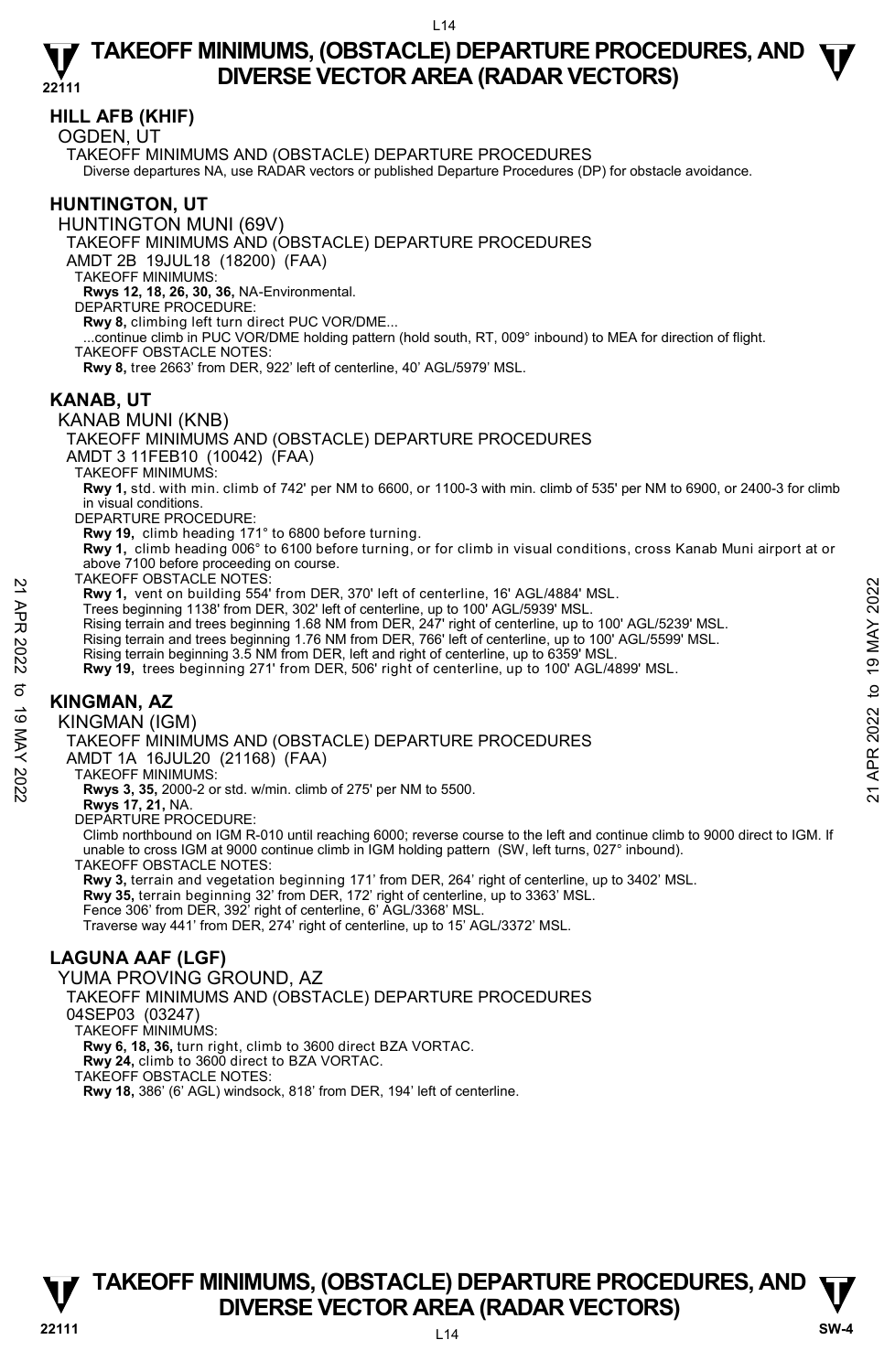## HILL AFB (KHIF)

OGDEN, UT

TAKEOFF MINIMUMS AND (OBSTACLE) DEPARTURE PROCEDURES
Diverse departures NA, use RADAR vectors or published Departure Procedures (DP) for obstacle avoidance.

## HUNTINGTON, UT

HUNTINGTON MUNI (69V)

TAKEOFF MINIMUMS AND (OBSTACLE) DEPARTURE PROCEDURES

AMDT 2B 19JUL18 (18200) (FAA)

TAKEOFF MINIMUMS:
**Rwys 12, 18, 26, 30, 36,** NA-Environmental.

DEPARTURE PROCEDURE:
**Rwy 8,** climbing left turn direct PUC VOR/DME...
...continue climb in PUC VOR/DME holding pattern (hold south, RT, 009° inbound) to MEA for direction of flight.

TAKEOFF OBSTACLE NOTES:
**Rwy 8,** tree 2663' from DER, 922' left of centerline, 40' AGL/5979' MSL.

## KANAB, UT

KANAB MUNI (KNB)

TAKEOFF MINIMUMS AND (OBSTACLE) DEPARTURE PROCEDURES

AMDT 3 11FEB10 (10042) (FAA)

TAKEOFF MINIMUMS:
**Rwy 1,** std. with min. climb of 742' per NM to 6600, or 1100-3 with min. climb of 535' per NM to 6900, or 2400-3 for climb in visual conditions.

DEPARTURE PROCEDURE:
**Rwy 19,** climb heading 171° to 6800 before turning.
**Rwy 1,** climb heading 006° to 6100 before turning, or for climb in visual conditions, cross Kanab Muni airport at or above 7100 before proceeding on course.

TAKEOFF OBSTACLE NOTES:
**Rwy 1,** vent on building 554' from DER, 370' left of centerline, 16' AGL/4884' MSL.
Trees beginning 1138' from DER, 302' left of centerline, up to 100' AGL/5939' MSL.
Rising terrain and trees beginning 1.68 NM from DER, 247' right of centerline, up to 100' AGL/5239' MSL.
Rising terrain and trees beginning 1.76 NM from DER, 766' left of centerline, up to 100' AGL/5599' MSL.
Rising terrain beginning 3.5 NM from DER, left and right of centerline, up to 6359' MSL.
**Rwy 19,** trees beginning 271' from DER, 506' right of centerline, up to 100' AGL/4899' MSL.

## KINGMAN, AZ

KINGMAN (IGM)

TAKEOFF MINIMUMS AND (OBSTACLE) DEPARTURE PROCEDURES

AMDT 1A 16JUL20 (21168) (FAA)

TAKEOFF MINIMUMS:
**Rwys 3, 35,** 2000-2 or std. w/min. climb of 275' per NM to 5500.
**Rwys 17, 21,** NA.

DEPARTURE PROCEDURE:
Climb northbound on IGM R-010 until reaching 6000; reverse course to the left and continue climb to 9000 direct to IGM. If unable to cross IGM at 9000 continue climb in IGM holding pattern (SW, left turns, 027° inbound).

TAKEOFF OBSTACLE NOTES:
**Rwy 3,** terrain and vegetation beginning 171' from DER, 264' right of centerline, up to 3402' MSL.
**Rwy 35,** terrain beginning 32' from DER, 172' right of centerline, up to 3363' MSL.
Fence 306' from DER, 392' right of centerline, 6' AGL/3368' MSL.
Traverse way 441' from DER, 274' right of centerline, up to 15' AGL/3372' MSL.

## LAGUNA AAF (LGF)

YUMA PROVING GROUND, AZ

TAKEOFF MINIMUMS AND (OBSTACLE) DEPARTURE PROCEDURES

04SEP03 (03247)

TAKEOFF MINIMUMS:
**Rwy 6, 18, 36,** turn right, climb to 3600 direct BZA VORTAC.
**Rwy 24,** climb to 3600 direct to BZA VORTAC.

TAKEOFF OBSTACLE NOTES:
**Rwy 18,** 386' (6' AGL) windsock, 818' from DER, 194' left of centerline.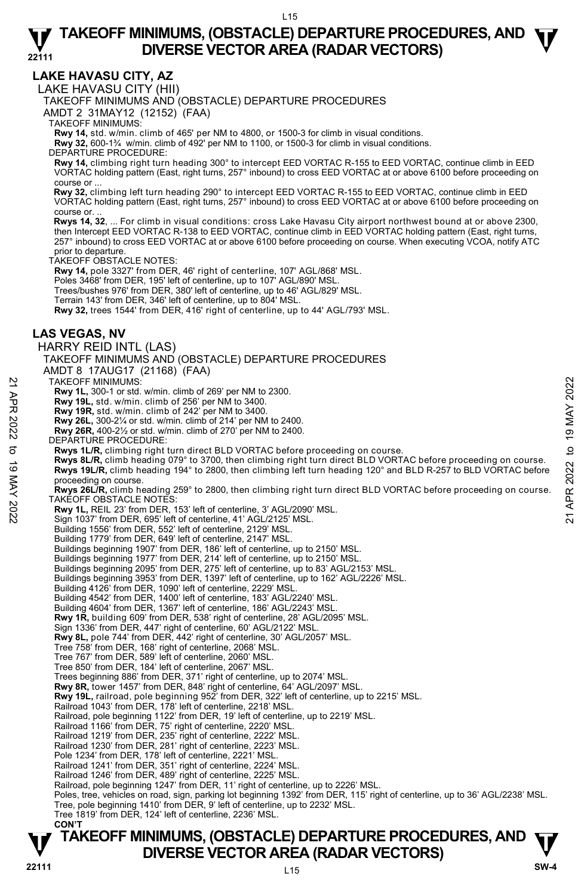## LAKE HAVASU CITY, AZ

### LAKE HAVASU CITY (HII)

TAKEOFF MINIMUMS AND (OBSTACLE) DEPARTURE PROCEDURES

AMDT 2 31MAY12 (12152) (FAA)

TAKEOFF MINIMUMS:

**Rwy 14,** std. w/min. climb of 465' per NM to 4800, or 1500-3 for climb in visual conditions.

**Rwy 32,** 600-1¾ w/min. climb of 492' per NM to 1100, or 1500-3 for climb in visual conditions.

DEPARTURE PROCEDURE:

**Rwy 14,** climbing right turn heading 300° to intercept EED VORTAC R-155 to EED VORTAC, continue climb in EED VORTAC holding pattern (East, right turns, 257° inbound) to cross EED VORTAC at or above 6100 before proceeding on course or ...

**Rwy 32,** climbing left turn heading 290° to intercept EED VORTAC R-155 to EED VORTAC, continue climb in EED VORTAC holding pattern (East, right turns, 257° inbound) to cross EED VORTAC at or above 6100 before proceeding on course or. ..

**Rwys 14, 32**, ... For climb in visual conditions: cross Lake Havasu City airport northwest bound at or above 2300, then Intercept EED VORTAC R-138 to EED VORTAC, continue climb in EED VORTAC holding pattern (East, right turns, 257° inbound) to cross EED VORTAC at or above 6100 before proceeding on course. When executing VCOA, notify ATC prior to departure.

TAKEOFF OBSTACLE NOTES:

**Rwy 14,** pole 3327' from DER, 46' right of centerline, 107' AGL/868' MSL.
Poles 3468' from DER, 195' left of centerline, up to 107' AGL/890' MSL.
Trees/bushes 976' from DER, 380' left of centerline, up to 46' AGL/829' MSL.
Terrain 143' from DER, 346' left of centerline, up to 804' MSL.

**Rwy 32,** trees 1544' from DER, 416' right of centerline, up to 44' AGL/793' MSL.

## LAS VEGAS, NV

### HARRY REID INTL (LAS)

TAKEOFF MINIMUMS AND (OBSTACLE) DEPARTURE PROCEDURES

AMDT 8 17AUG17 (21168) (FAA)

TAKEOFF MINIMUMS:

**Rwy 1L,** 300-1 or std. w/min. climb of 269' per NM to 2300.
**Rwy 19L,** std. w/min. climb of 256' per NM to 3400.
**Rwy 19R,** std. w/min. climb of 242' per NM to 3400.
**Rwy 26L,** 300-2¼ or std. w/min. climb of 214' per NM to 2400.
**Rwy 26R,** 400-2½ or std. w/min. climb of 270' per NM to 2400.

DEPARTURE PROCEDURE:

**Rwys 1L/R,** climbing right turn direct BLD VORTAC before proceeding on course.
**Rwys 8L/R,** climb heading 079° to 3700, then climbing right turn direct BLD VORTAC before proceeding on course.
**Rwys 19L/R,** climb heading 194° to 2800, then climbing left turn heading 120° and BLD R-257 to BLD VORTAC before proceeding on course.
**Rwys 26L/R,** climb heading 259° to 2800, then climbing right turn direct BLD VORTAC before proceeding on course.

TAKEOFF OBSTACLE NOTES:

**Rwy 1L,** REIL 23' from DER, 153' left of centerline, 3' AGL/2090' MSL.
Sign 1037' from DER, 695' left of centerline, 41' AGL/2125' MSL.
Building 1556' from DER, 552' left of centerline, 2129' MSL.
Building 1779' from DER, 649' left of centerline, 2147' MSL.
Buildings beginning 1907' from DER, 186' left of centerline, up to 2150' MSL.
Buildings beginning 1977' from DER, 214' left of centerline, up to 2150' MSL.
Buildings beginning 2095' from DER, 275' left of centerline, up to 83' AGL/2153' MSL.
Buildings beginning 3953' from DER, 1397' left of centerline, up to 162' AGL/2226' MSL.
Building 4126' from DER, 1090' left of centerline, 2229' MSL.
Building 4542' from DER, 1400' left of centerline, 183' AGL/2240' MSL.
Building 4604' from DER, 1367' left of centerline, 186' AGL/2243' MSL.

**Rwy 1R,** building 609' from DER, 538' right of centerline, 28' AGL/2095' MSL.
Sign 1336' from DER, 447' right of centerline, 60' AGL/2122' MSL.

**Rwy 8L,** pole 744' from DER, 442' right of centerline, 30' AGL/2057' MSL.
Tree 758' from DER, 168' right of centerline, 2068' MSL.
Tree 767' from DER, 589' left of centerline, 2060' MSL.
Tree 850' from DER, 184' left of centerline, 2067' MSL.
Trees beginning 886' from DER, 371' right of centerline, up to 2074' MSL.

**Rwy 8R,** tower 1457' from DER, 848' right of centerline, 64' AGL/2097' MSL.

**Rwy 19L,** railroad, pole beginning 952' from DER, 322' left of centerline, up to 2215' MSL.
Railroad 1043' from DER, 178' left of centerline, 2218' MSL.
Railroad, pole beginning 1122' from DER, 19' left of centerline, up to 2219' MSL.
Railroad 1166' from DER, 75' right of centerline, 2220' MSL.
Railroad 1219' from DER, 235' right of centerline, 2222' MSL.
Railroad 1230' from DER, 281' right of centerline, 2223' MSL.
Pole 1234' from DER, 178' left of centerline, 2221' MSL.
Railroad 1241' from DER, 351' right of centerline, 2224' MSL.
Railroad 1246' from DER, 489' right of centerline, 2225' MSL.
Railroad, pole beginning 1247' from DER, 11' right of centerline, up to 2226' MSL.
Poles, tree, vehicles on road, sign, parking lot beginning 1392' from DER, 115' right of centerline, up to 36' AGL/2238' MSL.
Tree, pole beginning 1410' from DER, 9' left of centerline, up to 2232' MSL.
Tree 1819' from DER, 124' left of centerline, 2236' MSL.

**CON'T**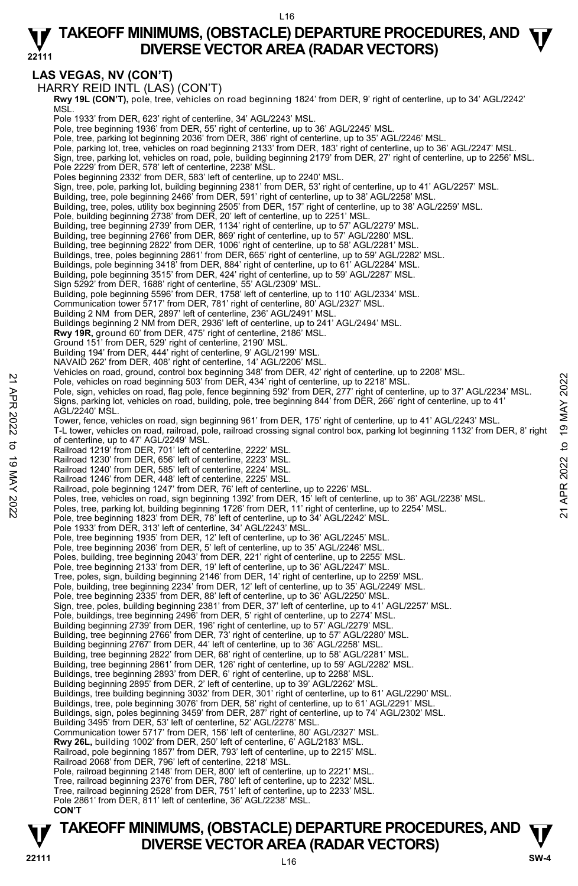# TAKEOFF MINIMUMS, (OBSTACLE) DEPARTURE PROCEDURES, AND DIVERSE VECTOR AREA (RADAR VECTORS)

## LAS VEGAS, NV (CON'T)

HARRY REID INTL (LAS) (CON'T)

**Rwy 19L (CON'T),** pole, tree, vehicles on road beginning 1824' from DER, 9' right of centerline, up to 34' AGL/2242' MSL.
Pole 1933' from DER, 623' right of centerline, 34' AGL/2243' MSL.
Pole, tree beginning 1936' from DER, 55' right of centerline, up to 36' AGL/2245' MSL.
Pole, tree, parking lot beginning 2036' from DER, 386' right of centerline, up to 35' AGL/2246' MSL.
Pole, parking lot, tree, vehicles on road beginning 2133' from DER, 183' right of centerline, up to 36' AGL/2247' MSL.
Sign, tree, parking lot, vehicles on road, pole, building beginning 2179' from DER, 27' right of centerline, up to 2256' MSL.
Pole 2229' from DER, 578' left of centerline, 2238' MSL.
Poles beginning 2332' from DER, 583' left of centerline, up to 2240' MSL.
Sign, tree, pole, parking lot, building beginning 2381' from DER, 53' right of centerline, up to 41' AGL/2257' MSL.
Building, tree, pole beginning 2466' from DER, 591' right of centerline, up to 38' AGL/2258' MSL.
Building, tree, poles, utility box beginning 2505' from DER, 157' right of centerline, up to 38' AGL/2259' MSL.
Pole, building beginning 2738' from DER, 20' left of centerline, up to 2251' MSL.
Building, tree beginning 2739' from DER, 1134' right of centerline, up to 57' AGL/2279' MSL.
Building, tree beginning 2766' from DER, 869' right of centerline, up to 57' AGL/2280' MSL.
Building, tree beginning 2822' from DER, 1006' right of centerline, up to 58' AGL/2281' MSL.
Buildings, tree, poles beginning 2861' from DER, 665' right of centerline, up to 59' AGL/2282' MSL.
Buildings, pole beginning 3418' from DER, 884' right of centerline, up to 61' AGL/2284' MSL.
Building, pole beginning 3515' from DER, 424' right of centerline, up to 59' AGL/2287' MSL.
Sign 5292' from DER, 1688' right of centerline, 55' AGL/2309' MSL.
Building, pole beginning 5596' from DER, 1758' left of centerline, up to 110' AGL/2334' MSL.
Communication tower 5717' from DER, 781' right of centerline, 80' AGL/2327' MSL.
Building 2 NM from DER, 2897' left of centerline, 236' AGL/2491' MSL.
Buildings beginning 2 NM from DER, 2936' left of centerline, up to 241' AGL/2494' MSL.

**Rwy 19R,** ground 60' from DER, 475' right of centerline, 2186' MSL.
Ground 151' from DER, 529' right of centerline, 2190' MSL.
Building 194' from DER, 444' right of centerline, 9' AGL/2199' MSL.
NAVAID 262' from DER, 408' right of centerline, 14' AGL/2206' MSL.
Vehicles on road, ground, control box beginning 348' from DER, 42' right of centerline, up to 2208' MSL.
Pole, vehicles on road beginning 503' from DER, 434' right of centerline, up to 2218' MSL.
Pole, sign, vehicles on road, flag pole, fence beginning 592' from DER, 277' right of centerline, up to 37' AGL/2234' MSL.
Signs, parking lot, vehicles on road, building, pole, tree beginning 844' from DER, 266' right of centerline, up to 41' AGL/2240' MSL.
Tower, fence, vehicles on road, sign beginning 961' from DER, 175' right of centerline, up to 41' AGL/2243' MSL.
T-L tower, vehicles on road, railroad, pole, railroad crossing signal control box, parking lot beginning 1132' from DER, 8' right of centerline, up to 47' AGL/2249' MSL.
Railroad 1219' from DER, 701' left of centerline, 2222' MSL.
Railroad 1230' from DER, 656' left of centerline, 2223' MSL.
Railroad 1240' from DER, 585' left of centerline, 2224' MSL.
Railroad 1246' from DER, 448' left of centerline, 2225' MSL.
Railroad, pole beginning 1247' from DER, 76' left of centerline, up to 2226' MSL.
Poles, tree, vehicles on road, sign beginning 1392' from DER, 15' left of centerline, up to 36' AGL/2238' MSL.
Poles, tree, parking lot, building beginning 1726' from DER, 11' right of centerline, up to 2254' MSL.
Pole, tree beginning 1823' from DER, 78' left of centerline, up to 34' AGL/2242' MSL.
Pole 1933' from DER, 313' left of centerline, 34' AGL/2243' MSL.
Pole, tree beginning 1935' from DER, 12' left of centerline, up to 36' AGL/2245' MSL.
Pole, tree beginning 2036' from DER, 5' left of centerline, up to 35' AGL/2246' MSL.
Poles, building, tree beginning 2043' from DER, 221' right of centerline, up to 2255' MSL.
Pole, tree beginning 2133' from DER, 19' left of centerline, up to 36' AGL/2247' MSL.
Tree, poles, sign, building beginning 2146' from DER, 14' right of centerline, up to 2259' MSL.
Pole, building, tree beginning 2234' from DER, 12' left of centerline, up to 35' AGL/2249' MSL.
Pole, tree beginning 2335' from DER, 88' left of centerline, up to 36' AGL/2250' MSL.
Sign, tree, poles, building beginning 2381' from DER, 37' left of centerline, up to 41' AGL/2257' MSL.
Pole, buildings, tree beginning 2496' from DER, 5' right of centerline, up to 2274' MSL.
Building beginning 2739' from DER, 196' right of centerline, up to 57' AGL/2279' MSL.
Building, tree beginning 2766' from DER, 73' right of centerline, up to 57' AGL/2280' MSL.
Building beginning 2767' from DER, 44' left of centerline, up to 36' AGL/2258' MSL.
Building, tree beginning 2822' from DER, 68' right of centerline, up to 58' AGL/2281' MSL.
Building, tree beginning 2861' from DER, 126' right of centerline, up to 59' AGL/2282' MSL.
Buildings, tree beginning 2893' from DER, 6' right of centerline, up to 2288' MSL.
Building beginning 2895' from DER, 2' left of centerline, up to 39' AGL/2262' MSL.
Buildings, tree building beginning 3032' from DER, 301' right of centerline, up to 61' AGL/2290' MSL.
Buildings, tree, pole beginning 3076' from DER, 58' right of centerline, up to 61' AGL/2291' MSL.
Buildings, sign, poles beginning 3459' from DER, 287' right of centerline, up to 74' AGL/2302' MSL.
Building 3495' from DER, 53' left of centerline, 52' AGL/2278' MSL.
Communication tower 5717' from DER, 156' left of centerline, 80' AGL/2327' MSL.

**Rwy 26L,** building 1002' from DER, 250' left of centerline, 6' AGL/2183' MSL.
Railroad, pole beginning 1857' from DER, 793' left of centerline, up to 2215' MSL.
Railroad 2068' from DER, 796' left of centerline, 2218' MSL.
Pole, railroad beginning 2148' from DER, 800' left of centerline, up to 2221' MSL.
Tree, railroad beginning 2376' from DER, 780' left of centerline, up to 2232' MSL.
Tree, railroad beginning 2528' from DER, 751' left of centerline, up to 2233' MSL.
Pole 2861' from DER, 811' left of centerline, 36' AGL/2238' MSL.

**CON'T**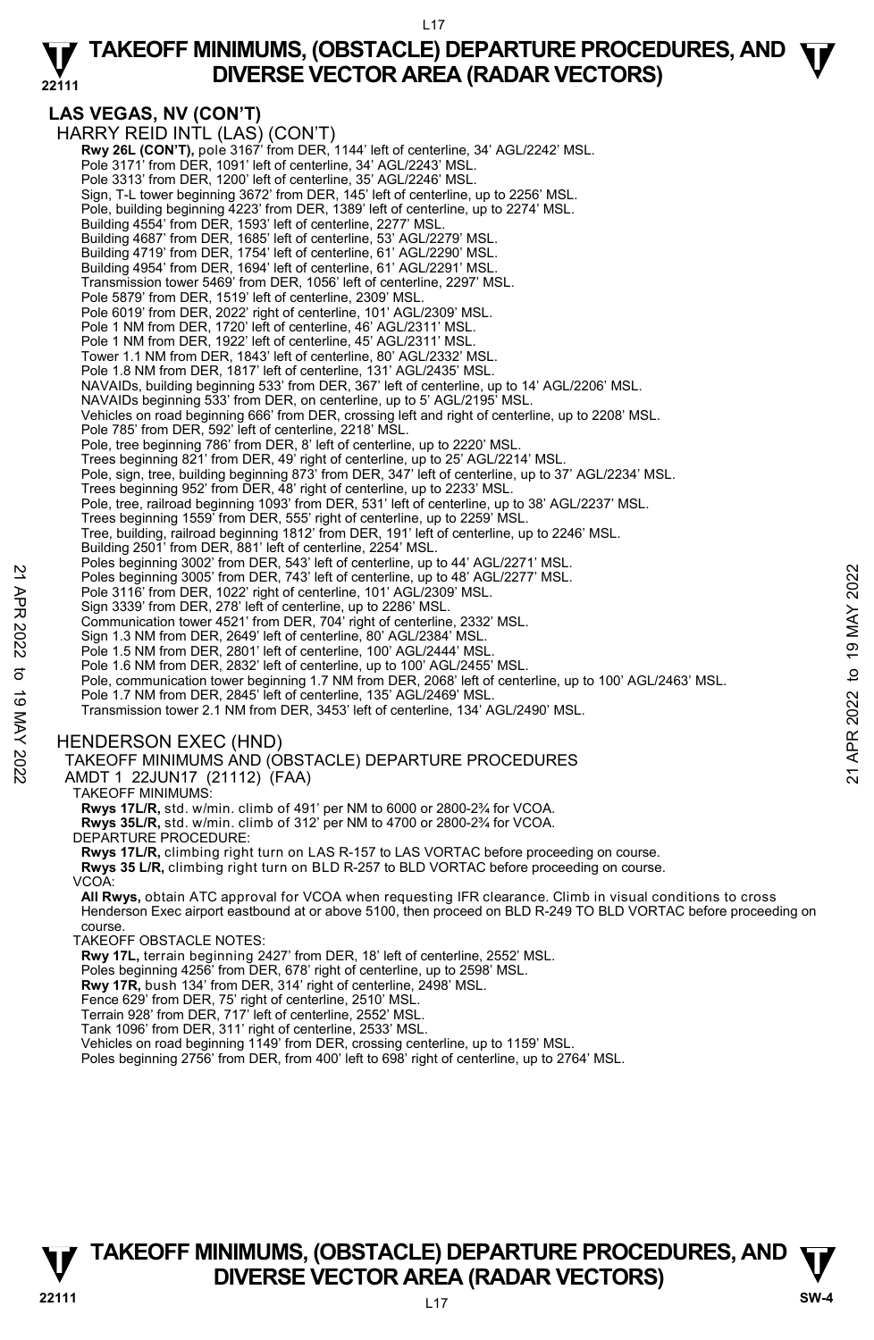# TAKEOFF MINIMUMS, (OBSTACLE) DEPARTURE PROCEDURES, AND DIVERSE VECTOR AREA (RADAR VECTORS)

## LAS VEGAS, NV (CON'T)

HARRY REID INTL (LAS) (CON'T)

**Rwy 26L (CON'T),** pole 3167' from DER, 1144' left of centerline, 34' AGL/2242' MSL.
Pole 3171' from DER, 1091' left of centerline, 34' AGL/2243' MSL.
Pole 3313' from DER, 1200' left of centerline, 35' AGL/2246' MSL.
Sign, T-L tower beginning 3672' from DER, 145' left of centerline, up to 2256' MSL.
Pole, building beginning 4223' from DER, 1389' left of centerline, up to 2274' MSL.
Building 4554' from DER, 1593' left of centerline, 2277' MSL.
Building 4687' from DER, 1685' left of centerline, 53' AGL/2279' MSL.
Building 4719' from DER, 1754' left of centerline, 61' AGL/2290' MSL.
Building 4954' from DER, 1694' left of centerline, 61' AGL/2291' MSL.
Transmission tower 5469' from DER, 1056' left of centerline, 2297' MSL.
Pole 5879' from DER, 1519' left of centerline, 2309' MSL.
Pole 6019' from DER, 2022' right of centerline, 101' AGL/2309' MSL.
Pole 1 NM from DER, 1720' left of centerline, 46' AGL/2311' MSL.
Pole 1 NM from DER, 1922' left of centerline, 45' AGL/2311' MSL.
Tower 1.1 NM from DER, 1843' left of centerline, 80' AGL/2332' MSL.
Pole 1.8 NM from DER, 1817' left of centerline, 131' AGL/2435' MSL.
NAVAIDs, building beginning 533' from DER, 367' left of centerline, up to 14' AGL/2206' MSL.
NAVAIDs beginning 533' from DER, on centerline, up to 5' AGL/2195' MSL.
Vehicles on road beginning 666' from DER, crossing left and right of centerline, up to 2208' MSL.
Pole 785' from DER, 592' left of centerline, 2218' MSL.
Pole, tree beginning 786' from DER, 8' left of centerline, up to 2220' MSL.
Trees beginning 821' from DER, 49' right of centerline, up to 25' AGL/2214' MSL.
Pole, sign, tree, building beginning 873' from DER, 347' left of centerline, up to 37' AGL/2234' MSL.
Trees beginning 952' from DER, 48' right of centerline, up to 2233' MSL.
Pole, tree, railroad beginning 1093' from DER, 531' left of centerline, up to 38' AGL/2237' MSL.
Trees beginning 1559' from DER, 555' right of centerline, up to 2259' MSL.
Tree, building, railroad beginning 1812' from DER, 191' left of centerline, up to 2246' MSL.
Building 2501' from DER, 881' left of centerline, 2254' MSL.
Poles beginning 3002' from DER, 543' left of centerline, up to 44' AGL/2271' MSL.
Poles beginning 3005' from DER, 743' left of centerline, up to 48' AGL/2277' MSL.
Pole 3116' from DER, 1022' right of centerline, 101' AGL/2309' MSL.
Sign 3339' from DER, 278' left of centerline, up to 2286' MSL.
Communication tower 4521' from DER, 704' right of centerline, 2332' MSL.
Sign 1.3 NM from DER, 2649' left of centerline, 80' AGL/2384' MSL.
Pole 1.5 NM from DER, 2801' left of centerline, 100' AGL/2444' MSL.
Pole 1.6 NM from DER, 2832' left of centerline, up to 100' AGL/2455' MSL.
Pole, communication tower beginning 1.7 NM from DER, 2068' left of centerline, up to 100' AGL/2463' MSL.
Pole 1.7 NM from DER, 2845' left of centerline, 135' AGL/2469' MSL.
Transmission tower 2.1 NM from DER, 3453' left of centerline, 134' AGL/2490' MSL.

### HENDERSON EXEC (HND)

TAKEOFF MINIMUMS AND (OBSTACLE) DEPARTURE PROCEDURES
AMDT 1 22JUN17 (21112) (FAA)

TAKEOFF MINIMUMS:
**Rwys 17L/R,** std. w/min. climb of 491' per NM to 6000 or 2800-2¾ for VCOA.
**Rwys 35L/R,** std. w/min. climb of 312' per NM to 4700 or 2800-2¾ for VCOA.

DEPARTURE PROCEDURE:
**Rwys 17L/R,** climbing right turn on LAS R-157 to LAS VORTAC before proceeding on course.
**Rwys 35 L/R,** climbing right turn on BLD R-257 to BLD VORTAC before proceeding on course.

VCOA:
**All Rwys,** obtain ATC approval for VCOA when requesting IFR clearance. Climb in visual conditions to cross Henderson Exec airport eastbound at or above 5100, then proceed on BLD R-249 TO BLD VORTAC before proceeding on course.

TAKEOFF OBSTACLE NOTES:
**Rwy 17L,** terrain beginning 2427' from DER, 18' left of centerline, 2552' MSL.
Poles beginning 4256' from DER, 678' right of centerline, up to 2598' MSL.
**Rwy 17R,** bush 134' from DER, 314' right of centerline, 2498' MSL.
Fence 629' from DER, 75' right of centerline, 2510' MSL.
Terrain 928' from DER, 717' left of centerline, 2552' MSL.
Tank 1096' from DER, 311' right of centerline, 2533' MSL.
Vehicles on road beginning 1149' from DER, crossing centerline, up to 1159' MSL.
Poles beginning 2756' from DER, from 400' left to 698' right of centerline, up to 2764' MSL.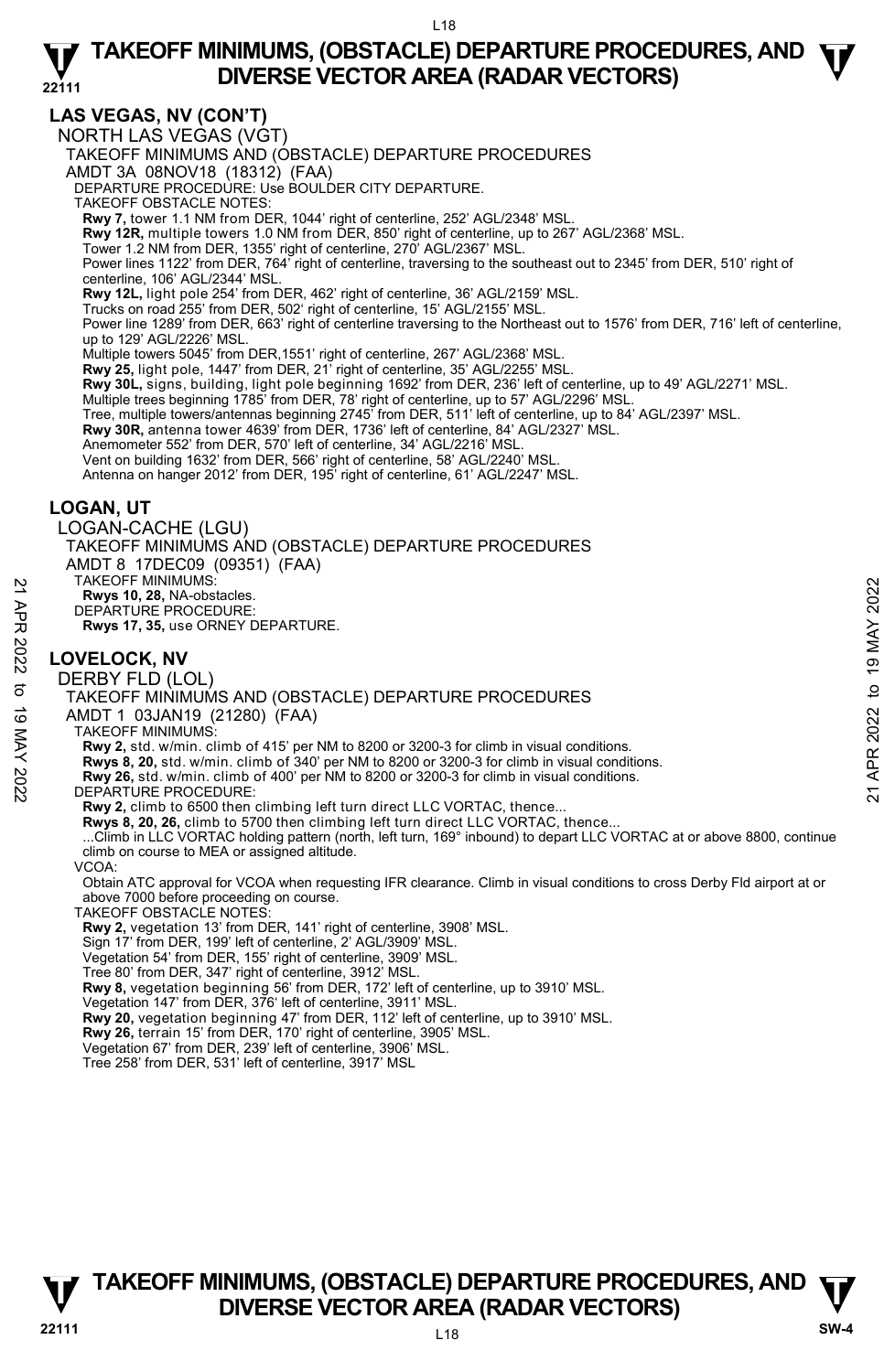## LAS VEGAS, NV (CON'T)

NORTH LAS VEGAS (VGT)

TAKEOFF MINIMUMS AND (OBSTACLE) DEPARTURE PROCEDURES

AMDT 3A 08NOV18 (18312) (FAA)

DEPARTURE PROCEDURE: Use BOULDER CITY DEPARTURE.

TAKEOFF OBSTACLE NOTES:

**Rwy 7,** tower 1.1 NM from DER, 1044' right of centerline, 252' AGL/2348' MSL.

**Rwy 12R,** multiple towers 1.0 NM from DER, 850' right of centerline, up to 267' AGL/2368' MSL.

Tower 1.2 NM from DER, 1355' right of centerline, 270' AGL/2367' MSL.

Power lines 1122' from DER, 764' right of centerline, traversing to the southeast out to 2345' from DER, 510' right of centerline, 106' AGL/2344' MSL.

**Rwy 12L,** light pole 254' from DER, 462' right of centerline, 36' AGL/2159' MSL.

Trucks on road 255' from DER, 502' right of centerline, 15' AGL/2155' MSL.

Power line 1289' from DER, 663' right of centerline traversing to the Northeast out to 1576' from DER, 716' left of centerline, up to 129' AGL/2226' MSL.

Multiple towers 5045' from DER,1551' right of centerline, 267' AGL/2368' MSL.

**Rwy 25,** light pole, 1447' from DER, 21' right of centerline, 35' AGL/2255' MSL.

**Rwy 30L,** signs, building, light pole beginning 1692' from DER, 236' left of centerline, up to 49' AGL/2271' MSL.

Multiple trees beginning 1785' from DER, 78' right of centerline, up to 57' AGL/2296' MSL.

Tree, multiple towers/antennas beginning 2745' from DER, 511' left of centerline, up to 84' AGL/2397' MSL.

**Rwy 30R,** antenna tower 4639' from DER, 1736' left of centerline, 84' AGL/2327' MSL.

Anemometer 552' from DER, 570' left of centerline, 34' AGL/2216' MSL.

Vent on building 1632' from DER, 566' right of centerline, 58' AGL/2240' MSL.

Antenna on hanger 2012' from DER, 195' right of centerline, 61' AGL/2247' MSL.

## LOGAN, UT

LOGAN-CACHE (LGU)

TAKEOFF MINIMUMS AND (OBSTACLE) DEPARTURE PROCEDURES

AMDT 8 17DEC09 (09351) (FAA)

TAKEOFF MINIMUMS:

**Rwys 10, 28,** NA-obstacles.

DEPARTURE PROCEDURE:

**Rwys 17, 35,** use ORNEY DEPARTURE.

## LOVELOCK, NV

DERBY FLD (LOL)

TAKEOFF MINIMUMS AND (OBSTACLE) DEPARTURE PROCEDURES

AMDT 1 03JAN19 (21280) (FAA)

TAKEOFF MINIMUMS:

**Rwy 2,** std. w/min. climb of 415' per NM to 8200 or 3200-3 for climb in visual conditions.

**Rwys 8, 20,** std. w/min. climb of 340' per NM to 8200 or 3200-3 for climb in visual conditions.

**Rwy 26,** std. w/min. climb of 400' per NM to 8200 or 3200-3 for climb in visual conditions.

DEPARTURE PROCEDURE:

**Rwy 2,** climb to 6500 then climbing left turn direct LLC VORTAC, thence...

**Rwys 8, 20, 26,** climb to 5700 then climbing left turn direct LLC VORTAC, thence...

...Climb in LLC VORTAC holding pattern (north, left turn, 169° inbound) to depart LLC VORTAC at or above 8800, continue climb on course to MEA or assigned altitude.

VCOA:

Obtain ATC approval for VCOA when requesting IFR clearance. Climb in visual conditions to cross Derby Fld airport at or above 7000 before proceeding on course.

TAKEOFF OBSTACLE NOTES:

**Rwy 2,** vegetation 13' from DER, 141' right of centerline, 3908' MSL.

Sign 17' from DER, 199' left of centerline, 2' AGL/3909' MSL.

Vegetation 54' from DER, 155' right of centerline, 3909' MSL.

Tree 80' from DER, 347' right of centerline, 3912' MSL.

**Rwy 8,** vegetation beginning 56' from DER, 172' left of centerline, up to 3910' MSL.

Vegetation 147' from DER, 376' left of centerline, 3911' MSL.

**Rwy 20,** vegetation beginning 47' from DER, 112' left of centerline, up to 3910' MSL.

**Rwy 26,** terrain 15' from DER, 170' right of centerline, 3905' MSL.

Vegetation 67' from DER, 239' left of centerline, 3906' MSL.

Tree 258' from DER, 531' left of centerline, 3917' MSL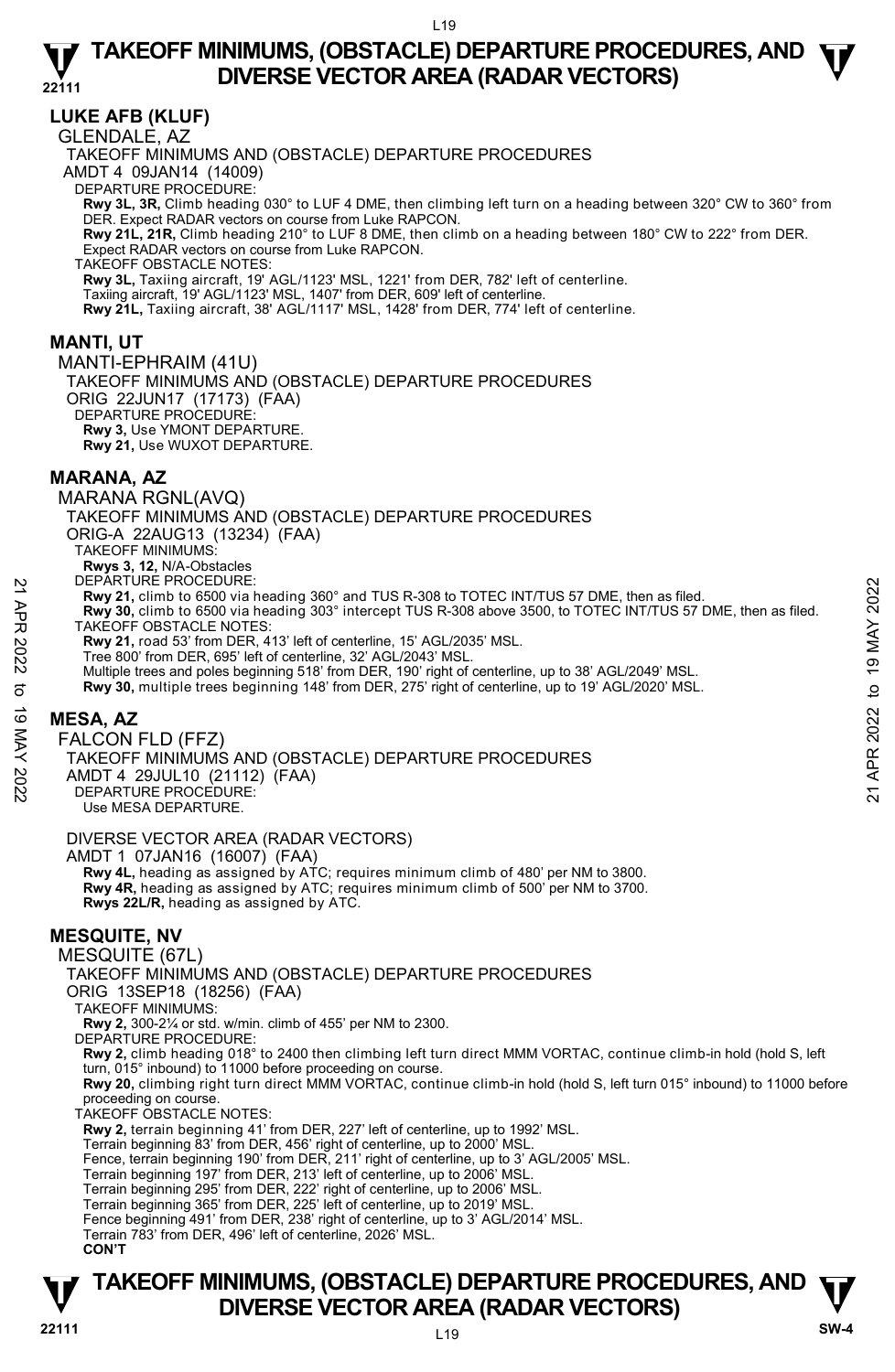## LUKE AFB (KLUF)

GLENDALE, AZ

TAKEOFF MINIMUMS AND (OBSTACLE) DEPARTURE PROCEDURES

AMDT 4 09JAN14 (14009)

DEPARTURE PROCEDURE:

**Rwy 3L, 3R,** Climb heading 030° to LUF 4 DME, then climbing left turn on a heading between 320° CW to 360° from DER. Expect RADAR vectors on course from Luke RAPCON.

**Rwy 21L, 21R,** Climb heading 210° to LUF 8 DME, then climb on a heading between 180° CW to 222° from DER. Expect RADAR vectors on course from Luke RAPCON.

TAKEOFF OBSTACLE NOTES:

**Rwy 3L,** Taxiing aircraft, 19' AGL/1123' MSL, 1221' from DER, 782' left of centerline.
Taxiing aircraft, 19' AGL/1123' MSL, 1407' from DER, 609' left of centerline.

**Rwy 21L,** Taxiing aircraft, 38' AGL/1117' MSL, 1428' from DER, 774' left of centerline.

## MANTI, UT

MANTI-EPHRAIM (41U)

TAKEOFF MINIMUMS AND (OBSTACLE) DEPARTURE PROCEDURES

ORIG 22JUN17 (17173) (FAA)

DEPARTURE PROCEDURE:

**Rwy 3,** Use YMONT DEPARTURE.

**Rwy 21,** Use WUXOT DEPARTURE.

## MARANA, AZ

MARANA RGNL(AVQ)

TAKEOFF MINIMUMS AND (OBSTACLE) DEPARTURE PROCEDURES

ORIG-A 22AUG13 (13234) (FAA)

TAKEOFF MINIMUMS:

**Rwys 3, 12,** N/A-Obstacles

DEPARTURE PROCEDURE:

**Rwy 21,** climb to 6500 via heading 360° and TUS R-308 to TOTEC INT/TUS 57 DME, then as filed.

**Rwy 30,** climb to 6500 via heading 303° intercept TUS R-308 above 3500, to TOTEC INT/TUS 57 DME, then as filed.

TAKEOFF OBSTACLE NOTES:

**Rwy 21,** road 53' from DER, 413' left of centerline, 15' AGL/2035' MSL.
Tree 800' from DER, 695' left of centerline, 32' AGL/2043' MSL.
Multiple trees and poles beginning 518' from DER, 190' right of centerline, up to 38' AGL/2049' MSL.

**Rwy 30,** multiple trees beginning 148' from DER, 275' right of centerline, up to 19' AGL/2020' MSL.

## MESA, AZ

FALCON FLD (FFZ)

TAKEOFF MINIMUMS AND (OBSTACLE) DEPARTURE PROCEDURES

AMDT 4 29JUL10 (21112) (FAA)

DEPARTURE PROCEDURE:

Use MESA DEPARTURE.

DIVERSE VECTOR AREA (RADAR VECTORS)

AMDT 1 07JAN16 (16007) (FAA)

**Rwy 4L,** heading as assigned by ATC; requires minimum climb of 480' per NM to 3800.

**Rwy 4R,** heading as assigned by ATC; requires minimum climb of 500' per NM to 3700.

**Rwys 22L/R,** heading as assigned by ATC.

## MESQUITE, NV

MESQUITE (67L)

TAKEOFF MINIMUMS AND (OBSTACLE) DEPARTURE PROCEDURES

ORIG 13SEP18 (18256) (FAA)

TAKEOFF MINIMUMS:

**Rwy 2,** 300-2¼ or std. w/min. climb of 455' per NM to 2300.

DEPARTURE PROCEDURE:

**Rwy 2,** climb heading 018° to 2400 then climbing left turn direct MMM VORTAC, continue climb-in hold (hold S, left turn, 015° inbound) to 11000 before proceeding on course.

**Rwy 20,** climbing right turn direct MMM VORTAC, continue climb-in hold (hold S, left turn 015° inbound) to 11000 before proceeding on course.

TAKEOFF OBSTACLE NOTES:

**Rwy 2,** terrain beginning 41' from DER, 227' left of centerline, up to 1992' MSL.
Terrain beginning 83' from DER, 456' right of centerline, up to 2000' MSL.
Fence, terrain beginning 190' from DER, 211' right of centerline, up to 3' AGL/2005' MSL.
Terrain beginning 197' from DER, 213' left of centerline, up to 2006' MSL.
Terrain beginning 295' from DER, 222' right of centerline, up to 2006' MSL.
Terrain beginning 365' from DER, 225' left of centerline, up to 2019' MSL.
Fence beginning 491' from DER, 238' right of centerline, up to 3' AGL/2014' MSL.
Terrain 783' from DER, 496' left of centerline, 2026' MSL.

**CON'T**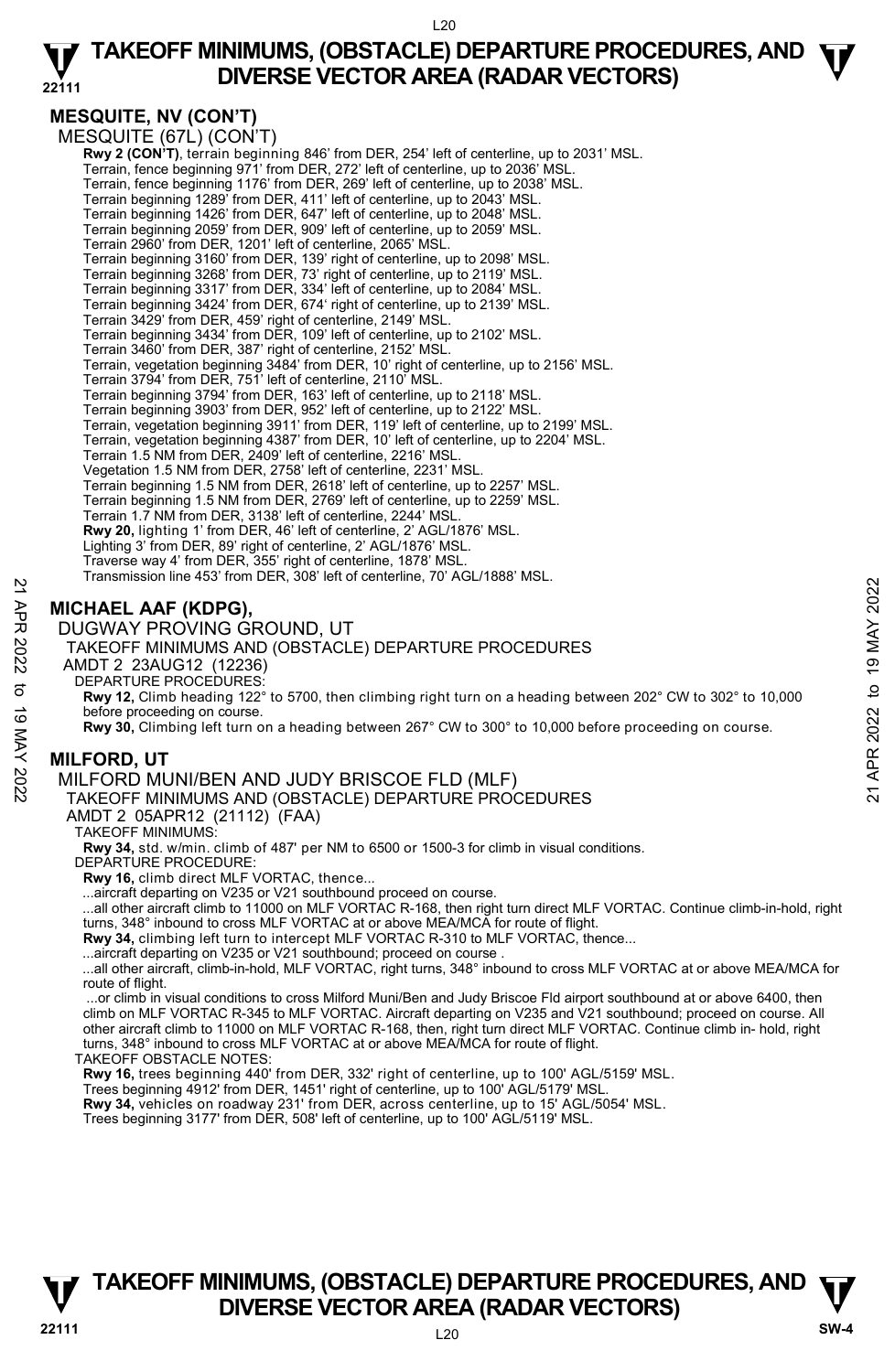## MESQUITE, NV (CON'T)

MESQUITE (67L) (CON'T)

**Rwy 2 (CON'T)**, terrain beginning 846' from DER, 254' left of centerline, up to 2031' MSL.
Terrain, fence beginning 971' from DER, 272' left of centerline, up to 2036' MSL.
Terrain, fence beginning 1176' from DER, 269' left of centerline, up to 2038' MSL.
Terrain beginning 1289' from DER, 411' left of centerline, up to 2043' MSL.
Terrain beginning 1426' from DER, 647' left of centerline, up to 2048' MSL.
Terrain beginning 2059' from DER, 909' left of centerline, up to 2059' MSL.
Terrain 2960' from DER, 1201' left of centerline, 2065' MSL.
Terrain beginning 3160' from DER, 139' right of centerline, up to 2098' MSL.
Terrain beginning 3268' from DER, 73' right of centerline, up to 2119' MSL.
Terrain beginning 3317' from DER, 334' left of centerline, up to 2084' MSL.
Terrain beginning 3424' from DER, 674' right of centerline, up to 2139' MSL.
Terrain 3429' from DER, 459' right of centerline, 2149' MSL.
Terrain beginning 3434' from DER, 109' left of centerline, up to 2102' MSL.
Terrain 3460' from DER, 387' right of centerline, 2152' MSL.
Terrain, vegetation beginning 3484' from DER, 10' right of centerline, up to 2156' MSL.
Terrain 3794' from DER, 751' left of centerline, 2110' MSL.
Terrain beginning 3794' from DER, 163' left of centerline, up to 2118' MSL.
Terrain beginning 3903' from DER, 952' left of centerline, up to 2122' MSL.
Terrain, vegetation beginning 3911' from DER, 119' left of centerline, up to 2199' MSL.
Terrain, vegetation beginning 4387' from DER, 10' left of centerline, up to 2204' MSL.
Terrain 1.5 NM from DER, 2409' left of centerline, 2216' MSL.
Vegetation 1.5 NM from DER, 2758' left of centerline, 2231' MSL.
Terrain beginning 1.5 NM from DER, 2618' left of centerline, up to 2257' MSL.
Terrain beginning 1.5 NM from DER, 2769' left of centerline, up to 2259' MSL.
Terrain 1.7 NM from DER, 3138' left of centerline, 2244' MSL.
**Rwy 20,** lighting 1' from DER, 46' left of centerline, 2' AGL/1876' MSL.
Lighting 3' from DER, 89' right of centerline, 2' AGL/1876' MSL.
Traverse way 4' from DER, 355' right of centerline, 1878' MSL.
Transmission line 453' from DER, 308' left of centerline, 70' AGL/1888' MSL.

## MICHAEL AAF (KDPG),

DUGWAY PROVING GROUND, UT

TAKEOFF MINIMUMS AND (OBSTACLE) DEPARTURE PROCEDURES

AMDT 2 23AUG12 (12236)

DEPARTURE PROCEDURES:

**Rwy 12,** Climb heading 122° to 5700, then climbing right turn on a heading between 202° CW to 302° to 10,000 before proceeding on course.

**Rwy 30,** Climbing left turn on a heading between 267° CW to 300° to 10,000 before proceeding on course.

## MILFORD, UT

MILFORD MUNI/BEN AND JUDY BRISCOE FLD (MLF)

TAKEOFF MINIMUMS AND (OBSTACLE) DEPARTURE PROCEDURES

AMDT 2 05APR12 (21112) (FAA)

TAKEOFF MINIMUMS:

**Rwy 34,** std. w/min. climb of 487' per NM to 6500 or 1500-3 for climb in visual conditions.

DEPARTURE PROCEDURE:

**Rwy 16,** climb direct MLF VORTAC, thence...

...aircraft departing on V235 or V21 southbound proceed on course.

...all other aircraft climb to 11000 on MLF VORTAC R-168, then right turn direct MLF VORTAC. Continue climb-in-hold, right turns, 348° inbound to cross MLF VORTAC at or above MEA/MCA for route of flight.

**Rwy 34,** climbing left turn to intercept MLF VORTAC R-310 to MLF VORTAC, thence...

...aircraft departing on V235 or V21 southbound; proceed on course .

...all other aircraft, climb-in-hold, MLF VORTAC, right turns, 348° inbound to cross MLF VORTAC at or above MEA/MCA for route of flight.

...or climb in visual conditions to cross Milford Muni/Ben and Judy Briscoe Fld airport southbound at or above 6400, then climb on MLF VORTAC R-345 to MLF VORTAC. Aircraft departing on V235 and V21 southbound; proceed on course. All other aircraft climb to 11000 on MLF VORTAC R-168, then, right turn direct MLF VORTAC. Continue climb in- hold, right turns, 348° inbound to cross MLF VORTAC at or above MEA/MCA for route of flight.

TAKEOFF OBSTACLE NOTES:

**Rwy 16,** trees beginning 440' from DER, 332' right of centerline, up to 100' AGL/5159' MSL.
Trees beginning 4912' from DER, 1451' right of centerline, up to 100' AGL/5179' MSL.
**Rwy 34,** vehicles on roadway 231' from DER, across centerline, up to 15' AGL/5054' MSL.
Trees beginning 3177' from DER, 508' left of centerline, up to 100' AGL/5119' MSL.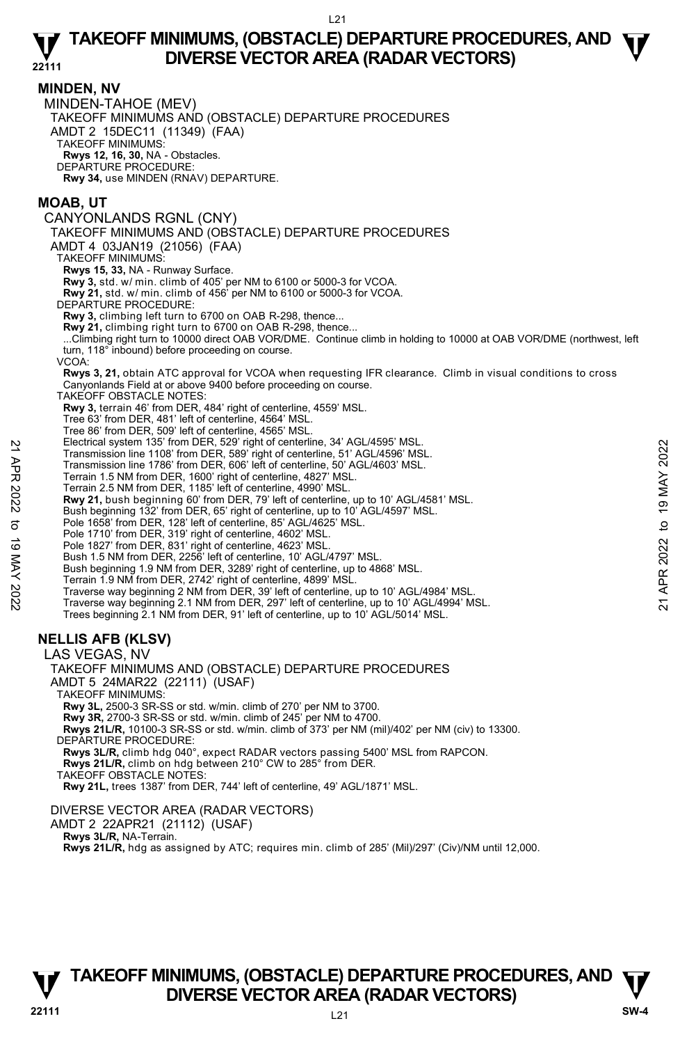# TAKEOFF MINIMUMS, (OBSTACLE) DEPARTURE PROCEDURES, AND DIVERSE VECTOR AREA (RADAR VECTORS)

## MINDEN, NV

MINDEN-TAHOE (MEV)

TAKEOFF MINIMUMS AND (OBSTACLE) DEPARTURE PROCEDURES

AMDT 2 15DEC11 (11349) (FAA)

TAKEOFF MINIMUMS:

**Rwys 12, 16, 30,** NA - Obstacles.

DEPARTURE PROCEDURE:

**Rwy 34,** use MINDEN (RNAV) DEPARTURE.

## MOAB, UT

CANYONLANDS RGNL (CNY)

TAKEOFF MINIMUMS AND (OBSTACLE) DEPARTURE PROCEDURES

AMDT 4 03JAN19 (21056) (FAA)

TAKEOFF MINIMUMS:

**Rwys 15, 33,** NA - Runway Surface.
**Rwy 3,** std. w/ min. climb of 405' per NM to 6100 or 5000-3 for VCOA.
**Rwy 21,** std. w/ min. climb of 456' per NM to 6100 or 5000-3 for VCOA.

DEPARTURE PROCEDURE:

**Rwy 3,** climbing left turn to 6700 on OAB R-298, thence...
**Rwy 21,** climbing right turn to 6700 on OAB R-298, thence...
...Climbing right turn to 10000 direct OAB VOR/DME. Continue climb in holding to 10000 at OAB VOR/DME (northwest, left turn, 118° inbound) before proceeding on course.

VCOA:

**Rwys 3, 21,** obtain ATC approval for VCOA when requesting IFR clearance. Climb in visual conditions to cross Canyonlands Field at or above 9400 before proceeding on course.

TAKEOFF OBSTACLE NOTES:

**Rwy 3,** terrain 46' from DER, 484' right of centerline, 4559' MSL.
Tree 63' from DER, 481' left of centerline, 4564' MSL.
Tree 86' from DER, 509' left of centerline, 4565' MSL.
Electrical system 135' from DER, 529' right of centerline, 34' AGL/4595' MSL.
Transmission line 1108' from DER, 589' right of centerline, 51' AGL/4596' MSL.
Transmission line 1786' from DER, 606' left of centerline, 50' AGL/4603' MSL.
Terrain 1.5 NM from DER, 1600' right of centerline, 4827' MSL.
Terrain 2.5 NM from DER, 1185' left of centerline, 4990' MSL.
**Rwy 21,** bush beginning 60' from DER, 79' left of centerline, up to 10' AGL/4581' MSL.
Bush beginning 132' from DER, 65' right of centerline, up to 10' AGL/4597' MSL.
Pole 1658' from DER, 128' left of centerline, 85' AGL/4625' MSL.
Pole 1710' from DER, 319' right of centerline, 4602' MSL.
Pole 1827' from DER, 831' right of centerline, 4623' MSL.
Bush 1.5 NM from DER, 2256' left of centerline, 10' AGL/4797' MSL.
Bush beginning 1.9 NM from DER, 3289' right of centerline, up to 4868' MSL.
Terrain 1.9 NM from DER, 2742' right of centerline, 4899' MSL.
Traverse way beginning 2 NM from DER, 39' left of centerline, up to 10' AGL/4984' MSL.
Traverse way beginning 2.1 NM from DER, 297' left of centerline, up to 10' AGL/4994' MSL.
Trees beginning 2.1 NM from DER, 91' left of centerline, up to 10' AGL/5014' MSL.

## NELLIS AFB (KLSV)

LAS VEGAS, NV

TAKEOFF MINIMUMS AND (OBSTACLE) DEPARTURE PROCEDURES

AMDT 5 24MAR22 (22111) (USAF)

TAKEOFF MINIMUMS:

**Rwy 3L,** 2500-3 SR-SS or std. w/min. climb of 270' per NM to 3700.
**Rwy 3R,** 2700-3 SR-SS or std. w/min. climb of 245' per NM to 4700.
**Rwys 21L/R,** 10100-3 SR-SS or std. w/min. climb of 373' per NM (mil)/402' per NM (civ) to 13300.

DEPARTURE PROCEDURE:

**Rwys 3L/R,** climb hdg 040°, expect RADAR vectors passing 5400' MSL from RAPCON.
**Rwys 21L/R,** climb on hdg between 210° CW to 285° from DER.

TAKEOFF OBSTACLE NOTES:

**Rwy 21L,** trees 1387' from DER, 744' left of centerline, 49' AGL/1871' MSL.

DIVERSE VECTOR AREA (RADAR VECTORS)

AMDT 2 22APR21 (21112) (USAF)

**Rwys 3L/R,** NA-Terrain.
**Rwys 21L/R,** hdg as assigned by ATC; requires min. climb of 285' (Mil)/297' (Civ)/NM until 12,000.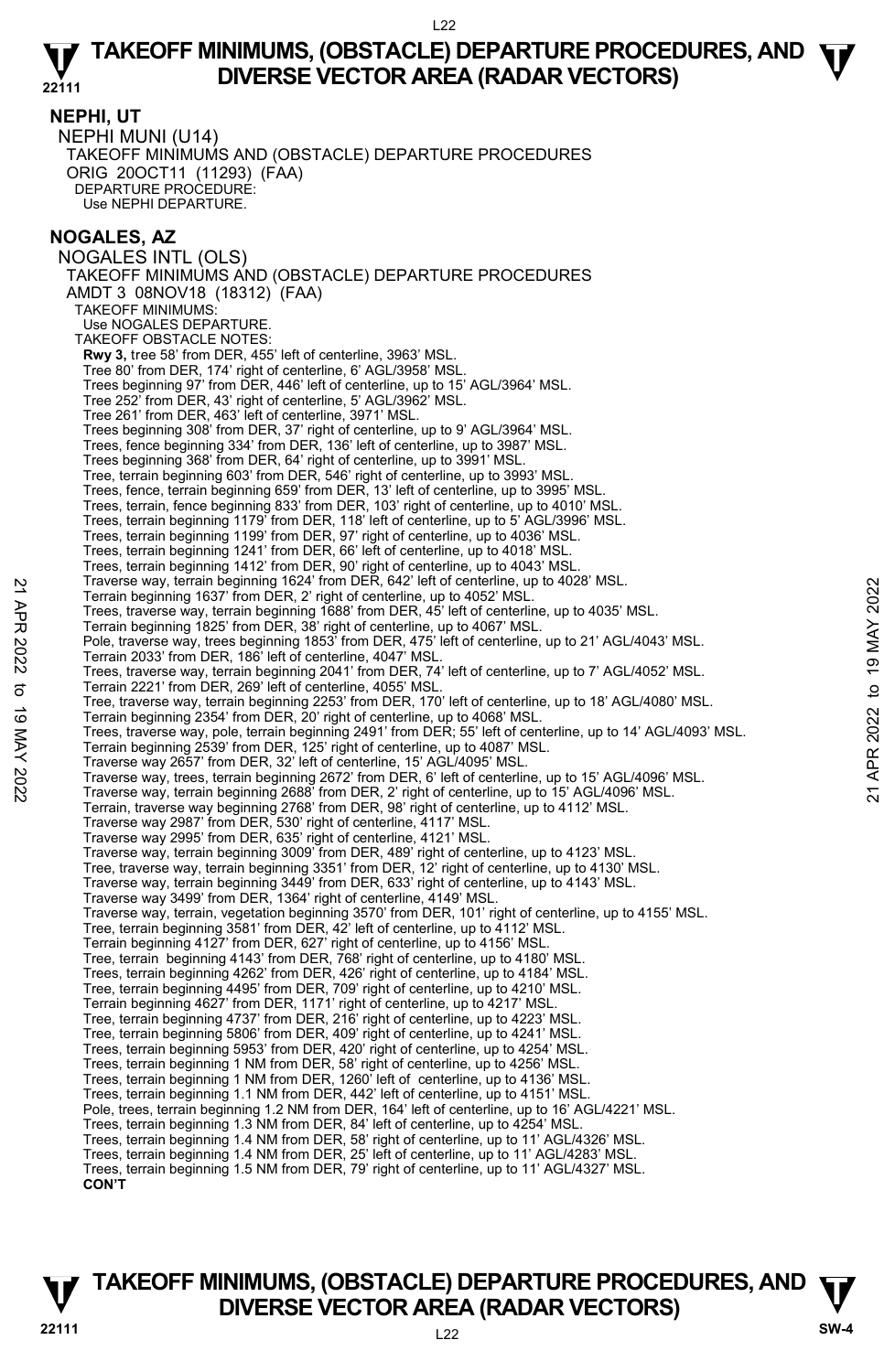## NEPHI, UT

NEPHI MUNI (U14)
TAKEOFF MINIMUMS AND (OBSTACLE) DEPARTURE PROCEDURES
ORIG 20OCT11 (11293) (FAA)
DEPARTURE PROCEDURE:
Use NEPHI DEPARTURE.

## NOGALES, AZ

NOGALES INTL (OLS)
TAKEOFF MINIMUMS AND (OBSTACLE) DEPARTURE PROCEDURES
AMDT 3 08NOV18 (18312) (FAA)
TAKEOFF MINIMUMS:
Use NOGALES DEPARTURE.
TAKEOFF OBSTACLE NOTES:
**Rwy 3,** tree 58' from DER, 455' left of centerline, 3963' MSL.
Tree 80' from DER, 174' right of centerline, 6' AGL/3958' MSL.
Trees beginning 97' from DER, 446' left of centerline, up to 15' AGL/3964' MSL.
Tree 252' from DER, 43' right of centerline, 5' AGL/3962' MSL.
Tree 261' from DER, 463' left of centerline, 3971' MSL.
Trees beginning 308' from DER, 37' right of centerline, up to 9' AGL/3964' MSL.
Trees, fence beginning 334' from DER, 136' left of centerline, up to 3987' MSL.
Trees beginning 368' from DER, 64' right of centerline, up to 3991' MSL.
Tree, terrain beginning 603' from DER, 546' right of centerline, up to 3993' MSL.
Trees, fence, terrain beginning 659' from DER, 13' left of centerline, up to 3995' MSL.
Trees, terrain, fence beginning 833' from DER, 103' right of centerline, up to 4010' MSL.
Trees, terrain beginning 1179' from DER, 118' left of centerline, up to 5' AGL/3996' MSL.
Trees, terrain beginning 1199' from DER, 97' right of centerline, up to 4036' MSL.
Trees, terrain beginning 1241' from DER, 66' left of centerline, up to 4018' MSL.
Trees, terrain beginning 1412' from DER, 90' right of centerline, up to 4043' MSL.
Traverse way, terrain beginning 1624' from DER, 642' left of centerline, up to 4028' MSL.
Terrain beginning 1637' from DER, 2' right of centerline, up to 4052' MSL.
Trees, traverse way, terrain beginning 1688' from DER, 45' left of centerline, up to 4035' MSL.
Terrain beginning 1825' from DER, 38' right of centerline, up to 4067' MSL.
Pole, traverse way, trees beginning 1853' from DER, 475' left of centerline, up to 21' AGL/4043' MSL.
Terrain 2033' from DER, 186' left of centerline, 4047' MSL.
Trees, traverse way, terrain beginning 2041' from DER, 74' left of centerline, up to 7' AGL/4052' MSL.
Terrain 2221' from DER, 269' left of centerline, 4055' MSL.
Tree, traverse way, terrain beginning 2253' from DER, 170' left of centerline, up to 18' AGL/4080' MSL.
Terrain beginning 2354' from DER, 20' right of centerline, up to 4068' MSL.
Trees, traverse way, pole, terrain beginning 2491' from DER; 55' left of centerline, up to 14' AGL/4093' MSL.
Terrain beginning 2539' from DER, 125' right of centerline, up to 4087' MSL.
Traverse way 2657' from DER, 32' left of centerline, 15' AGL/4095' MSL.
Traverse way, trees, terrain beginning 2672' from DER, 6' left of centerline, up to 15' AGL/4096' MSL.
Traverse way, terrain beginning 2688' from DER, 2' right of centerline, up to 15' AGL/4096' MSL.
Terrain, traverse way beginning 2768' from DER, 98' right of centerline, up to 4112' MSL.
Traverse way 2987' from DER, 530' right of centerline, 4117' MSL.
Traverse way 2995' from DER, 635' right of centerline, 4121' MSL.
Traverse way, terrain beginning 3009' from DER, 489' right of centerline, up to 4123' MSL.
Tree, traverse way, terrain beginning 3351' from DER, 12' right of centerline, up to 4130' MSL.
Traverse way, terrain beginning 3449' from DER, 633' right of centerline, up to 4143' MSL.
Traverse way 3499' from DER, 1364' right of centerline, 4149' MSL.
Traverse way, terrain, vegetation beginning 3570' from DER, 101' right of centerline, up to 4155' MSL.
Tree, terrain beginning 3581' from DER, 42' left of centerline, up to 4112' MSL.
Terrain beginning 4127' from DER, 627' right of centerline, up to 4156' MSL.
Tree, terrain beginning 4143' from DER, 768' right of centerline, up to 4180' MSL.
Trees, terrain beginning 4262' from DER, 426' right of centerline, up to 4184' MSL.
Tree, terrain beginning 4495' from DER, 709' right of centerline, up to 4210' MSL.
Terrain beginning 4627' from DER, 1171' right of centerline, up to 4217' MSL.
Tree, terrain beginning 4737' from DER, 216' right of centerline, up to 4223' MSL.
Tree, terrain beginning 5806' from DER, 409' right of centerline, up to 4241' MSL.
Trees, terrain beginning 5953' from DER, 420' right of centerline, up to 4254' MSL.
Trees, terrain beginning 1 NM from DER, 58' right of centerline, up to 4256' MSL.
Trees, terrain beginning 1 NM from DER, 1260' left of centerline, up to 4136' MSL.
Trees, terrain beginning 1.1 NM from DER, 442' left of centerline, up to 4151' MSL.
Pole, trees, terrain beginning 1.2 NM from DER, 164' left of centerline, up to 16' AGL/4221' MSL.
Trees, terrain beginning 1.3 NM from DER, 84' left of centerline, up to 4254' MSL.
Trees, terrain beginning 1.4 NM from DER, 58' right of centerline, up to 11' AGL/4326' MSL.
Trees, terrain beginning 1.4 NM from DER, 25' left of centerline, up to 11' AGL/4283' MSL.
Trees, terrain beginning 1.5 NM from DER, 79' right of centerline, up to 11' AGL/4327' MSL.
**CON'T**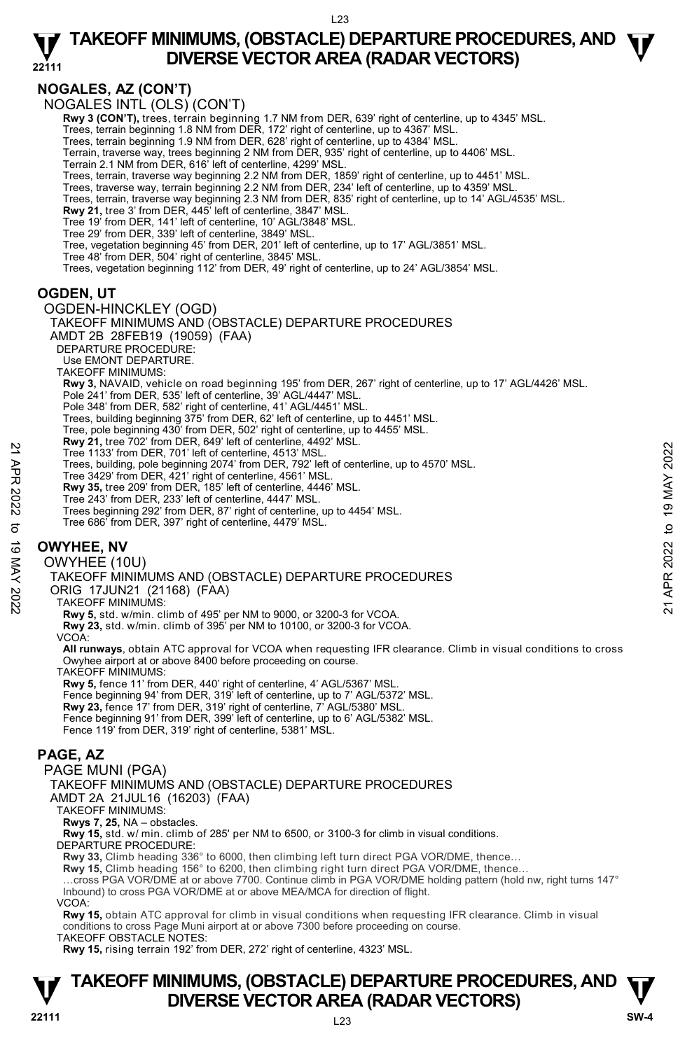## NOGALES, AZ (CON'T)

NOGALES INTL (OLS) (CON'T)

**Rwy 3 (CON'T),** trees, terrain beginning 1.7 NM from DER, 639' right of centerline, up to 4345' MSL.
Trees, terrain beginning 1.8 NM from DER, 172' right of centerline, up to 4367' MSL.
Trees, terrain beginning 1.9 NM from DER, 628' right of centerline, up to 4384' MSL.
Terrain, traverse way, trees beginning 2 NM from DER, 935' right of centerline, up to 4406' MSL.
Terrain 2.1 NM from DER, 616' left of centerline, 4299' MSL.
Trees, terrain, traverse way beginning 2.2 NM from DER, 1859' right of centerline, up to 4451' MSL.
Trees, traverse way, terrain beginning 2.2 NM from DER, 234' left of centerline, up to 4359' MSL.
Trees, terrain, traverse way beginning 2.3 NM from DER, 835' right of centerline, up to 14' AGL/4535' MSL.
**Rwy 21,** tree 3' from DER, 445' left of centerline, 3847' MSL.
Tree 19' from DER, 141' left of centerline, 10' AGL/3848' MSL.
Tree 29' from DER, 339' left of centerline, 3849' MSL.
Tree, vegetation beginning 45' from DER, 201' left of centerline, up to 17' AGL/3851' MSL.
Tree 48' from DER, 504' right of centerline, 3845' MSL.
Trees, vegetation beginning 112' from DER, 49' right of centerline, up to 24' AGL/3854' MSL.

## OGDEN, UT

OGDEN-HINCKLEY (OGD)
TAKEOFF MINIMUMS AND (OBSTACLE) DEPARTURE PROCEDURES
AMDT 2B 28FEB19 (19059) (FAA)
DEPARTURE PROCEDURE:
Use EMONT DEPARTURE.
TAKEOFF MINIMUMS:
**Rwy 3,** NAVAID, vehicle on road beginning 195' from DER, 267' right of centerline, up to 17' AGL/4426' MSL.
Pole 241' from DER, 535' left of centerline, 39' AGL/4447' MSL.
Pole 348' from DER, 582' right of centerline, 41' AGL/4451' MSL.
Trees, building beginning 375' from DER, 62' left of centerline, up to 4451' MSL.
Tree, pole beginning 430' from DER, 502' right of centerline, up to 4455' MSL.
**Rwy 21,** tree 702' from DER, 649' left of centerline, 4492' MSL.
Tree 1133' from DER, 701' left of centerline, 4513' MSL.
Trees, building, pole beginning 2074' from DER, 792' left of centerline, up to 4570' MSL.
Tree 3429' from DER, 421' right of centerline, 4561' MSL.
**Rwy 35,** tree 209' from DER, 185' left of centerline, 4446' MSL.
Tree 243' from DER, 233' left of centerline, 4447' MSL.
Trees beginning 292' from DER, 87' right of centerline, up to 4454' MSL.
Tree 686' from DER, 397' right of centerline, 4479' MSL.

## OWYHEE, NV

OWYHEE (10U)
TAKEOFF MINIMUMS AND (OBSTACLE) DEPARTURE PROCEDURES
ORIG 17JUN21 (21168) (FAA)
TAKEOFF MINIMUMS:
**Rwy 5,** std. w/min. climb of 495' per NM to 9000, or 3200-3 for VCOA.
**Rwy 23,** std. w/min. climb of 395' per NM to 10100, or 3200-3 for VCOA.
VCOA:
**All runways**, obtain ATC approval for VCOA when requesting IFR clearance. Climb in visual conditions to cross Owyhee airport at or above 8400 before proceeding on course.
TAKEOFF MINIMUMS:
**Rwy 5,** fence 11' from DER, 440' right of centerline, 4' AGL/5367' MSL.
Fence beginning 94' from DER, 319' left of centerline, up to 7' AGL/5372' MSL.
**Rwy 23,** fence 17' from DER, 319' right of centerline, 7' AGL/5380' MSL.
Fence beginning 91' from DER, 399' left of centerline, up to 6' AGL/5382' MSL.
Fence 119' from DER, 319' right of centerline, 5381' MSL.

## PAGE, AZ

PAGE MUNI (PGA)
TAKEOFF MINIMUMS AND (OBSTACLE) DEPARTURE PROCEDURES
AMDT 2A 21JUL16 (16203) (FAA)
TAKEOFF MINIMUMS:
**Rwys 7, 25,** NA – obstacles.
**Rwy 15,** std. w/ min. climb of 285' per NM to 6500, or 3100-3 for climb in visual conditions.
DEPARTURE PROCEDURE:
**Rwy 33,** Climb heading 336° to 6000, then climbing left turn direct PGA VOR/DME, thence…
**Rwy 15,** Climb heading 156° to 6200, then climbing right turn direct PGA VOR/DME, thence…
…cross PGA VOR/DME at or above 7700. Continue climb in PGA VOR/DME holding pattern (hold nw, right turns 147° Inbound) to cross PGA VOR/DME at or above MEA/MCA for direction of flight.
VCOA:
**Rwy 15,** obtain ATC approval for climb in visual conditions when requesting IFR clearance. Climb in visual conditions to cross Page Muni airport at or above 7300 before proceeding on course.
TAKEOFF OBSTACLE NOTES:
**Rwy 15,** rising terrain 192' from DER, 272' right of centerline, 4323' MSL.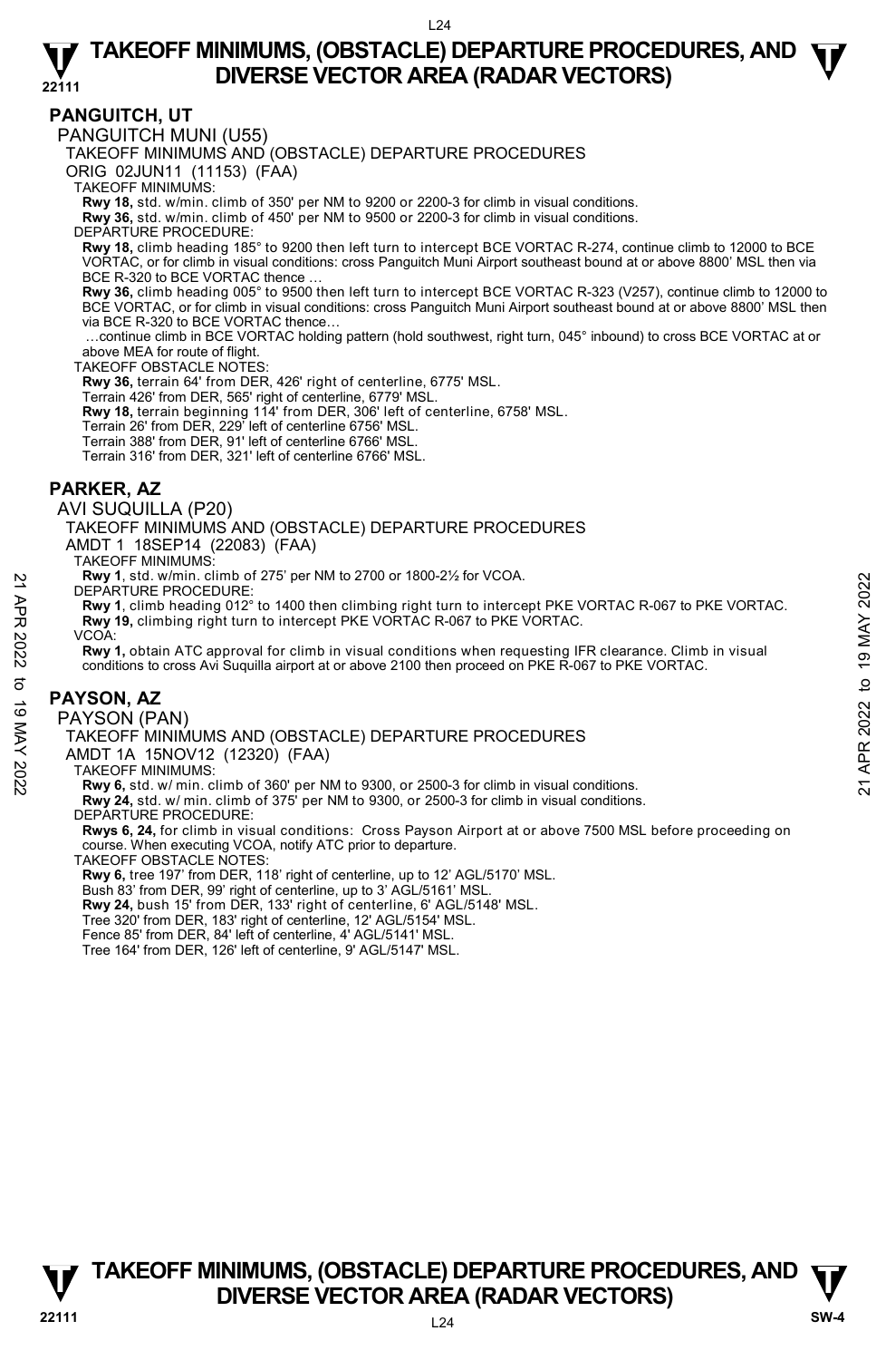## PANGUITCH, UT

PANGUITCH MUNI (U55)

TAKEOFF MINIMUMS AND (OBSTACLE) DEPARTURE PROCEDURES

ORIG 02JUN11 (11153) (FAA)

TAKEOFF MINIMUMS:

**Rwy 18,** std. w/min. climb of 350' per NM to 9200 or 2200-3 for climb in visual conditions.
**Rwy 36,** std. w/min. climb of 450' per NM to 9500 or 2200-3 for climb in visual conditions.

DEPARTURE PROCEDURE:

**Rwy 18,** climb heading 185° to 9200 then left turn to intercept BCE VORTAC R-274, continue climb to 12000 to BCE VORTAC, or for climb in visual conditions: cross Panguitch Muni Airport southeast bound at or above 8800' MSL then via BCE R-320 to BCE VORTAC thence …

**Rwy 36,** climb heading 005° to 9500 then left turn to intercept BCE VORTAC R-323 (V257), continue climb to 12000 to BCE VORTAC, or for climb in visual conditions: cross Panguitch Muni Airport southeast bound at or above 8800' MSL then via BCE R-320 to BCE VORTAC thence…

…continue climb in BCE VORTAC holding pattern (hold southwest, right turn, 045° inbound) to cross BCE VORTAC at or above MEA for route of flight.

TAKEOFF OBSTACLE NOTES:

**Rwy 36,** terrain 64' from DER, 426' right of centerline, 6775' MSL.
Terrain 426' from DER, 565' right of centerline, 6779' MSL.
**Rwy 18,** terrain beginning 114' from DER, 306' left of centerline, 6758' MSL.
Terrain 26' from DER, 229' left of centerline 6756' MSL.
Terrain 388' from DER, 91' left of centerline 6766' MSL.
Terrain 316' from DER, 321' left of centerline 6766' MSL.

## PARKER, AZ

AVI SUQUILLA (P20)

TAKEOFF MINIMUMS AND (OBSTACLE) DEPARTURE PROCEDURES

AMDT 1 18SEP14 (22083) (FAA)

TAKEOFF MINIMUMS:

**Rwy 1**, std. w/min. climb of 275' per NM to 2700 or 1800-2½ for VCOA.

DEPARTURE PROCEDURE:

**Rwy 1**, climb heading 012° to 1400 then climbing right turn to intercept PKE VORTAC R-067 to PKE VORTAC.
**Rwy 19,** climbing right turn to intercept PKE VORTAC R-067 to PKE VORTAC.

VCOA:

**Rwy 1,** obtain ATC approval for climb in visual conditions when requesting IFR clearance. Climb in visual conditions to cross Avi Suquilla airport at or above 2100 then proceed on PKE R-067 to PKE VORTAC.

## PAYSON, AZ

PAYSON (PAN)

TAKEOFF MINIMUMS AND (OBSTACLE) DEPARTURE PROCEDURES

AMDT 1A 15NOV12 (12320) (FAA)

TAKEOFF MINIMUMS:

**Rwy 6,** std. w/ min. climb of 360' per NM to 9300, or 2500-3 for climb in visual conditions.
**Rwy 24,** std. w/ min. climb of 375' per NM to 9300, or 2500-3 for climb in visual conditions.

DEPARTURE PROCEDURE:

**Rwys 6, 24,** for climb in visual conditions: Cross Payson Airport at or above 7500 MSL before proceeding on course. When executing VCOA, notify ATC prior to departure.

TAKEOFF OBSTACLE NOTES:

**Rwy 6,** tree 197' from DER, 118' right of centerline, up to 12' AGL/5170' MSL.
Bush 83' from DER, 99' right of centerline, up to 3' AGL/5161' MSL.
**Rwy 24,** bush 15' from DER, 133' right of centerline, 6' AGL/5148' MSL.
Tree 320' from DER, 183' right of centerline, 12' AGL/5154' MSL.
Fence 85' from DER, 84' left of centerline, 4' AGL/5141' MSL.
Tree 164' from DER, 126' left of centerline, 9' AGL/5147' MSL.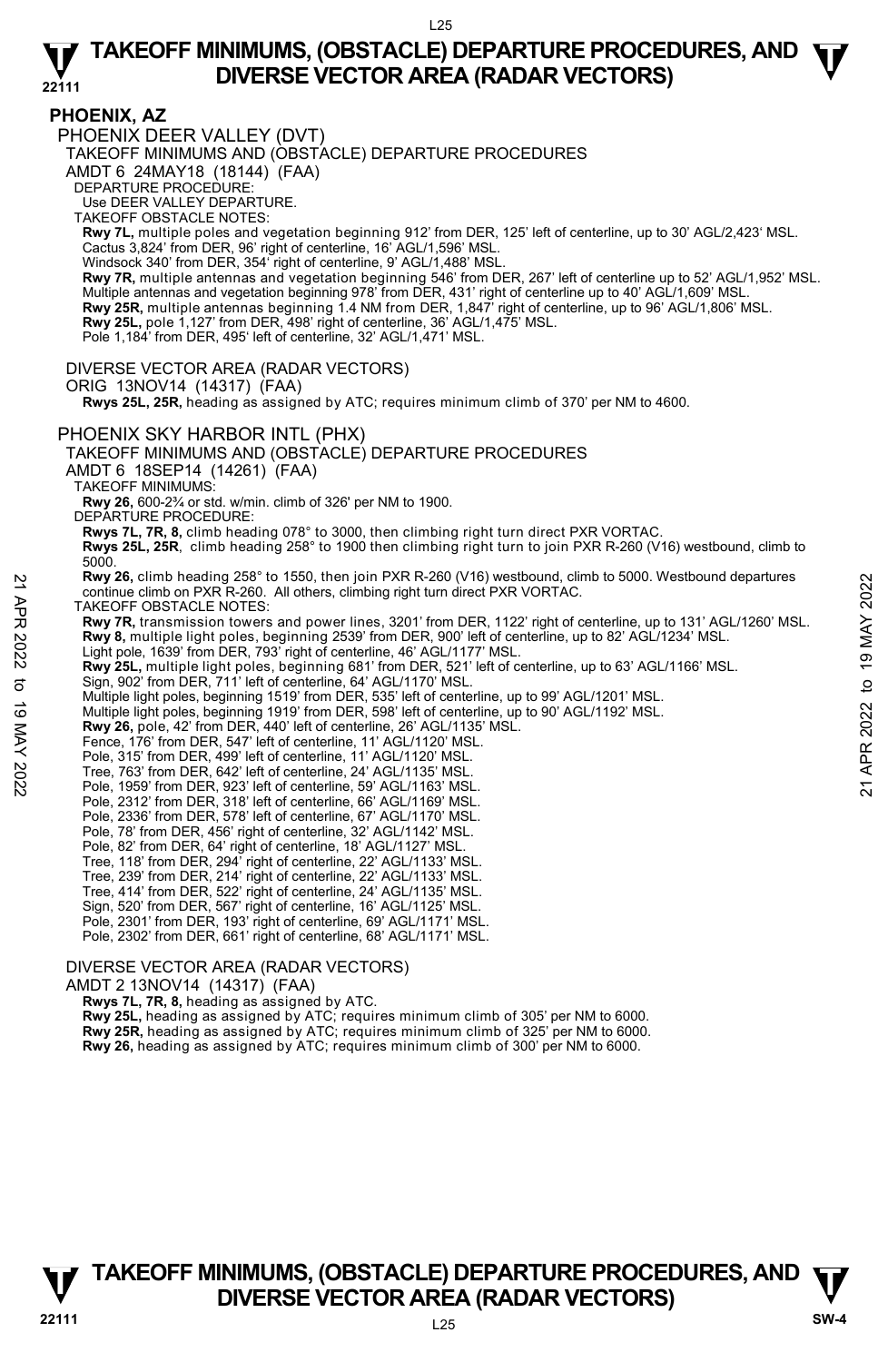# TAKEOFF MINIMUMS, (OBSTACLE) DEPARTURE PROCEDURES, AND DIVERSE VECTOR AREA (RADAR VECTORS)

## PHOENIX, AZ

### PHOENIX DEER VALLEY (DVT)

TAKEOFF MINIMUMS AND (OBSTACLE) DEPARTURE PROCEDURES

AMDT 6 24MAY18 (18144) (FAA)

DEPARTURE PROCEDURE:

Use DEER VALLEY DEPARTURE.

TAKEOFF OBSTACLE NOTES:

**Rwy 7L,** multiple poles and vegetation beginning 912' from DER, 125' left of centerline, up to 30' AGL/2,423' MSL.
Cactus 3,824' from DER, 96' right of centerline, 16' AGL/1,596' MSL.
Windsock 340' from DER, 354' right of centerline, 9' AGL/1,488' MSL.
**Rwy 7R,** multiple antennas and vegetation beginning 546' from DER, 267' left of centerline up to 52' AGL/1,952' MSL.
Multiple antennas and vegetation beginning 978' from DER, 431' right of centerline up to 40' AGL/1,609' MSL.
**Rwy 25R,** multiple antennas beginning 1.4 NM from DER, 1,847' right of centerline, up to 96' AGL/1,806' MSL.
**Rwy 25L,** pole 1,127' from DER, 498' right of centerline, 36' AGL/1,475' MSL.
Pole 1,184' from DER, 495' left of centerline, 32' AGL/1,471' MSL.

DIVERSE VECTOR AREA (RADAR VECTORS)

ORIG 13NOV14 (14317) (FAA)

**Rwys 25L, 25R,** heading as assigned by ATC; requires minimum climb of 370' per NM to 4600.

### PHOENIX SKY HARBOR INTL (PHX)

TAKEOFF MINIMUMS AND (OBSTACLE) DEPARTURE PROCEDURES

AMDT 6 18SEP14 (14261) (FAA)

TAKEOFF MINIMUMS:

**Rwy 26,** 600-2¾ or std. w/min. climb of 326' per NM to 1900.

DEPARTURE PROCEDURE:

**Rwys 7L, 7R, 8,** climb heading 078° to 3000, then climbing right turn direct PXR VORTAC.
**Rwys 25L, 25R**, climb heading 258° to 1900 then climbing right turn to join PXR R-260 (V16) westbound, climb to 5000.
**Rwy 26,** climb heading 258° to 1550, then join PXR R-260 (V16) westbound, climb to 5000. Westbound departures continue climb on PXR R-260. All others, climbing right turn direct PXR VORTAC.

TAKEOFF OBSTACLE NOTES:

**Rwy 7R,** transmission towers and power lines, 3201' from DER, 1122' right of centerline, up to 131' AGL/1260' MSL.
**Rwy 8,** multiple light poles, beginning 2539' from DER, 900' left of centerline, up to 82' AGL/1234' MSL.
Light pole, 1639' from DER, 793' right of centerline, 46' AGL/1177' MSL.
**Rwy 25L,** multiple light poles, beginning 681' from DER, 521' left of centerline, up to 63' AGL/1166' MSL.
Sign, 902' from DER, 711' left of centerline, 64' AGL/1170' MSL.
Multiple light poles, beginning 1519' from DER, 535' left of centerline, up to 99' AGL/1201' MSL.
Multiple light poles, beginning 1919' from DER, 598' left of centerline, up to 90' AGL/1192' MSL.
**Rwy 26,** pole, 42' from DER, 440' left of centerline, 26' AGL/1135' MSL.
Fence, 176' from DER, 547' left of centerline, 11' AGL/1120' MSL.
Pole, 315' from DER, 499' left of centerline, 11' AGL/1120' MSL.
Tree, 763' from DER, 642' left of centerline, 24' AGL/1135' MSL.
Pole, 1959' from DER, 923' left of centerline, 59' AGL/1163' MSL.
Pole, 2312' from DER, 318' left of centerline, 66' AGL/1169' MSL.
Pole, 2336' from DER, 578' left of centerline, 67' AGL/1170' MSL.
Pole, 78' from DER, 456' right of centerline, 32' AGL/1142' MSL.
Pole, 82' from DER, 64' right of centerline, 18' AGL/1127' MSL.
Tree, 118' from DER, 294' right of centerline, 22' AGL/1133' MSL.
Tree, 239' from DER, 214' right of centerline, 22' AGL/1133' MSL.
Tree, 414' from DER, 522' right of centerline, 24' AGL/1135' MSL.
Sign, 520' from DER, 567' right of centerline, 16' AGL/1125' MSL.
Pole, 2301' from DER, 193' right of centerline, 69' AGL/1171' MSL.
Pole, 2302' from DER, 661' right of centerline, 68' AGL/1171' MSL.

DIVERSE VECTOR AREA (RADAR VECTORS)

AMDT 2 13NOV14 (14317) (FAA)

**Rwys 7L, 7R, 8,** heading as assigned by ATC.
**Rwy 25L,** heading as assigned by ATC; requires minimum climb of 305' per NM to 6000.
**Rwy 25R,** heading as assigned by ATC; requires minimum climb of 325' per NM to 6000.
**Rwy 26,** heading as assigned by ATC; requires minimum climb of 300' per NM to 6000.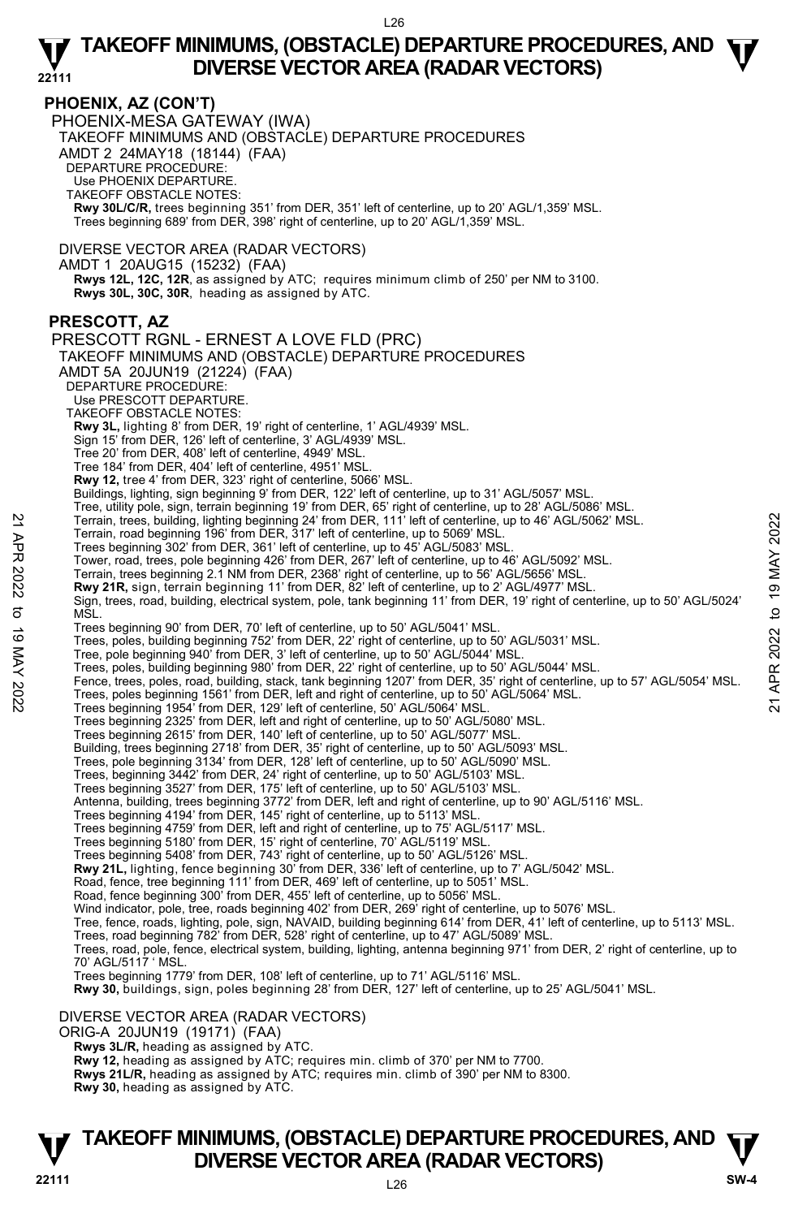# TAKEOFF MINIMUMS, (OBSTACLE) DEPARTURE PROCEDURES, AND DIVERSE VECTOR AREA (RADAR VECTORS)

## PHOENIX, AZ (CON'T)

PHOENIX-MESA GATEWAY (IWA)

TAKEOFF MINIMUMS AND (OBSTACLE) DEPARTURE PROCEDURES

AMDT 2 24MAY18 (18144) (FAA)

DEPARTURE PROCEDURE:

Use PHOENIX DEPARTURE.

TAKEOFF OBSTACLE NOTES:

**Rwy 30L/C/R,** trees beginning 351' from DER, 351' left of centerline, up to 20' AGL/1,359' MSL.
Trees beginning 689' from DER, 398' right of centerline, up to 20' AGL/1,359' MSL.

DIVERSE VECTOR AREA (RADAR VECTORS)

AMDT 1 20AUG15 (15232) (FAA)

**Rwys 12L, 12C, 12R**, as assigned by ATC; requires minimum climb of 250' per NM to 3100.
**Rwys 30L, 30C, 30R**, heading as assigned by ATC.

## PRESCOTT, AZ

PRESCOTT RGNL - ERNEST A LOVE FLD (PRC)

TAKEOFF MINIMUMS AND (OBSTACLE) DEPARTURE PROCEDURES

AMDT 5A 20JUN19 (21224) (FAA)

DEPARTURE PROCEDURE:

Use PRESCOTT DEPARTURE.

TAKEOFF OBSTACLE NOTES:

**Rwy 3L,** lighting 8' from DER, 19' right of centerline, 1' AGL/4939' MSL.
Sign 15' from DER, 126' left of centerline, 3' AGL/4939' MSL.
Tree 20' from DER, 408' left of centerline, 4949' MSL.
Tree 184' from DER, 404' left of centerline, 4951' MSL.
**Rwy 12,** tree 4' from DER, 323' right of centerline, 5066' MSL.
Buildings, lighting, sign beginning 9' from DER, 122' left of centerline, up to 31' AGL/5057' MSL.
Tree, utility pole, sign, terrain beginning 19' from DER, 65' right of centerline, up to 28' AGL/5086' MSL.
Terrain, trees, building, lighting beginning 24' from DER, 111' left of centerline, up to 46' AGL/5062' MSL.
Terrain, road beginning 196' from DER, 317' left of centerline, up to 5069' MSL.
Trees beginning 302' from DER, 361' left of centerline, up to 45' AGL/5083' MSL.
Tower, road, trees, pole beginning 426' from DER, 267' left of centerline, up to 46' AGL/5092' MSL.
Terrain, trees beginning 2.1 NM from DER, 2368' right of centerline, up to 56' AGL/5656' MSL.
**Rwy 21R,** sign, terrain beginning 11' from DER, 82' left of centerline, up to 2' AGL/4977' MSL.
Sign, trees, road, building, electrical system, pole, tank beginning 11' from DER, 19' right of centerline, up to 50' AGL/5024' MSL.
Trees beginning 90' from DER, 70' left of centerline, up to 50' AGL/5041' MSL.
Trees, poles, building beginning 752' from DER, 22' right of centerline, up to 50' AGL/5031' MSL.
Tree, pole beginning 940' from DER, 3' left of centerline, up to 50' AGL/5044' MSL.
Trees, poles, building beginning 980' from DER, 22' right of centerline, up to 50' AGL/5044' MSL.
Fence, trees, poles, road, building, stack, tank beginning 1207' from DER, 35' right of centerline, up to 57' AGL/5054' MSL.
Trees, poles beginning 1561' from DER, left and right of centerline, up to 50' AGL/5064' MSL.
Trees beginning 1954' from DER, 129' left of centerline, 50' AGL/5064' MSL.
Trees beginning 2325' from DER, left and right of centerline, up to 50' AGL/5080' MSL.
Trees beginning 2615' from DER, 140' left of centerline, up to 50' AGL/5077' MSL.
Building, trees beginning 2718' from DER, 35' right of centerline, up to 50' AGL/5093' MSL.
Trees, pole beginning 3134' from DER, 128' left of centerline, up to 50' AGL/5090' MSL.
Trees, beginning 3442' from DER, 24' right of centerline, up to 50' AGL/5103' MSL.
Trees beginning 3527' from DER, 175' left of centerline, up to 50' AGL/5103' MSL.
Antenna, building, trees beginning 3772' from DER, left and right of centerline, up to 90' AGL/5116' MSL.
Trees beginning 4194' from DER, 145' right of centerline, up to 5113' MSL.
Trees beginning 4759' from DER, left and right of centerline, up to 75' AGL/5117' MSL.
Trees beginning 5180' from DER, 15' right of centerline, 70' AGL/5119' MSL.
Trees beginning 5408' from DER, 743' right of centerline, up to 50' AGL/5126' MSL.
**Rwy 21L,** lighting, fence beginning 30' from DER, 336' left of centerline, up to 7' AGL/5042' MSL.
Road, fence, tree beginning 111' from DER, 469' left of centerline, up to 5051' MSL.
Road, fence beginning 300' from DER, 455' left of centerline, up to 5056' MSL.
Wind indicator, pole, tree, roads beginning 402' from DER, 269' right of centerline, up to 5076' MSL.
Tree, fence, roads, lighting, pole, sign, NAVAID, building beginning 614' from DER, 41' left of centerline, up to 5113' MSL.
Trees, road beginning 782' from DER, 528' right of centerline, up to 47' AGL/5089' MSL.
Trees, road, pole, fence, electrical system, building, lighting, antenna beginning 971' from DER, 2' right of centerline, up to 70' AGL/5117 ' MSL.
Trees beginning 1779' from DER, 108' left of centerline, up to 71' AGL/5116' MSL.
**Rwy 30,** buildings, sign, poles beginning 28' from DER, 127' left of centerline, up to 25' AGL/5041' MSL.

DIVERSE VECTOR AREA (RADAR VECTORS)

ORIG-A 20JUN19 (19171) (FAA)

**Rwys 3L/R,** heading as assigned by ATC.
**Rwy 12,** heading as assigned by ATC; requires min. climb of 370' per NM to 7700.
**Rwys 21L/R,** heading as assigned by ATC; requires min. climb of 390' per NM to 8300.
**Rwy 30,** heading as assigned by ATC.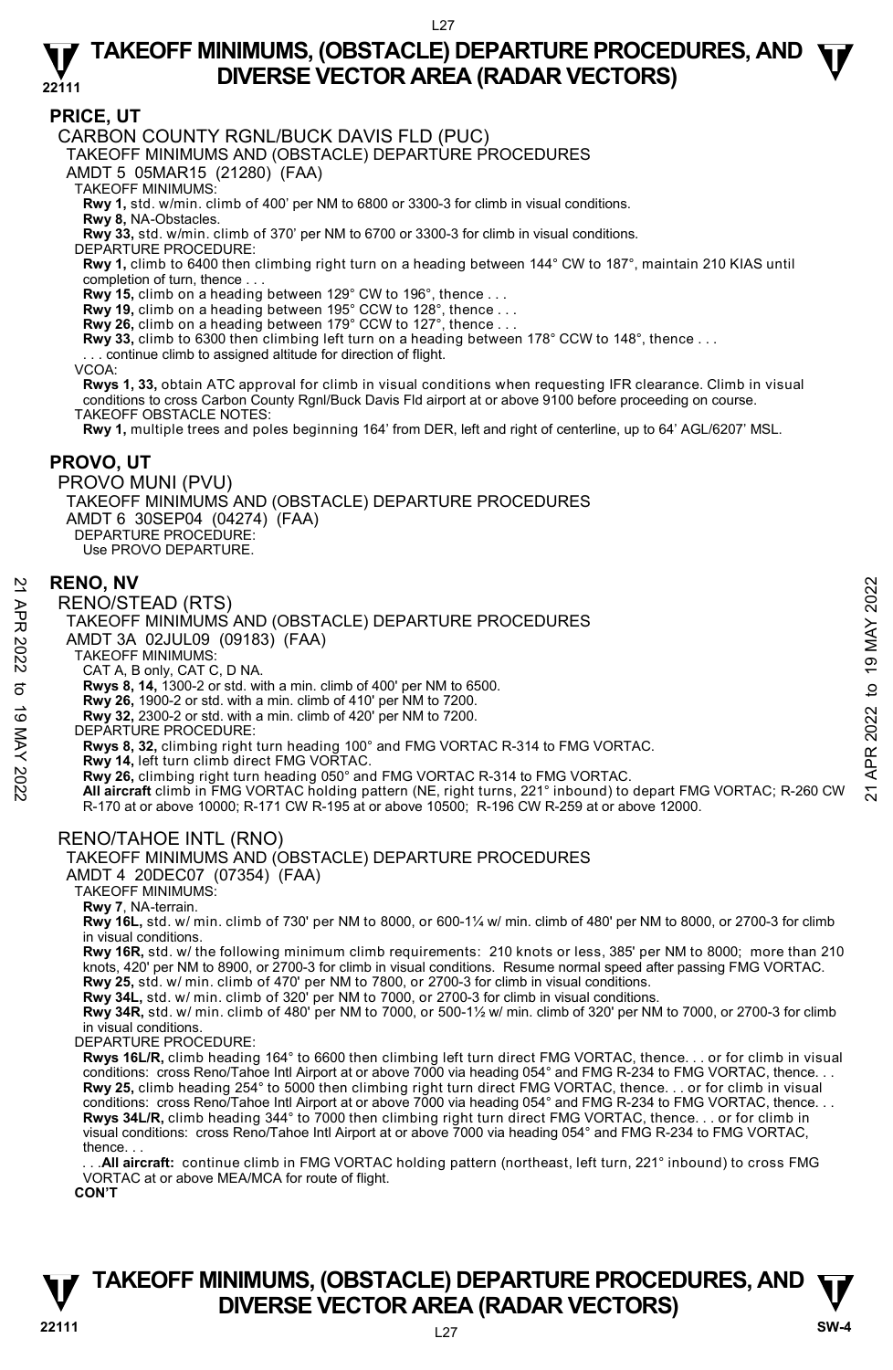## PRICE, UT

### CARBON COUNTY RGNL/BUCK DAVIS FLD (PUC)

TAKEOFF MINIMUMS AND (OBSTACLE) DEPARTURE PROCEDURES
AMDT 5 05MAR15 (21280) (FAA)

TAKEOFF MINIMUMS:
**Rwy 1,** std. w/min. climb of 400' per NM to 6800 or 3300-3 for climb in visual conditions.
**Rwy 8,** NA-Obstacles.
**Rwy 33,** std. w/min. climb of 370' per NM to 6700 or 3300-3 for climb in visual conditions.

DEPARTURE PROCEDURE:
**Rwy 1,** climb to 6400 then climbing right turn on a heading between 144° CW to 187°, maintain 210 KIAS until completion of turn, thence . . .
**Rwy 15,** climb on a heading between 129° CW to 196°, thence . . .
**Rwy 19,** climb on a heading between 195° CCW to 128°, thence . . .
**Rwy 26,** climb on a heading between 179° CCW to 127°, thence . . .
**Rwy 33,** climb to 6300 then climbing left turn on a heading between 178° CCW to 148°, thence . . .
. . . continue climb to assigned altitude for direction of flight.

VCOA:
**Rwys 1, 33,** obtain ATC approval for climb in visual conditions when requesting IFR clearance. Climb in visual conditions to cross Carbon County Rgnl/Buck Davis Fld airport at or above 9100 before proceeding on course.

TAKEOFF OBSTACLE NOTES:
**Rwy 1,** multiple trees and poles beginning 164' from DER, left and right of centerline, up to 64' AGL/6207' MSL.

## PROVO, UT

### PROVO MUNI (PVU)

TAKEOFF MINIMUMS AND (OBSTACLE) DEPARTURE PROCEDURES
AMDT 6 30SEP04 (04274) (FAA)

DEPARTURE PROCEDURE:
Use PROVO DEPARTURE.

## RENO, NV

### RENO/STEAD (RTS)

TAKEOFF MINIMUMS AND (OBSTACLE) DEPARTURE PROCEDURES
AMDT 3A 02JUL09 (09183) (FAA)

TAKEOFF MINIMUMS:
CAT A, B only, CAT C, D NA.
**Rwys 8, 14,** 1300-2 or std. with a min. climb of 400' per NM to 6500.
**Rwy 26,** 1900-2 or std. with a min. climb of 410' per NM to 7200.
**Rwy 32,** 2300-2 or std. with a min. climb of 420' per NM to 7200.

DEPARTURE PROCEDURE:
**Rwys 8, 32,** climbing right turn heading 100° and FMG VORTAC R-314 to FMG VORTAC.
**Rwy 14,** left turn climb direct FMG VORTAC.
**Rwy 26,** climbing right turn heading 050° and FMG VORTAC R-314 to FMG VORTAC.
**All aircraft** climb in FMG VORTAC holding pattern (NE, right turns, 221° inbound) to depart FMG VORTAC; R-260 CW R-170 at or above 10000; R-171 CW R-195 at or above 10500; R-196 CW R-259 at or above 12000.

### RENO/TAHOE INTL (RNO)

TAKEOFF MINIMUMS AND (OBSTACLE) DEPARTURE PROCEDURES
AMDT 4 20DEC07 (07354) (FAA)

TAKEOFF MINIMUMS:
**Rwy 7,** NA-terrain.
**Rwy 16L,** std. w/ min. climb of 730' per NM to 8000, or 600-1¼ w/ min. climb of 480' per NM to 8000, or 2700-3 for climb in visual conditions.
**Rwy 16R,** std. w/ the following minimum climb requirements: 210 knots or less, 385' per NM to 8000; more than 210 knots, 420' per NM to 8900, or 2700-3 for climb in visual conditions. Resume normal speed after passing FMG VORTAC.
**Rwy 25,** std. w/ min. climb of 470' per NM to 7800, or 2700-3 for climb in visual conditions.
**Rwy 34L,** std. w/ min. climb of 320' per NM to 7000, or 2700-3 for climb in visual conditions.
**Rwy 34R,** std. w/ min. climb of 480' per NM to 7000, or 500-1½ w/ min. climb of 320' per NM to 7000, or 2700-3 for climb in visual conditions.

DEPARTURE PROCEDURE:
**Rwys 16L/R,** climb heading 164° to 6600 then climbing left turn direct FMG VORTAC, thence. . . or for climb in visual conditions: cross Reno/Tahoe Intl Airport at or above 7000 via heading 054° and FMG R-234 to FMG VORTAC, thence. . .
**Rwy 25,** climb heading 254° to 5000 then climbing right turn direct FMG VORTAC, thence. . . or for climb in visual conditions: cross Reno/Tahoe Intl Airport at or above 7000 via heading 054° and FMG R-234 to FMG VORTAC, thence. . .
**Rwys 34L/R,** climb heading 344° to 7000 then climbing right turn direct FMG VORTAC, thence. . . or for climb in visual conditions: cross Reno/Tahoe Intl Airport at or above 7000 via heading 054° and FMG R-234 to FMG VORTAC, thence. . .
. . .**All aircraft:** continue climb in FMG VORTAC holding pattern (northeast, left turn, 221° inbound) to cross FMG VORTAC at or above MEA/MCA for route of flight.

**CON'T**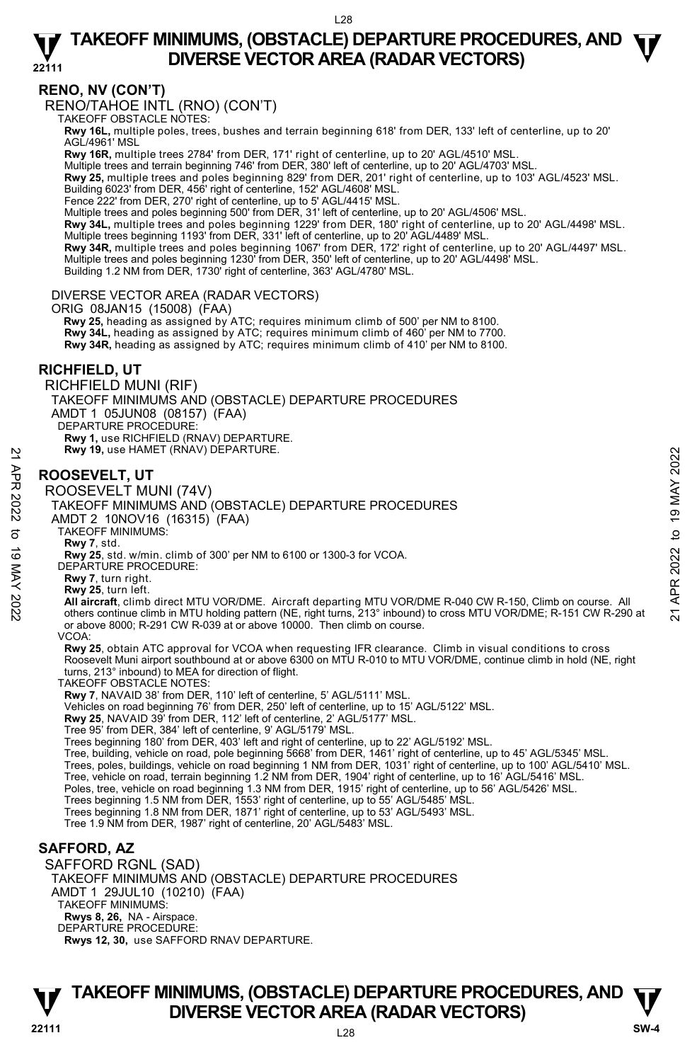## RENO, NV (CON'T)

RENO/TAHOE INTL (RNO) (CON'T)

TAKEOFF OBSTACLE NOTES:

**Rwy 16L,** multiple poles, trees, bushes and terrain beginning 618' from DER, 133' left of centerline, up to 20' AGL/4961' MSL

**Rwy 16R,** multiple trees 2784' from DER, 171' right of centerline, up to 20' AGL/4510' MSL.
Multiple trees and terrain beginning 746' from DER, 380' left of centerline, up to 20' AGL/4703' MSL.

**Rwy 25,** multiple trees and poles beginning 829' from DER, 201' right of centerline, up to 103' AGL/4523' MSL.
Building 6023' from DER, 456' right of centerline, 152' AGL/4608' MSL.
Fence 222' from DER, 270' right of centerline, up to 5' AGL/4415' MSL.
Multiple trees and poles beginning 500' from DER, 31' left of centerline, up to 20' AGL/4506' MSL.

**Rwy 34L,** multiple trees and poles beginning 1229' from DER, 180' right of centerline, up to 20' AGL/4498' MSL.
Multiple trees beginning 1193' from DER, 331' left of centerline, up to 20' AGL/4489' MSL.

**Rwy 34R,** multiple trees and poles beginning 1067' from DER, 172' right of centerline, up to 20' AGL/4497' MSL.
Multiple trees and poles beginning 1230' from DER, 350' left of centerline, up to 20' AGL/4498' MSL.
Building 1.2 NM from DER, 1730' right of centerline, 363' AGL/4780' MSL.

DIVERSE VECTOR AREA (RADAR VECTORS)

ORIG 08JAN15 (15008) (FAA)

**Rwy 25,** heading as assigned by ATC; requires minimum climb of 500' per NM to 8100.
**Rwy 34L,** heading as assigned by ATC; requires minimum climb of 460' per NM to 7700.
**Rwy 34R,** heading as assigned by ATC; requires minimum climb of 410' per NM to 8100.

## RICHFIELD, UT

RICHFIELD MUNI (RIF)

TAKEOFF MINIMUMS AND (OBSTACLE) DEPARTURE PROCEDURES

AMDT 1 05JUN08 (08157) (FAA)

DEPARTURE PROCEDURE:

**Rwy 1,** use RICHFIELD (RNAV) DEPARTURE.
**Rwy 19,** use HAMET (RNAV) DEPARTURE.

## ROOSEVELT, UT

ROOSEVELT MUNI (74V)

TAKEOFF MINIMUMS AND (OBSTACLE) DEPARTURE PROCEDURES

AMDT 2 10NOV16 (16315) (FAA)

TAKEOFF MINIMUMS:

**Rwy 7**, std.
**Rwy 25**, std. w/min. climb of 300' per NM to 6100 or 1300-3 for VCOA.

DEPARTURE PROCEDURE:

**Rwy 7**, turn right.
**Rwy 25**, turn left.
**All aircraft**, climb direct MTU VOR/DME. Aircraft departing MTU VOR/DME R-040 CW R-150, Climb on course. All others continue climb in MTU holding pattern (NE, right turns, 213° inbound) to cross MTU VOR/DME; R-151 CW R-290 at or above 8000; R-291 CW R-039 at or above 10000. Then climb on course.

VCOA:

**Rwy 25**, obtain ATC approval for VCOA when requesting IFR clearance. Climb in visual conditions to cross Roosevelt Muni airport southbound at or above 6300 on MTU R-010 to MTU VOR/DME, continue climb in hold (NE, right turns, 213° inbound) to MEA for direction of flight.

TAKEOFF OBSTACLE NOTES:

**Rwy 7**, NAVAID 38' from DER, 110' left of centerline, 5' AGL/5111' MSL.
Vehicles on road beginning 76' from DER, 250' left of centerline, up to 15' AGL/5122' MSL.

**Rwy 25**, NAVAID 39' from DER, 112' left of centerline, 2' AGL/5177' MSL.
Tree 95' from DER, 384' left of centerline, 9' AGL/5179' MSL.
Trees beginning 180' from DER, 403' left and right of centerline, up to 22' AGL/5192' MSL.
Tree, building, vehicle on road, pole beginning 5668' from DER, 1461' right of centerline, up to 45' AGL/5345' MSL.
Trees, poles, buildings, vehicle on road beginning 1 NM from DER, 1031' right of centerline, up to 100' AGL/5410' MSL.
Tree, vehicle on road, terrain beginning 1.2 NM from DER, 1904' right of centerline, up to 16' AGL/5416' MSL.
Poles, tree, vehicle on road beginning 1.3 NM from DER, 1915' right of centerline, up to 56' AGL/5426' MSL.
Trees beginning 1.5 NM from DER, 1553' right of centerline, up to 55' AGL/5485' MSL.
Trees beginning 1.8 NM from DER, 1871' right of centerline, up to 53' AGL/5493' MSL.
Tree 1.9 NM from DER, 1987' right of centerline, 20' AGL/5483' MSL.

## SAFFORD, AZ

SAFFORD RGNL (SAD)

TAKEOFF MINIMUMS AND (OBSTACLE) DEPARTURE PROCEDURES

AMDT 1 29JUL10 (10210) (FAA)

TAKEOFF MINIMUMS:

**Rwys 8, 26,** NA - Airspace.

DEPARTURE PROCEDURE:

**Rwys 12, 30,** use SAFFORD RNAV DEPARTURE.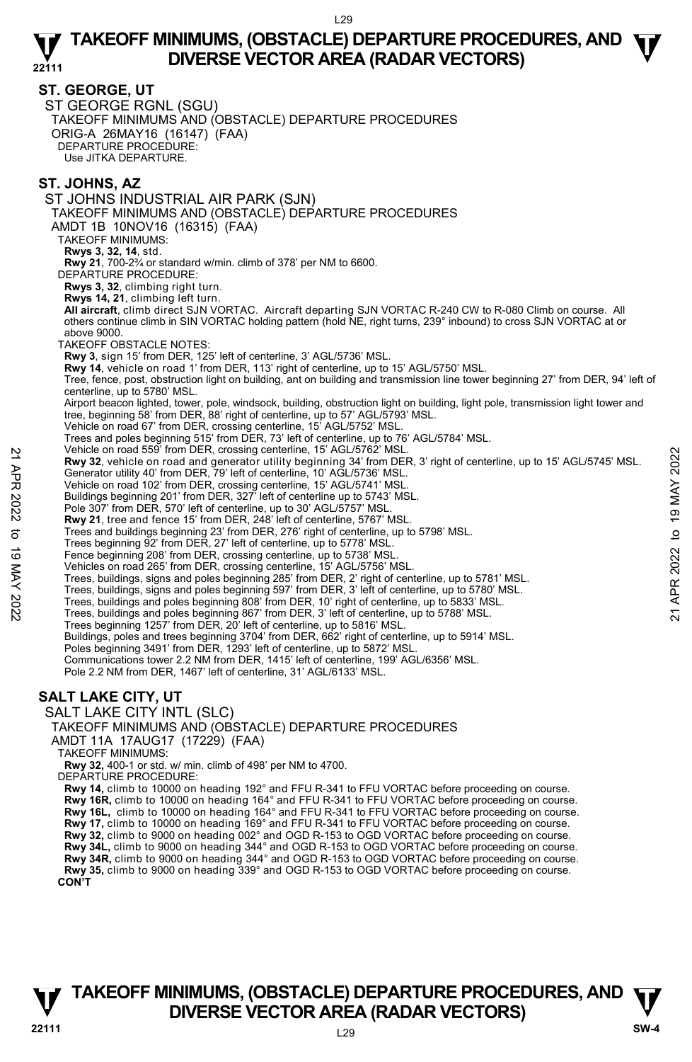## ST. GEORGE, UT

ST GEORGE RGNL (SGU)
TAKEOFF MINIMUMS AND (OBSTACLE) DEPARTURE PROCEDURES
ORIG-A 26MAY16 (16147) (FAA)
DEPARTURE PROCEDURE:
Use JITKA DEPARTURE.

## ST. JOHNS, AZ

ST JOHNS INDUSTRIAL AIR PARK (SJN)
TAKEOFF MINIMUMS AND (OBSTACLE) DEPARTURE PROCEDURES
AMDT 1B 10NOV16 (16315) (FAA)
TAKEOFF MINIMUMS:
**Rwys 3, 32, 14**, std.
**Rwy 21**, 700-2¾ or standard w/min. climb of 378' per NM to 6600.
DEPARTURE PROCEDURE:
**Rwys 3, 32**, climbing right turn.
**Rwys 14, 21**, climbing left turn.
**All aircraft**, climb direct SJN VORTAC. Aircraft departing SJN VORTAC R-240 CW to R-080 Climb on course. All others continue climb in SIN VORTAC holding pattern (hold NE, right turns, 239° inbound) to cross SJN VORTAC at or above 9000.
TAKEOFF OBSTACLE NOTES:
**Rwy 3**, sign 15' from DER, 125' left of centerline, 3' AGL/5736' MSL.
**Rwy 14**, vehicle on road 1' from DER, 113' right of centerline, up to 15' AGL/5750' MSL.
Tree, fence, post, obstruction light on building, ant on building and transmission line tower beginning 27' from DER, 94' left of centerline, up to 5780' MSL.
Airport beacon lighted, tower, pole, windsock, building, obstruction light on building, light pole, transmission light tower and tree, beginning 58' from DER, 88' right of centerline, up to 57' AGL/5793' MSL.
Vehicle on road 67' from DER, crossing centerline, 15' AGL/5752' MSL.
Trees and poles beginning 515' from DER, 73' left of centerline, up to 76' AGL/5784' MSL.
Vehicle on road 559' from DER, crossing centerline, 15' AGL/5762' MSL.
**Rwy 32**, vehicle on road and generator utility beginning 34' from DER, 3' right of centerline, up to 15' AGL/5745' MSL.
Generator utility 40' from DER, 79' left of centerline, 10' AGL/5736' MSL.
Vehicle on road 102' from DER, crossing centerline, 15' AGL/5741' MSL.
Buildings beginning 201' from DER, 327' left of centerline up to 5743' MSL.
Pole 307' from DER, 570' left of centerline, up to 30' AGL/5757' MSL.
**Rwy 21**, tree and fence 15' from DER, 248' left of centerline, 5767' MSL.
Trees and buildings beginning 23' from DER, 276' right of centerline, up to 5798' MSL.
Trees beginning 92' from DER, 27' left of centerline, up to 5778' MSL.
Fence beginning 208' from DER, crossing centerline, up to 5738' MSL.
Vehicles on road 265' from DER, crossing centerline, 15' AGL/5756' MSL.
Trees, buildings, signs and poles beginning 285' from DER, 2' right of centerline, up to 5781' MSL.
Trees, buildings, signs and poles beginning 597' from DER, 3' left of centerline, up to 5780' MSL.
Trees, buildings and poles beginning 808' from DER, 10' right of centerline, up to 5833' MSL.
Trees, buildings and poles beginning 867' from DER, 3' left of centerline, up to 5788' MSL.
Trees beginning 1257' from DER, 20' left of centerline, up to 5816' MSL.
Buildings, poles and trees beginning 3704' from DER, 662' right of centerline, up to 5914' MSL.
Poles beginning 3491' from DER, 1293' left of centerline, up to 5872' MSL.
Communications tower 2.2 NM from DER, 1415' left of centerline, 199' AGL/6356' MSL.
Pole 2.2 NM from DER, 1467' left of centerline, 31' AGL/6133' MSL.

## SALT LAKE CITY, UT

SALT LAKE CITY INTL (SLC)
TAKEOFF MINIMUMS AND (OBSTACLE) DEPARTURE PROCEDURES
AMDT 11A 17AUG17 (17229) (FAA)
TAKEOFF MINIMUMS:
**Rwy 32,** 400-1 or std. w/ min. climb of 498' per NM to 4700.
DEPARTURE PROCEDURE:
**Rwy 14,** climb to 10000 on heading 192° and FFU R-341 to FFU VORTAC before proceeding on course.
**Rwy 16R,** climb to 10000 on heading 164° and FFU R-341 to FFU VORTAC before proceeding on course.
**Rwy 16L,** climb to 10000 on heading 164° and FFU R-341 to FFU VORTAC before proceeding on course.
**Rwy 17,** climb to 10000 on heading 169° and FFU R-341 to FFU VORTAC before proceeding on course.
**Rwy 32,** climb to 9000 on heading 002° and OGD R-153 to OGD VORTAC before proceeding on course.
**Rwy 34L,** climb to 9000 on heading 344° and OGD R-153 to OGD VORTAC before proceeding on course.
**Rwy 34R,** climb to 9000 on heading 344° and OGD R-153 to OGD VORTAC before proceeding on course.
**Rwy 35,** climb to 9000 on heading 339° and OGD R-153 to OGD VORTAC before proceeding on course.
**CON'T**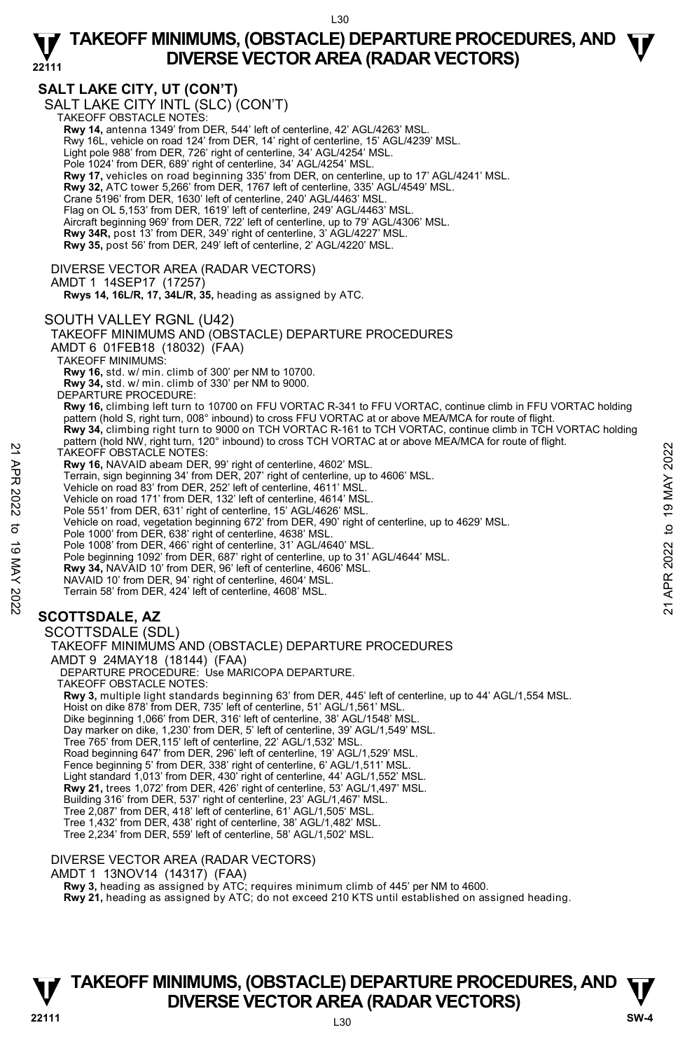## SALT LAKE CITY, UT (CON'T)

SALT LAKE CITY INTL (SLC) (CON'T)

TAKEOFF OBSTACLE NOTES:

**Rwy 14,** antenna 1349' from DER, 544' left of centerline, 42' AGL/4263' MSL.
Rwy 16L, vehicle on road 124' from DER, 14' right of centerline, 15' AGL/4239' MSL.
Light pole 988' from DER, 726' right of centerline, 34' AGL/4254' MSL.
Pole 1024' from DER, 689' right of centerline, 34' AGL/4254' MSL.
**Rwy 17,** vehicles on road beginning 335' from DER, on centerline, up to 17' AGL/4241' MSL.
**Rwy 32,** ATC tower 5,266' from DER, 1767 left of centerline, 335' AGL/4549' MSL.
Crane 5196' from DER, 1630' left of centerline, 240' AGL/4463' MSL.
Flag on OL 5,153' from DER, 1619' left of centerline, 249' AGL/4463' MSL.
Aircraft beginning 969' from DER, 722' left of centerline, up to 79' AGL/4306' MSL.
**Rwy 34R,** post 13' from DER, 349' right of centerline, 3' AGL/4227' MSL.
**Rwy 35,** post 56' from DER, 249' left of centerline, 2' AGL/4220' MSL.

DIVERSE VECTOR AREA (RADAR VECTORS)

AMDT 1 14SEP17 (17257)

**Rwys 14, 16L/R, 17, 34L/R, 35,** heading as assigned by ATC.

SOUTH VALLEY RGNL (U42)

TAKEOFF MINIMUMS AND (OBSTACLE) DEPARTURE PROCEDURES

AMDT 6 01FEB18 (18032) (FAA)

TAKEOFF MINIMUMS:

**Rwy 16,** std. w/ min. climb of 300' per NM to 10700.
**Rwy 34,** std. w/ min. climb of 330' per NM to 9000.

DEPARTURE PROCEDURE:

**Rwy 16,** climbing left turn to 10700 on FFU VORTAC R-341 to FFU VORTAC, continue climb in FFU VORTAC holding pattern (hold S, right turn, 008° inbound) to cross FFU VORTAC at or above MEA/MCA for route of flight.
**Rwy 34,** climbing right turn to 9000 on TCH VORTAC R-161 to TCH VORTAC, continue climb in TCH VORTAC holding pattern (hold NW, right turn, 120° inbound) to cross TCH VORTAC at or above MEA/MCA for route of flight.

TAKEOFF OBSTACLE NOTES:

**Rwy 16,** NAVAID abeam DER, 99' right of centerline, 4602' MSL.
Terrain, sign beginning 34' from DER, 207' right of centerline, up to 4606' MSL.
Vehicle on road 83' from DER, 252' left of centerline, 4611' MSL.
Vehicle on road 171' from DER, 132' left of centerline, 4614' MSL.
Pole 551' from DER, 631' right of centerline, 15' AGL/4626' MSL.
Vehicle on road, vegetation beginning 672' from DER, 490' right of centerline, up to 4629' MSL.
Pole 1000' from DER, 638' right of centerline, 4638' MSL.
Pole 1008' from DER, 466' right of centerline, 31' AGL/4640' MSL.
Pole beginning 1092' from DER, 687' right of centerline, up to 31' AGL/4644' MSL.
**Rwy 34,** NAVAID 10' from DER, 96' left of centerline, 4606' MSL.
NAVAID 10' from DER, 94' right of centerline, 4604' MSL.
Terrain 58' from DER, 424' left of centerline, 4608' MSL.

## SCOTTSDALE, AZ

SCOTTSDALE (SDL)

TAKEOFF MINIMUMS AND (OBSTACLE) DEPARTURE PROCEDURES

AMDT 9 24MAY18 (18144) (FAA)

DEPARTURE PROCEDURE: Use MARICOPA DEPARTURE.

TAKEOFF OBSTACLE NOTES:

**Rwy 3,** multiple light standards beginning 63' from DER, 445' left of centerline, up to 44' AGL/1,554 MSL.
Hoist on dike 878' from DER, 735' left of centerline, 51' AGL/1,561' MSL.
Dike beginning 1,066' from DER, 316' left of centerline, 38' AGL/1548' MSL.
Day marker on dike, 1,230' from DER, 5' left of centerline, 39' AGL/1,549' MSL.
Tree 765' from DER,115' left of centerline, 22' AGL/1,532' MSL.
Road beginning 647' from DER, 296' left of centerline, 19' AGL/1,529' MSL.
Fence beginning 5' from DER, 338' right of centerline, 6' AGL/1,511' MSL.
Light standard 1,013' from DER, 430' right of centerline, 44' AGL/1,552' MSL.
**Rwy 21,** trees 1,072' from DER, 426' right of centerline, 53' AGL/1,497' MSL.
Building 316' from DER, 537' right of centerline, 23' AGL/1,467' MSL.
Tree 2,087' from DER, 418' left of centerline, 61' AGL/1,505' MSL.
Tree 1,432' from DER, 438' right of centerline, 38' AGL/1,482' MSL.
Tree 2,234' from DER, 559' left of centerline, 58' AGL/1,502' MSL.

DIVERSE VECTOR AREA (RADAR VECTORS)

AMDT 1 13NOV14 (14317) (FAA)

**Rwy 3,** heading as assigned by ATC; requires minimum climb of 445' per NM to 4600.
**Rwy 21,** heading as assigned by ATC; do not exceed 210 KTS until established on assigned heading.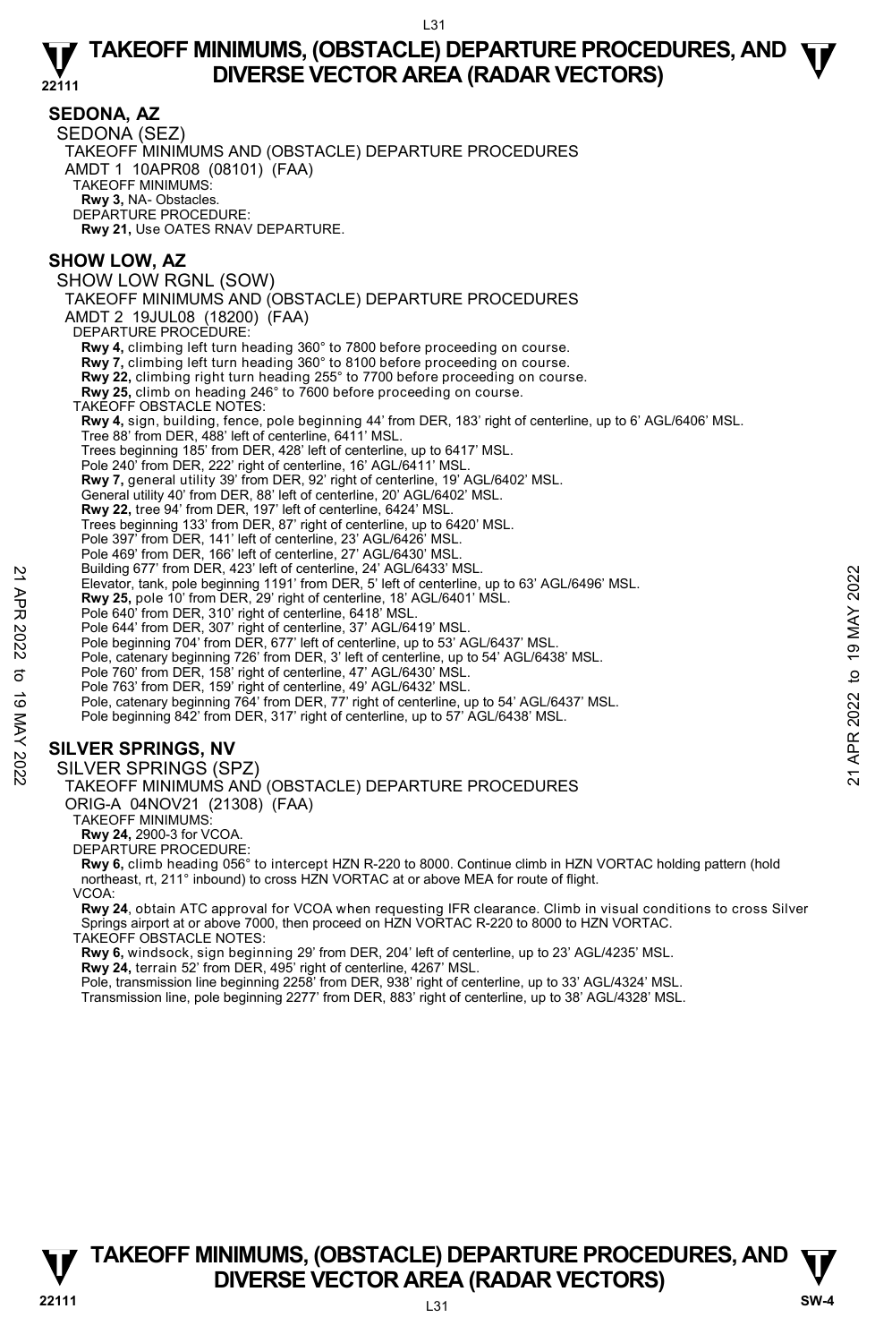## SEDONA, AZ

SEDONA (SEZ)
TAKEOFF MINIMUMS AND (OBSTACLE) DEPARTURE PROCEDURES
AMDT 1 10APR08 (08101) (FAA)
TAKEOFF MINIMUMS:
**Rwy 3,** NA- Obstacles.
DEPARTURE PROCEDURE:
**Rwy 21,** Use OATES RNAV DEPARTURE.

## SHOW LOW, AZ

SHOW LOW RGNL (SOW)
TAKEOFF MINIMUMS AND (OBSTACLE) DEPARTURE PROCEDURES
AMDT 2 19JUL08 (18200) (FAA)
DEPARTURE PROCEDURE:
**Rwy 4,** climbing left turn heading 360° to 7800 before proceeding on course.
**Rwy 7,** climbing left turn heading 360° to 8100 before proceeding on course.
**Rwy 22,** climbing right turn heading 255° to 7700 before proceeding on course.
**Rwy 25,** climb on heading 246° to 7600 before proceeding on course.
TAKEOFF OBSTACLE NOTES:
**Rwy 4,** sign, building, fence, pole beginning 44' from DER, 183' right of centerline, up to 6' AGL/6406' MSL.
Tree 88' from DER, 488' left of centerline, 6411' MSL.
Trees beginning 185' from DER, 428' left of centerline, up to 6417' MSL.
Pole 240' from DER, 222' right of centerline, 16' AGL/6411' MSL.
**Rwy 7,** general utility 39' from DER, 92' right of centerline, 19' AGL/6402' MSL.
General utility 40' from DER, 88' left of centerline, 20' AGL/6402' MSL.
**Rwy 22,** tree 94' from DER, 197' left of centerline, 6424' MSL.
Trees beginning 133' from DER, 87' right of centerline, up to 6420' MSL.
Pole 397' from DER, 141' left of centerline, 23' AGL/6426' MSL.
Pole 469' from DER, 166' left of centerline, 27' AGL/6430' MSL.
Building 677' from DER, 423' left of centerline, 24' AGL/6433' MSL.
Elevator, tank, pole beginning 1191' from DER, 5' left of centerline, up to 63' AGL/6496' MSL.
**Rwy 25,** pole 10' from DER, 29' right of centerline, 18' AGL/6401' MSL.
Pole 640' from DER, 310' right of centerline, 6418' MSL.
Pole 644' from DER, 307' right of centerline, 37' AGL/6419' MSL.
Pole beginning 704' from DER, 677' left of centerline, up to 53' AGL/6437' MSL.
Pole, catenary beginning 726' from DER, 3' left of centerline, up to 54' AGL/6438' MSL.
Pole 760' from DER, 158' right of centerline, 47' AGL/6430' MSL.
Pole 763' from DER, 159' right of centerline, 49' AGL/6432' MSL.
Pole, catenary beginning 764' from DER, 77' right of centerline, up to 54' AGL/6437' MSL.
Pole beginning 842' from DER, 317' right of centerline, up to 57' AGL/6438' MSL.

## SILVER SPRINGS, NV

SILVER SPRINGS (SPZ)
TAKEOFF MINIMUMS AND (OBSTACLE) DEPARTURE PROCEDURES
ORIG-A 04NOV21 (21308) (FAA)
TAKEOFF MINIMUMS:
**Rwy 24,** 2900-3 for VCOA.
DEPARTURE PROCEDURE:
**Rwy 6,** climb heading 056° to intercept HZN R-220 to 8000. Continue climb in HZN VORTAC holding pattern (hold northeast, rt, 211° inbound) to cross HZN VORTAC at or above MEA for route of flight.
VCOA:
**Rwy 24**, obtain ATC approval for VCOA when requesting IFR clearance. Climb in visual conditions to cross Silver Springs airport at or above 7000, then proceed on HZN VORTAC R-220 to 8000 to HZN VORTAC.
TAKEOFF OBSTACLE NOTES:
**Rwy 6,** windsock, sign beginning 29' from DER, 204' left of centerline, up to 23' AGL/4235' MSL.
**Rwy 24,** terrain 52' from DER, 495' right of centerline, 4267' MSL.
Pole, transmission line beginning 2258' from DER, 938' right of centerline, up to 33' AGL/4324' MSL.
Transmission line, pole beginning 2277' from DER, 883' right of centerline, up to 38' AGL/4328' MSL.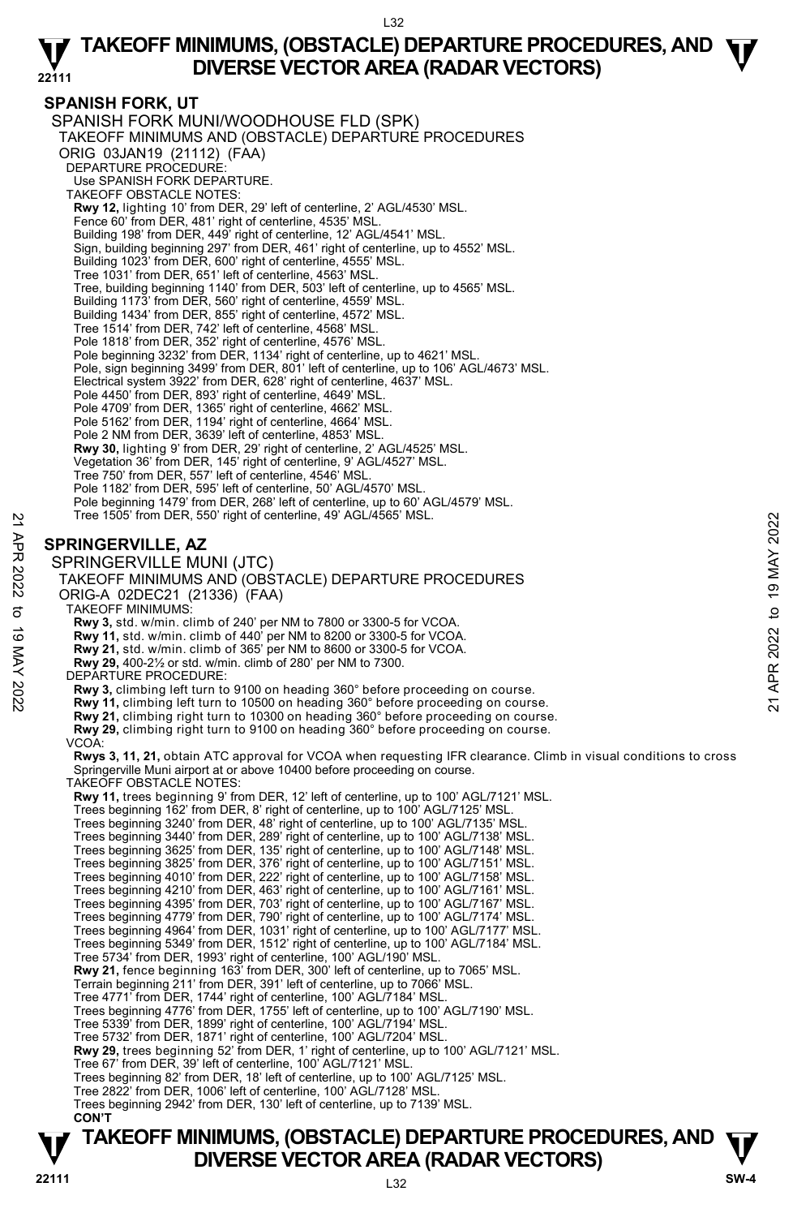## SPANISH FORK, UT

SPANISH FORK MUNI/WOODHOUSE FLD (SPK)
TAKEOFF MINIMUMS AND (OBSTACLE) DEPARTURE PROCEDURES
ORIG 03JAN19 (21112) (FAA)
DEPARTURE PROCEDURE:
Use SPANISH FORK DEPARTURE.
TAKEOFF OBSTACLE NOTES:
**Rwy 12,** lighting 10' from DER, 29' left of centerline, 2' AGL/4530' MSL.
Fence 60' from DER, 481' right of centerline, 4535' MSL.
Building 198' from DER, 449' right of centerline, 12' AGL/4541' MSL.
Sign, building beginning 297' from DER, 461' right of centerline, up to 4552' MSL.
Building 1023' from DER, 600' right of centerline, 4555' MSL.
Tree 1031' from DER, 651' left of centerline, 4563' MSL.
Tree, building beginning 1140' from DER, 503' left of centerline, up to 4565' MSL.
Building 1173' from DER, 560' right of centerline, 4559' MSL.
Building 1434' from DER, 855' right of centerline, 4572' MSL.
Tree 1514' from DER, 742' left of centerline, 4568' MSL.
Pole 1818' from DER, 352' right of centerline, 4576' MSL.
Pole beginning 3232' from DER, 1134' right of centerline, up to 4621' MSL.
Pole, sign beginning 3499' from DER, 801' left of centerline, up to 106' AGL/4673' MSL.
Electrical system 3922' from DER, 628' right of centerline, 4637' MSL.
Pole 4450' from DER, 893' right of centerline, 4649' MSL.
Pole 4709' from DER, 1365' right of centerline, 4662' MSL.
Pole 5162' from DER, 1194' right of centerline, 4664' MSL.
Pole 2 NM from DER, 3639' left of centerline, 4853' MSL.
**Rwy 30,** lighting 9' from DER, 29' right of centerline, 2' AGL/4525' MSL.
Vegetation 36' from DER, 145' right of centerline, 9' AGL/4527' MSL.
Tree 750' from DER, 557' left of centerline, 4546' MSL.
Pole 1182' from DER, 595' left of centerline, 50' AGL/4570' MSL.
Pole beginning 1479' from DER, 268' left of centerline, up to 60' AGL/4579' MSL.
Tree 1505' from DER, 550' right of centerline, 49' AGL/4565' MSL.

## SPRINGERVILLE, AZ

SPRINGERVILLE MUNI (JTC)
TAKEOFF MINIMUMS AND (OBSTACLE) DEPARTURE PROCEDURES
ORIG-A 02DEC21 (21336) (FAA)
TAKEOFF MINIMUMS:
**Rwy 3,** std. w/min. climb of 240' per NM to 7800 or 3300-5 for VCOA.
**Rwy 11,** std. w/min. climb of 440' per NM to 8200 or 3300-5 for VCOA.
**Rwy 21,** std. w/min. climb of 365' per NM to 8600 or 3300-5 for VCOA.
**Rwy 29,** 400-2½ or std. w/min. climb of 280' per NM to 7300.
DEPARTURE PROCEDURE:
**Rwy 3,** climbing left turn to 9100 on heading 360° before proceeding on course.
**Rwy 11,** climbing left turn to 10500 on heading 360° before proceeding on course.
**Rwy 21,** climbing right turn to 10300 on heading 360° before proceeding on course.
**Rwy 29,** climbing right turn to 9100 on heading 360° before proceeding on course.
VCOA:
**Rwys 3, 11, 21,** obtain ATC approval for VCOA when requesting IFR clearance. Climb in visual conditions to cross Springerville Muni airport at or above 10400 before proceeding on course.
TAKEOFF OBSTACLE NOTES:
**Rwy 11,** trees beginning 9' from DER, 12' left of centerline, up to 100' AGL/7121' MSL.
Trees beginning 162' from DER, 8' right of centerline, up to 100' AGL/7125' MSL.
Trees beginning 3240' from DER, 48' right of centerline, up to 100' AGL/7135' MSL.
Trees beginning 3440' from DER, 289' right of centerline, up to 100' AGL/7138' MSL.
Trees beginning 3625' from DER, 135' right of centerline, up to 100' AGL/7148' MSL.
Trees beginning 3825' from DER, 376' right of centerline, up to 100' AGL/7151' MSL.
Trees beginning 4010' from DER, 222' right of centerline, up to 100' AGL/7158' MSL.
Trees beginning 4210' from DER, 463' right of centerline, up to 100' AGL/7161' MSL.
Trees beginning 4395' from DER, 703' right of centerline, up to 100' AGL/7167' MSL.
Trees beginning 4779' from DER, 790' right of centerline, up to 100' AGL/7174' MSL.
Trees beginning 4964' from DER, 1031' right of centerline, up to 100' AGL/7177' MSL.
Trees beginning 5349' from DER, 1512' right of centerline, up to 100' AGL/7184' MSL.
Tree 5734' from DER, 1993' right of centerline, 100' AGL/190' MSL.
**Rwy 21,** fence beginning 163' from DER, 300' left of centerline, up to 7065' MSL.
Terrain beginning 211' from DER, 391' left of centerline, up to 7066' MSL.
Tree 4771' from DER, 1744' right of centerline, 100' AGL/7184' MSL.
Trees beginning 4776' from DER, 1755' left of centerline, up to 100' AGL/7190' MSL.
Tree 5339' from DER, 1899' right of centerline, 100' AGL/7194' MSL.
Tree 5732' from DER, 1871' right of centerline, 100' AGL/7204' MSL.
**Rwy 29,** trees beginning 52' from DER, 1' right of centerline, up to 100' AGL/7121' MSL.
Tree 67' from DER, 39' left of centerline, 100' AGL/7121' MSL.
Trees beginning 82' from DER, 18' left of centerline, up to 100' AGL/7125' MSL.
Tree 2822' from DER, 1006' left of centerline, 100' AGL/7128' MSL.
Trees beginning 2942' from DER, 130' left of centerline, up to 7139' MSL.
**CON'T**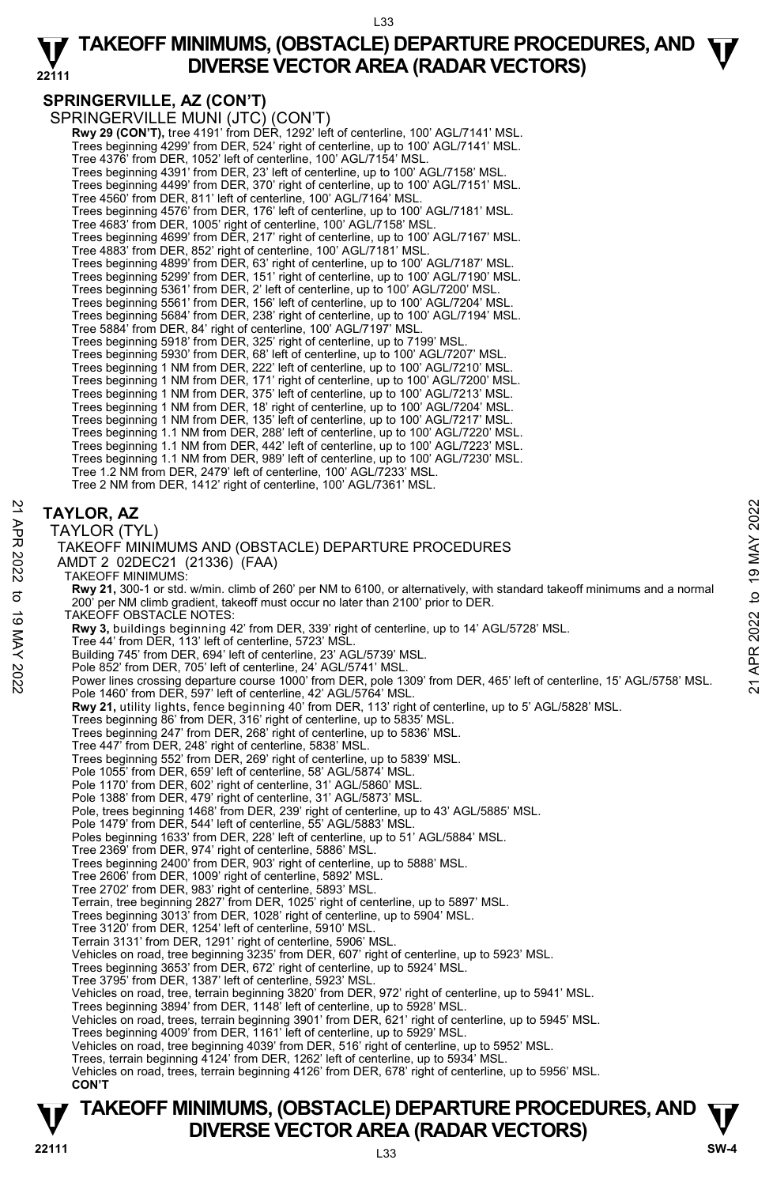## SPRINGERVILLE, AZ (CON'T)

SPRINGERVILLE MUNI (JTC) (CON'T)

**Rwy 29 (CON'T),** tree 4191' from DER, 1292' left of centerline, 100' AGL/7141' MSL.
Trees beginning 4299' from DER, 524' right of centerline, up to 100' AGL/7141' MSL.
Tree 4376' from DER, 1052' left of centerline, 100' AGL/7154' MSL.
Trees beginning 4391' from DER, 23' left of centerline, up to 100' AGL/7158' MSL.
Trees beginning 4499' from DER, 370' right of centerline, up to 100' AGL/7151' MSL.
Tree 4560' from DER, 811' left of centerline, 100' AGL/7164' MSL.
Trees beginning 4576' from DER, 176' left of centerline, up to 100' AGL/7181' MSL.
Tree 4683' from DER, 1005' right of centerline, 100' AGL/7158' MSL.
Trees beginning 4699' from DER, 217' right of centerline, up to 100' AGL/7167' MSL.
Tree 4883' from DER, 852' right of centerline, 100' AGL/7181' MSL.
Trees beginning 4899' from DER, 63' right of centerline, up to 100' AGL/7187' MSL.
Trees beginning 5299' from DER, 151' right of centerline, up to 100' AGL/7190' MSL.
Trees beginning 5361' from DER, 2' left of centerline, up to 100' AGL/7200' MSL.
Trees beginning 5561' from DER, 156' left of centerline, up to 100' AGL/7204' MSL.
Trees beginning 5684' from DER, 238' right of centerline, up to 100' AGL/7194' MSL.
Tree 5884' from DER, 84' right of centerline, 100' AGL/7197' MSL.
Trees beginning 5918' from DER, 325' right of centerline, up to 7199' MSL.
Trees beginning 5930' from DER, 68' left of centerline, up to 100' AGL/7207' MSL.
Trees beginning 1 NM from DER, 222' left of centerline, up to 100' AGL/7210' MSL.
Trees beginning 1 NM from DER, 171' right of centerline, up to 100' AGL/7200' MSL.
Trees beginning 1 NM from DER, 375' left of centerline, up to 100' AGL/7213' MSL.
Trees beginning 1 NM from DER, 18' right of centerline, up to 100' AGL/7204' MSL.
Trees beginning 1 NM from DER, 135' left of centerline, up to 100' AGL/7217' MSL.
Trees beginning 1.1 NM from DER, 288' left of centerline, up to 100' AGL/7220' MSL.
Trees beginning 1.1 NM from DER, 442' left of centerline, up to 100' AGL/7223' MSL.
Trees beginning 1.1 NM from DER, 989' left of centerline, up to 100' AGL/7230' MSL.
Tree 1.2 NM from DER, 2479' left of centerline, 100' AGL/7233' MSL.
Tree 2 NM from DER, 1412' right of centerline, 100' AGL/7361' MSL.

## TAYLOR, AZ

TAYLOR (TYL)

TAKEOFF MINIMUMS AND (OBSTACLE) DEPARTURE PROCEDURES

AMDT 2 02DEC21 (21336) (FAA)

TAKEOFF MINIMUMS:

**Rwy 21,** 300-1 or std. w/min. climb of 260' per NM to 6100, or alternatively, with standard takeoff minimums and a normal 200' per NM climb gradient, takeoff must occur no later than 2100' prior to DER.

TAKEOFF OBSTACLE NOTES:

**Rwy 3,** buildings beginning 42' from DER, 339' right of centerline, up to 14' AGL/5728' MSL.
Tree 44' from DER, 113' left of centerline, 5723' MSL.
Building 745' from DER, 694' left of centerline, 23' AGL/5739' MSL.
Pole 852' from DER, 705' left of centerline, 24' AGL/5741' MSL.
Power lines crossing departure course 1000' from DER, pole 1309' from DER, 465' left of centerline, 15' AGL/5758' MSL.
Pole 1460' from DER, 597' left of centerline, 42' AGL/5764' MSL.

**Rwy 21,** utility lights, fence beginning 40' from DER, 113' right of centerline, up to 5' AGL/5828' MSL.
Trees beginning 86' from DER, 316' right of centerline, up to 5835' MSL.
Trees beginning 247' from DER, 268' right of centerline, up to 5836' MSL.
Tree 447' from DER, 248' right of centerline, 5838' MSL.
Trees beginning 552' from DER, 269' right of centerline, up to 5839' MSL.
Pole 1055' from DER, 659' left of centerline, 58' AGL/5874' MSL.
Pole 1170' from DER, 602' right of centerline, 31' AGL/5860' MSL.
Pole 1388' from DER, 479' right of centerline, 31' AGL/5873' MSL.
Pole, trees beginning 1468' from DER, 239' right of centerline, up to 43' AGL/5885' MSL.
Pole 1479' from DER, 544' left of centerline, 55' AGL/5883' MSL.
Poles beginning 1633' from DER, 228' left of centerline, up to 51' AGL/5884' MSL.
Tree 2369' from DER, 974' right of centerline, 5886' MSL.
Trees beginning 2400' from DER, 903' right of centerline, up to 5888' MSL.
Tree 2606' from DER, 1009' right of centerline, 5892' MSL.
Tree 2702' from DER, 983' right of centerline, 5893' MSL.
Terrain, tree beginning 2827' from DER, 1025' right of centerline, up to 5897' MSL.
Trees beginning 3013' from DER, 1028' right of centerline, up to 5904' MSL.
Tree 3120' from DER, 1254' left of centerline, 5910' MSL.
Terrain 3131' from DER, 1291' right of centerline, 5906' MSL.
Vehicles on road, tree beginning 3235' from DER, 607' right of centerline, up to 5923' MSL.
Trees beginning 3653' from DER, 672' right of centerline, up to 5924' MSL.
Tree 3795' from DER, 1387' left of centerline, 5923' MSL.
Vehicles on road, tree, terrain beginning 3820' from DER, 972' right of centerline, up to 5941' MSL.
Trees beginning 3894' from DER, 1148' left of centerline, up to 5928' MSL.
Vehicles on road, trees, terrain beginning 3901' from DER, 621' right of centerline, up to 5945' MSL.
Trees beginning 4009' from DER, 1161' left of centerline, up to 5929' MSL.
Vehicles on road, tree beginning 4039' from DER, 516' right of centerline, up to 5952' MSL.
Trees, terrain beginning 4124' from DER, 1262' left of centerline, up to 5934' MSL.
Vehicles on road, trees, terrain beginning 4126' from DER, 678' right of centerline, up to 5956' MSL.

**CON'T**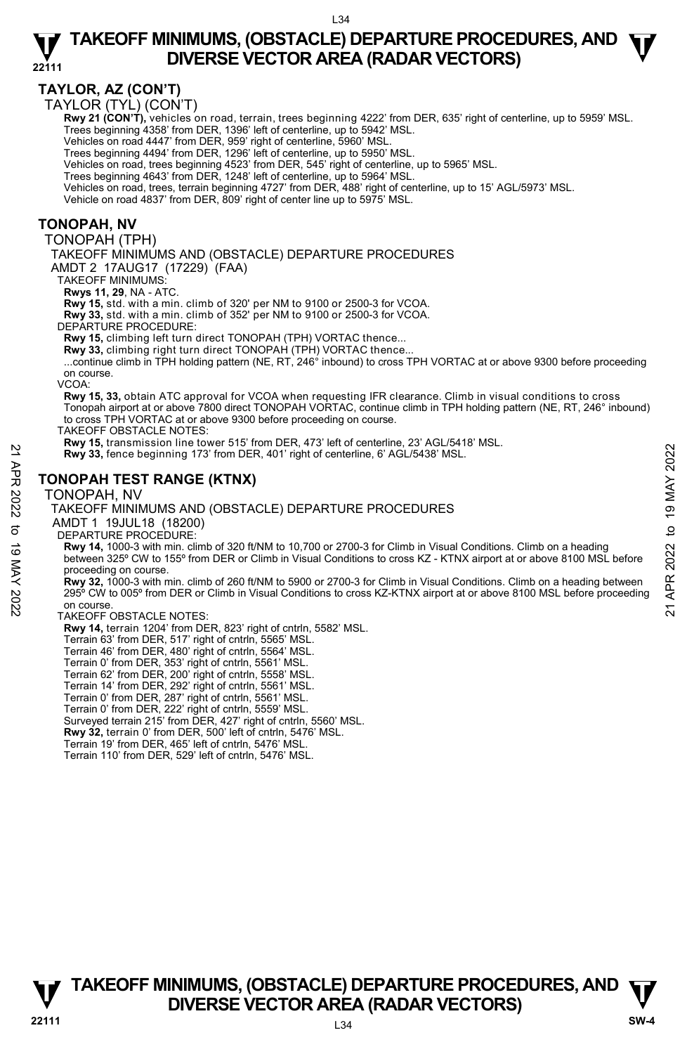## TAYLOR, AZ (CON'T)

TAYLOR (TYL) (CON'T)

**Rwy 21 (CON'T),** vehicles on road, terrain, trees beginning 4222' from DER, 635' right of centerline, up to 5959' MSL.
Trees beginning 4358' from DER, 1396' left of centerline, up to 5942' MSL.
Vehicles on road 4447' from DER, 959' right of centerline, 5960' MSL.
Trees beginning 4494' from DER, 1296' left of centerline, up to 5950' MSL.
Vehicles on road, trees beginning 4523' from DER, 545' right of centerline, up to 5965' MSL.
Trees beginning 4643' from DER, 1248' left of centerline, up to 5964' MSL.
Vehicles on road, trees, terrain beginning 4727' from DER, 488' right of centerline, up to 15' AGL/5973' MSL.
Vehicle on road 4837' from DER, 809' right of center line up to 5975' MSL.

## TONOPAH, NV

TONOPAH (TPH)

TAKEOFF MINIMUMS AND (OBSTACLE) DEPARTURE PROCEDURES

AMDT 2 17AUG17 (17229) (FAA)

TAKEOFF MINIMUMS:

**Rwys 11, 29**, NA - ATC.
**Rwy 15,** std. with a min. climb of 320' per NM to 9100 or 2500-3 for VCOA.
**Rwy 33,** std. with a min. climb of 352' per NM to 9100 or 2500-3 for VCOA.

DEPARTURE PROCEDURE:

**Rwy 15,** climbing left turn direct TONOPAH (TPH) VORTAC thence...
**Rwy 33,** climbing right turn direct TONOPAH (TPH) VORTAC thence...
...continue climb in TPH holding pattern (NE, RT, 246° inbound) to cross TPH VORTAC at or above 9300 before proceeding on course.

VCOA:

**Rwy 15, 33,** obtain ATC approval for VCOA when requesting IFR clearance. Climb in visual conditions to cross Tonopah airport at or above 7800 direct TONOPAH VORTAC, continue climb in TPH holding pattern (NE, RT, 246° inbound) to cross TPH VORTAC at or above 9300 before proceeding on course.

TAKEOFF OBSTACLE NOTES:

**Rwy 15,** transmission line tower 515' from DER, 473' left of centerline, 23' AGL/5418' MSL.
**Rwy 33,** fence beginning 173' from DER, 401' right of centerline, 6' AGL/5438' MSL.

## TONOPAH TEST RANGE (KTNX)

TONOPAH, NV

TAKEOFF MINIMUMS AND (OBSTACLE) DEPARTURE PROCEDURES

AMDT 1 19JUL18 (18200)

DEPARTURE PROCEDURE:

**Rwy 14,** 1000-3 with min. climb of 320 ft/NM to 10,700 or 2700-3 for Climb in Visual Conditions. Climb on a heading between 325º CW to 155º from DER or Climb in Visual Conditions to cross KZ - KTNX airport at or above 8100 MSL before proceeding on course.
**Rwy 32,** 1000-3 with min. climb of 260 ft/NM to 5900 or 2700-3 for Climb in Visual Conditions. Climb on a heading between 295º CW to 005º from DER or Climb in Visual Conditions to cross KZ-KTNX airport at or above 8100 MSL before proceeding on course.

TAKEOFF OBSTACLE NOTES:

**Rwy 14,** terrain 1204' from DER, 823' right of cntrln, 5582' MSL.
Terrain 63' from DER, 517' right of cntrln, 5565' MSL.
Terrain 46' from DER, 480' right of cntrln, 5564' MSL.
Terrain 0' from DER, 353' right of cntrln, 5561' MSL.
Terrain 62' from DER, 200' right of cntrln, 5558' MSL.
Terrain 14' from DER, 292' right of cntrln, 5561' MSL.
Terrain 0' from DER, 287' right of cntrln, 5561' MSL.
Terrain 0' from DER, 222' right of cntrln, 5559' MSL.
Surveyed terrain 215' from DER, 427' right of cntrln, 5560' MSL.
**Rwy 32,** terrain 0' from DER, 500' left of cntrln, 5476' MSL.
Terrain 19' from DER, 465' left of cntrln, 5476' MSL.
Terrain 110' from DER, 529' left of cntrln, 5476' MSL.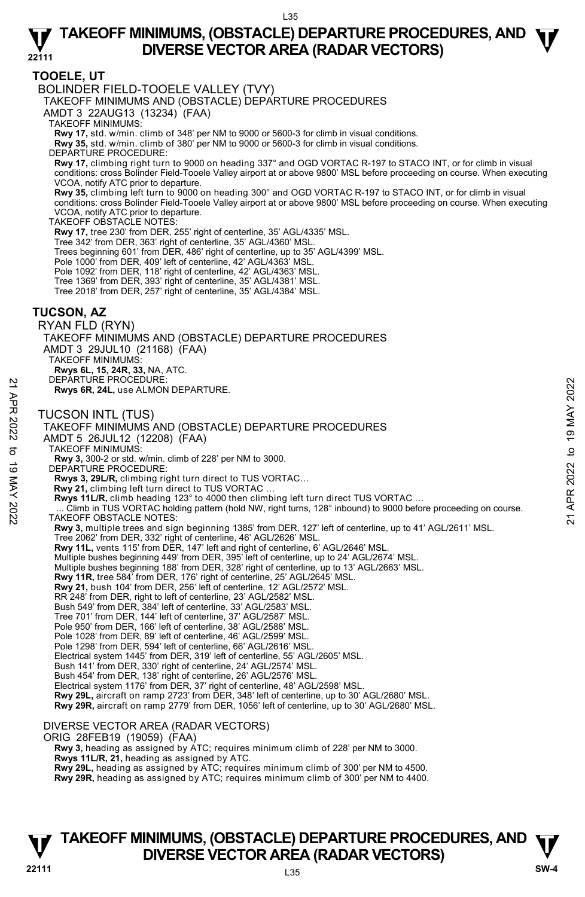## TOOELE, UT

BOLINDER FIELD-TOOELE VALLEY (TVY)

TAKEOFF MINIMUMS AND (OBSTACLE) DEPARTURE PROCEDURES

AMDT 3 22AUG13 (13234) (FAA)

TAKEOFF MINIMUMS:

**Rwy 17,** std. w/min. climb of 348' per NM to 9000 or 5600-3 for climb in visual conditions.
**Rwy 35,** std. w/min. climb of 380' per NM to 9000 or 5600-3 for climb in visual conditions.

DEPARTURE PROCEDURE:

**Rwy 17,** climbing right turn to 9000 on heading 337° and OGD VORTAC R-197 to STACO INT, or for climb in visual conditions: cross Bolinder Field-Tooele Valley airport at or above 9800' MSL before proceeding on course. When executing VCOA, notify ATC prior to departure.
**Rwy 35,** climbing left turn to 9000 on heading 300° and OGD VORTAC R-197 to STACO INT, or for climb in visual conditions: cross Bolinder Field-Tooele Valley airport at or above 9800' MSL before proceeding on course. When executing VCOA, notify ATC prior to departure.

TAKEOFF OBSTACLE NOTES:

**Rwy 17,** tree 230' from DER, 255' right of centerline, 35' AGL/4335' MSL.
Tree 342' from DER, 363' right of centerline, 35' AGL/4360' MSL.
Trees beginning 601' from DER, 486' right of centerline, up to 35' AGL/4399' MSL.
Pole 1000' from DER, 409' left of centerline, 42' AGL/4363' MSL.
Pole 1092' from DER, 118' right of centerline, 42' AGL/4363' MSL.
Tree 1369' from DER, 393' right of centerline, 35' AGL/4381' MSL.
Tree 2018' from DER, 257' right of centerline, 35' AGL/4384' MSL.

## TUCSON, AZ

RYAN FLD (RYN)

TAKEOFF MINIMUMS AND (OBSTACLE) DEPARTURE PROCEDURES

AMDT 3 29JUL10 (21168) (FAA)

TAKEOFF MINIMUMS:

**Rwys 6L, 15, 24R, 33,** NA, ATC.

DEPARTURE PROCEDURE:

**Rwys 6R, 24L,** use ALMON DEPARTURE.

TUCSON INTL (TUS)

TAKEOFF MINIMUMS AND (OBSTACLE) DEPARTURE PROCEDURES

AMDT 5 26JUL12 (12208) (FAA)

TAKEOFF MINIMUMS:

**Rwy 3,** 300-2 or std. w/min. climb of 228' per NM to 3000.

DEPARTURE PROCEDURE:

**Rwys 3, 29L/R,** climbing right turn direct to TUS VORTAC…
**Rwy 21,** climbing left turn direct to TUS VORTAC …
**Rwys 11L/R,** climb heading 123° to 4000 then climbing left turn direct TUS VORTAC …
... Climb in TUS VORTAC holding pattern (hold NW, right turns, 128° inbound) to 9000 before proceeding on course.

TAKEOFF OBSTACLE NOTES:

**Rwy 3,** multiple trees and sign beginning 1385' from DER, 127' left of centerline, up to 41' AGL/2611' MSL.
Tree 2062' from DER, 332' right of centerline, 46' AGL/2626' MSL.
**Rwy 11L,** vents 115' from DER, 147' left and right of centerline, 6' AGL/2646' MSL.
Multiple bushes beginning 449' from DER, 395' left of centerline, up to 24' AGL/2674' MSL.
Multiple bushes beginning 188' from DER, 328' right of centerline, up to 13' AGL/2663' MSL.
**Rwy 11R,** tree 584' from DER, 176' right of centerline, 25' AGL/2645' MSL.
**Rwy 21,** bush 104' from DER, 256' left of centerline, 12' AGL/2572' MSL.
RR 248' from DER, right to left of centerline, 23' AGL/2582' MSL.
Bush 549' from DER, 384' left of centerline, 33' AGL/2583' MSL.
Tree 701' from DER, 144' left of centerline, 37' AGL/2587' MSL.
Pole 950' from DER, 166' left of centerline, 38' AGL/2588' MSL.
Pole 1028' from DER, 89' left of centerline, 46' AGL/2599' MSL.
Pole 1298' from DER, 594' left of centerline, 66' AGL/2616' MSL.
Electrical system 1445' from DER, 319' left of centerline, 55' AGL/2605' MSL.
Bush 141' from DER, 330' right of centerline, 24' AGL/2574' MSL.
Bush 454' from DER, 138' right of centerline, 26' AGL/2576' MSL.
Electrical system 1176' from DER, 37' right of centerline, 48' AGL/2598' MSL.
**Rwy 29L,** aircraft on ramp 2723' from DER, 348' left of centerline, up to 30' AGL/2680' MSL.
**Rwy 29R,** aircraft on ramp 2779' from DER, 1056' left of centerline, up to 30' AGL/2680' MSL.

DIVERSE VECTOR AREA (RADAR VECTORS)

ORIG 28FEB19 (19059) (FAA)

**Rwy 3,** heading as assigned by ATC; requires minimum climb of 228' per NM to 3000.
**Rwys 11L/R, 21,** heading as assigned by ATC.
**Rwy 29L,** heading as assigned by ATC; requires minimum climb of 300' per NM to 4500.
**Rwy 29R,** heading as assigned by ATC; requires minimum climb of 300' per NM to 4400.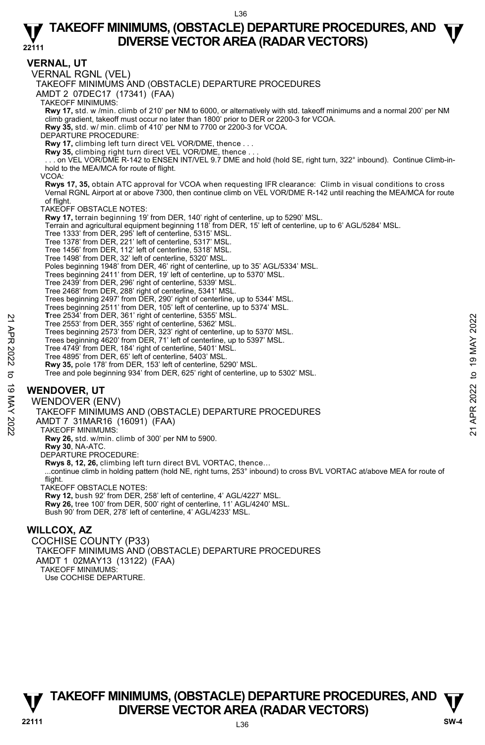## VERNAL, UT

VERNAL RGNL (VEL)

TAKEOFF MINIMUMS AND (OBSTACLE) DEPARTURE PROCEDURES

AMDT 2 07DEC17 (17341) (FAA)

TAKEOFF MINIMUMS:

**Rwy 17,** std. w /min. climb of 210' per NM to 6000, or alternatively with std. takeoff minimums and a normal 200' per NM climb gradient, takeoff must occur no later than 1800' prior to DER or 2200-3 for VCOA.

**Rwy 35,** std. w/ min. climb of 410' per NM to 7700 or 2200-3 for VCOA.

DEPARTURE PROCEDURE:

**Rwy 17,** climbing left turn direct VEL VOR/DME, thence . . .

**Rwy 35,** climbing right turn direct VEL VOR/DME, thence . . .

. . . on VEL VOR/DME R-142 to ENSEN INT/VEL 9.7 DME and hold (hold SE, right turn, 322° inbound). Continue Climb-in-hold to the MEA/MCA for route of flight.

VCOA:

**Rwys 17, 35,** obtain ATC approval for VCOA when requesting IFR clearance: Climb in visual conditions to cross Vernal RGNL Airport at or above 7300, then continue climb on VEL VOR/DME R-142 until reaching the MEA/MCA for route of flight.

TAKEOFF OBSTACLE NOTES:

**Rwy 17,** terrain beginning 19' from DER, 140' right of centerline, up to 5290' MSL.
Terrain and agricultural equipment beginning 118' from DER, 15' left of centerline, up to 6' AGL/5284' MSL.
Tree 1333' from DER, 295' left of centerline, 5315' MSL.
Tree 1378' from DER, 221' left of centerline, 5317' MSL.
Tree 1456' from DER, 112' left of centerline, 5318' MSL.
Tree 1498' from DER, 32' left of centerline, 5320' MSL.
Poles beginning 1948' from DER, 46' right of centerline, up to 35' AGL/5334' MSL.
Trees beginning 2411' from DER, 19' left of centerline, up to 5370' MSL.
Tree 2439' from DER, 296' right of centerline, 5339' MSL.
Tree 2468' from DER, 288' right of centerline, 5341' MSL.
Trees beginning 2497' from DER, 290' right of centerline, up to 5344' MSL.
Trees beginning 2511' from DER, 105' left of centerline, up to 5374' MSL.
Tree 2534' from DER, 361' right of centerline, 5355' MSL.
Tree 2553' from DER, 355' right of centerline, 5362' MSL.
Trees beginning 2573' from DER, 323' right of centerline, up to 5370' MSL.
Trees beginning 4620' from DER, 71' left of centerline, up to 5397' MSL.
Tree 4749' from DER, 184' right of centerline, 5401' MSL.
Tree 4895' from DER, 65' left of centerline, 5403' MSL.

**Rwy 35,** pole 178' from DER, 153' left of centerline, 5290' MSL.
Tree and pole beginning 934' from DER, 625' right of centerline, up to 5302' MSL.

## WENDOVER, UT

WENDOVER (ENV)

TAKEOFF MINIMUMS AND (OBSTACLE) DEPARTURE PROCEDURES

AMDT 7 31MAR16 (16091) (FAA)

TAKEOFF MINIMUMS:

**Rwy 26,** std. w/min. climb of 300' per NM to 5900.

**Rwy 30**, NA-ATC.

DEPARTURE PROCEDURE:

**Rwys 8, 12, 26,** climbing left turn direct BVL VORTAC, thence...

...continue climb in holding pattern (hold NE, right turns, 253° inbound) to cross BVL VORTAC at/above MEA for route of flight.

TAKEOFF OBSTACLE NOTES:

**Rwy 12,** bush 92' from DER, 258' left of centerline, 4' AGL/4227' MSL.

**Rwy 26,** tree 100' from DER, 500' right of centerline, 11' AGL/4240' MSL.
Bush 90' from DER, 278' left of centerline, 4' AGL/4233' MSL.

## WILLCOX, AZ

COCHISE COUNTY (P33)

TAKEOFF MINIMUMS AND (OBSTACLE) DEPARTURE PROCEDURES

AMDT 1 02MAY13 (13122) (FAA)

TAKEOFF MINIMUMS:

Use COCHISE DEPARTURE.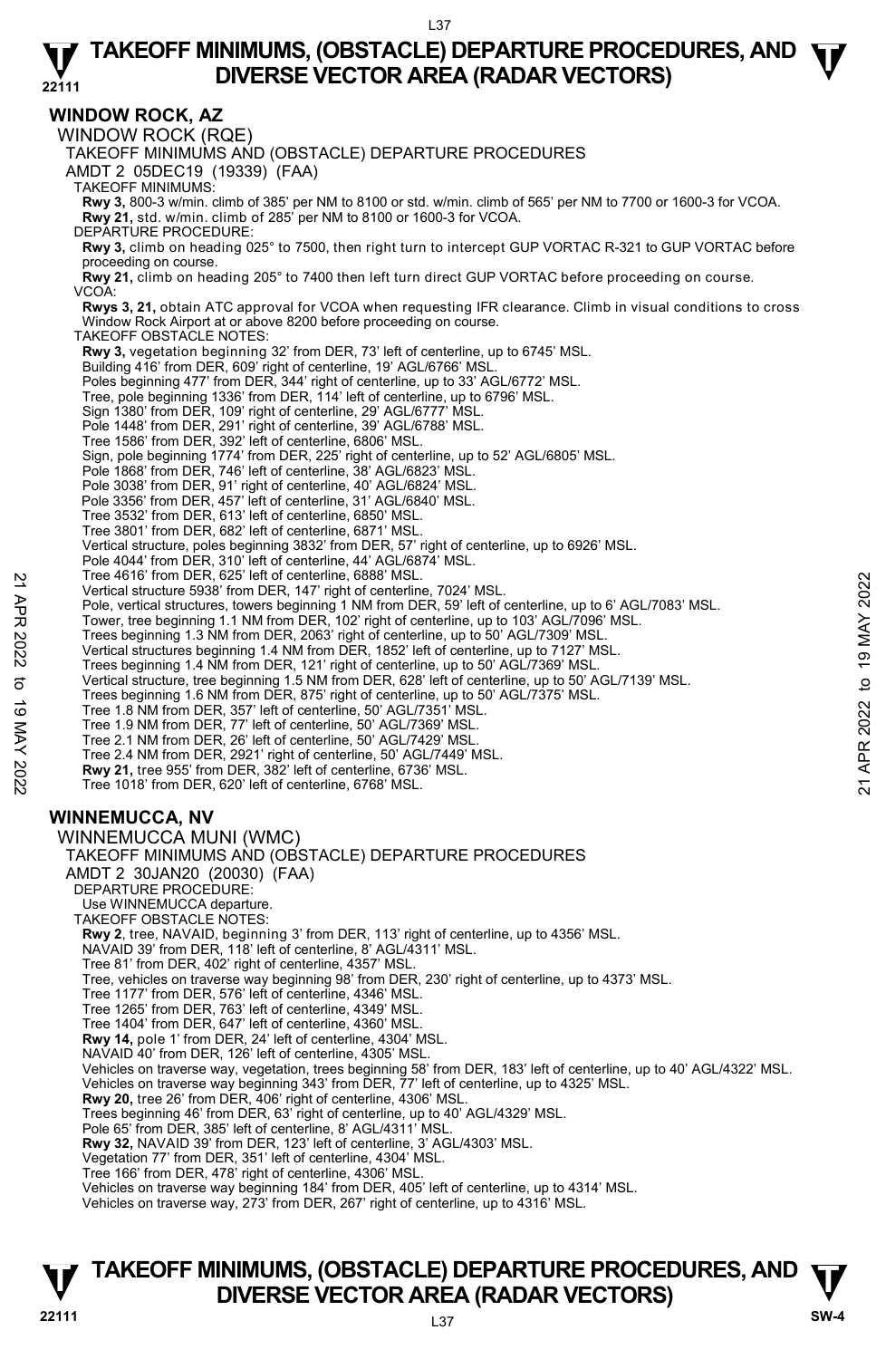## WINDOW ROCK, AZ

WINDOW ROCK (RQE)

TAKEOFF MINIMUMS AND (OBSTACLE) DEPARTURE PROCEDURES

AMDT 2 05DEC19 (19339) (FAA)

TAKEOFF MINIMUMS:

**Rwy 3,** 800-3 w/min. climb of 385' per NM to 8100 or std. w/min. climb of 565' per NM to 7700 or 1600-3 for VCOA.
**Rwy 21,** std. w/min. climb of 285' per NM to 8100 or 1600-3 for VCOA.

DEPARTURE PROCEDURE:

**Rwy 3,** climb on heading 025° to 7500, then right turn to intercept GUP VORTAC R-321 to GUP VORTAC before proceeding on course.
**Rwy 21,** climb on heading 205° to 7400 then left turn direct GUP VORTAC before proceeding on course.

VCOA:

**Rwys 3, 21,** obtain ATC approval for VCOA when requesting IFR clearance. Climb in visual conditions to cross Window Rock Airport at or above 8200 before proceeding on course.

TAKEOFF OBSTACLE NOTES:

**Rwy 3,** vegetation beginning 32' from DER, 73' left of centerline, up to 6745' MSL.
Building 416' from DER, 609' right of centerline, 19' AGL/6766' MSL.
Poles beginning 477' from DER, 344' right of centerline, up to 33' AGL/6772' MSL.
Tree, pole beginning 1336' from DER, 114' left of centerline, up to 6796' MSL.
Sign 1380' from DER, 109' right of centerline, 29' AGL/6777' MSL.
Pole 1448' from DER, 291' right of centerline, 39' AGL/6788' MSL.
Tree 1586' from DER, 392' left of centerline, 6806' MSL.
Sign, pole beginning 1774' from DER, 225' right of centerline, up to 52' AGL/6805' MSL.
Pole 1868' from DER, 746' left of centerline, 38' AGL/6823' MSL.
Pole 3038' from DER, 91' right of centerline, 40' AGL/6824' MSL.
Pole 3356' from DER, 457' left of centerline, 31' AGL/6840' MSL.
Tree 3532' from DER, 613' left of centerline, 6850' MSL.
Tree 3801' from DER, 682' left of centerline, 6871' MSL.
Vertical structure, poles beginning 3832' from DER, 57' right of centerline, up to 6926' MSL.
Pole 4044' from DER, 310' left of centerline, 44' AGL/6874' MSL.
Tree 4616' from DER, 625' left of centerline, 6888' MSL.
Vertical structure 5938' from DER, 147' right of centerline, 7024' MSL.
Pole, vertical structures, towers beginning 1 NM from DER, 59' left of centerline, up to 6' AGL/7083' MSL.
Tower, tree beginning 1.1 NM from DER, 102' right of centerline, up to 103' AGL/7096' MSL.
Trees beginning 1.3 NM from DER, 2063' right of centerline, up to 50' AGL/7309' MSL.
Vertical structures beginning 1.4 NM from DER, 1852' left of centerline, up to 7127' MSL.
Trees beginning 1.4 NM from DER, 121' right of centerline, up to 50' AGL/7369' MSL.
Vertical structure, tree beginning 1.5 NM from DER, 628' left of centerline, up to 50' AGL/7139' MSL.
Trees beginning 1.6 NM from DER, 875' right of centerline, up to 50' AGL/7375' MSL.
Tree 1.8 NM from DER, 357' left of centerline, 50' AGL/7351' MSL.
Tree 1.9 NM from DER, 77' left of centerline, 50' AGL/7369' MSL.
Tree 2.1 NM from DER, 26' left of centerline, 50' AGL/7429' MSL.
Tree 2.4 NM from DER, 2921' right of centerline, 50' AGL/7449' MSL.
**Rwy 21,** tree 955' from DER, 382' left of centerline, 6736' MSL.
Tree 1018' from DER, 620' left of centerline, 6768' MSL.

## WINNEMUCCA, NV

WINNEMUCCA MUNI (WMC)

TAKEOFF MINIMUMS AND (OBSTACLE) DEPARTURE PROCEDURES

AMDT 2 30JAN20 (20030) (FAA)

DEPARTURE PROCEDURE:

Use WINNEMUCCA departure.

TAKEOFF OBSTACLE NOTES:

**Rwy 2**, tree, NAVAID, beginning 3' from DER, 113' right of centerline, up to 4356' MSL.
NAVAID 39' from DER, 118' left of centerline, 8' AGL/4311' MSL.
Tree 81' from DER, 402' right of centerline, 4357' MSL.
Tree, vehicles on traverse way beginning 98' from DER, 230' right of centerline, up to 4373' MSL.
Tree 1177' from DER, 576' left of centerline, 4346' MSL.
Tree 1265' from DER, 763' left of centerline, 4349' MSL.
Tree 1404' from DER, 647' left of centerline, 4360' MSL.
**Rwy 14,** pole 1' from DER, 24' left of centerline, 4304' MSL.
NAVAID 40' from DER, 126' left of centerline, 4305' MSL.
Vehicles on traverse way, vegetation, trees beginning 58' from DER, 183' left of centerline, up to 40' AGL/4322' MSL.
Vehicles on traverse way beginning 343' from DER, 77' left of centerline, up to 4325' MSL.
**Rwy 20,** tree 26' from DER, 406' right of centerline, 4306' MSL.
Trees beginning 46' from DER, 63' right of centerline, up to 40' AGL/4329' MSL.
Pole 65' from DER, 385' left of centerline, 8' AGL/4311' MSL.
**Rwy 32,** NAVAID 39' from DER, 123' left of centerline, 3' AGL/4303' MSL.
Vegetation 77' from DER, 351' left of centerline, 4304' MSL.
Tree 166' from DER, 478' right of centerline, 4306' MSL.
Vehicles on traverse way beginning 184' from DER, 405' left of centerline, up to 4314' MSL.
Vehicles on traverse way, 273' from DER, 267' right of centerline, up to 4316' MSL.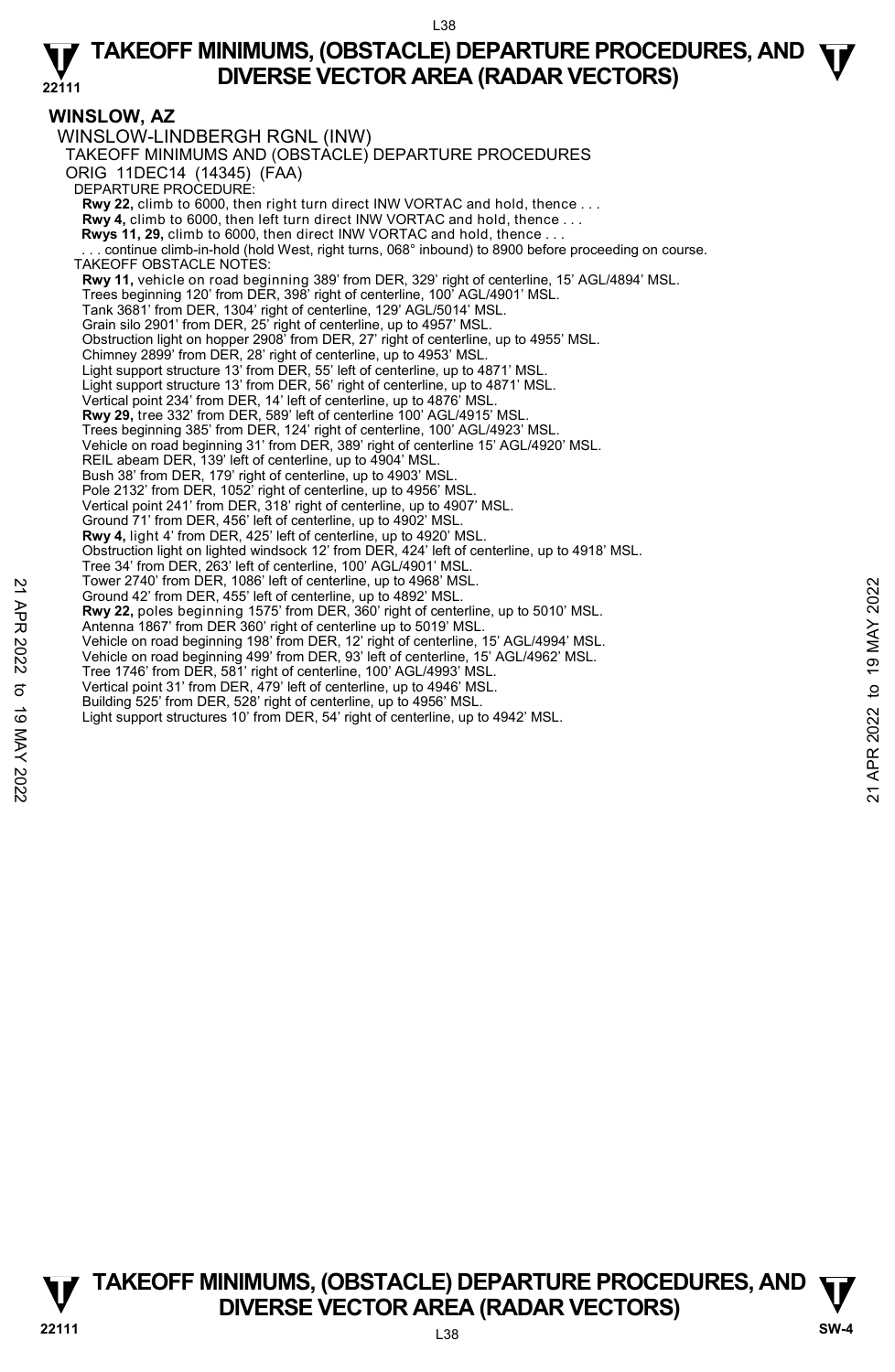## WINSLOW, AZ

WINSLOW-LINDBERGH RGNL (INW)

TAKEOFF MINIMUMS AND (OBSTACLE) DEPARTURE PROCEDURES

ORIG 11DEC14 (14345) (FAA)

DEPARTURE PROCEDURE:

**Rwy 22,** climb to 6000, then right turn direct INW VORTAC and hold, thence . . .
**Rwy 4,** climb to 6000, then left turn direct INW VORTAC and hold, thence . . .
**Rwys 11, 29,** climb to 6000, then direct INW VORTAC and hold, thence . . .
. . . continue climb-in-hold (hold West, right turns, 068° inbound) to 8900 before proceeding on course.

TAKEOFF OBSTACLE NOTES:

**Rwy 11,** vehicle on road beginning 389' from DER, 329' right of centerline, 15' AGL/4894' MSL.
Trees beginning 120' from DER, 398' right of centerline, 100' AGL/4901' MSL.
Tank 3681' from DER, 1304' right of centerline, 129' AGL/5014' MSL.
Grain silo 2901' from DER, 25' right of centerline, up to 4957' MSL.
Obstruction light on hopper 2908' from DER, 27' right of centerline, up to 4955' MSL.
Chimney 2899' from DER, 28' right of centerline, up to 4953' MSL.
Light support structure 13' from DER, 55' left of centerline, up to 4871' MSL.
Light support structure 13' from DER, 56' right of centerline, up to 4871' MSL.
Vertical point 234' from DER, 14' left of centerline, up to 4876' MSL.
**Rwy 29,** tree 332' from DER, 589' left of centerline 100' AGL/4915' MSL.
Trees beginning 385' from DER, 124' right of centerline, 100' AGL/4923' MSL.
Vehicle on road beginning 31' from DER, 389' right of centerline 15' AGL/4920' MSL.
REIL abeam DER, 139' left of centerline, up to 4904' MSL.
Bush 38' from DER, 179' right of centerline, up to 4903' MSL.
Pole 2132' from DER, 1052' right of centerline, up to 4956' MSL.
Vertical point 241' from DER, 318' right of centerline, up to 4907' MSL.
Ground 71' from DER, 456' left of centerline, up to 4902' MSL.
**Rwy 4,** light 4' from DER, 425' left of centerline, up to 4920' MSL.
Obstruction light on lighted windsock 12' from DER, 424' left of centerline, up to 4918' MSL.
Tree 34' from DER, 263' left of centerline, 100' AGL/4901' MSL.
Tower 2740' from DER, 1086' left of centerline, up to 4968' MSL.
Ground 42' from DER, 455' left of centerline, up to 4892' MSL.
**Rwy 22,** poles beginning 1575' from DER, 360' right of centerline, up to 5010' MSL.
Antenna 1867' from DER 360' right of centerline up to 5019' MSL.
Vehicle on road beginning 198' from DER, 12' right of centerline, 15' AGL/4994' MSL.
Vehicle on road beginning 499' from DER, 93' left of centerline, 15' AGL/4962' MSL.
Tree 1746' from DER, 581' right of centerline, 100' AGL/4993' MSL.
Vertical point 31' from DER, 479' left of centerline, up to 4946' MSL.
Building 525' from DER, 528' right of centerline, up to 4956' MSL.
Light support structures 10' from DER, 54' right of centerline, up to 4942' MSL.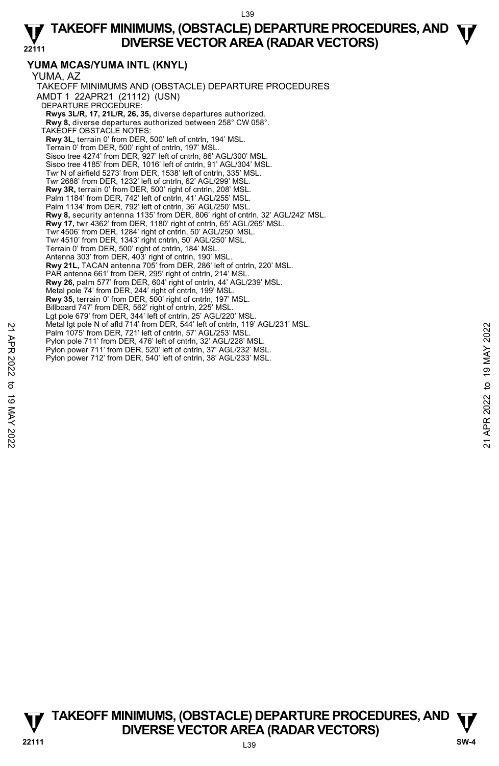## YUMA MCAS/YUMA INTL (KNYL)

YUMA, AZ

TAKEOFF MINIMUMS AND (OBSTACLE) DEPARTURE PROCEDURES

AMDT 1 22APR21 (21112) (USN)

DEPARTURE PROCEDURE:

**Rwys 3L/R, 17, 21L/R, 26, 35,** diverse departures authorized.

**Rwy 8,** diverse departures authorized between 258° CW 058°.

TAKEOFF OBSTACLE NOTES:

**Rwy 3L,** terrain 0' from DER, 500' left of cntrln, 194' MSL.
Terrain 0' from DER, 500' right of cntrln, 197' MSL.
Sisoo tree 4274' from DER, 927' left of cntrln, 86' AGL/300' MSL.
Sisoo tree 4185' from DER, 1016' left of cntrln, 91' AGL/304' MSL.
Twr N of airfield 5273' from DER, 1538' left of cntrln, 335' MSL.
Twr 2688' from DER, 1232' left of cntrln, 62' AGL/299' MSL.

**Rwy 3R,** terrain 0' from DER, 500' right of cntrln, 208' MSL.
Palm 1184' from DER, 742' left of cntrln, 41' AGL/255' MSL.
Palm 1134' from DER, 792' left of cntrln, 36' AGL/250' MSL.

**Rwy 8,** security antenna 1135' from DER, 806' right of cntrln, 32' AGL/242' MSL.

**Rwy 17,** twr 4362' from DER, 1180' right of cntrln, 65' AGL/265' MSL.
Twr 4506' from DER, 1284' right of cntrln, 50' AGL/250' MSL.
Twr 4510' from DER, 1343' right cntrln, 50' AGL/250' MSL.
Terrain 0' from DER, 500' right of cntrln, 184' MSL.
Antenna 303' from DER, 403' right of cntrln, 190' MSL.

**Rwy 21L,** TACAN antenna 705' from DER, 286' left of cntrln, 220' MSL.
PAR antenna 661' from DER, 295' right of cntrln, 214' MSL.

**Rwy 26,** palm 577' from DER, 604' right of cntrln, 44' AGL/239' MSL.
Metal pole 74' from DER, 244' right of cntrln, 199' MSL.

**Rwy 35,** terrain 0' from DER, 500' right of cntrln, 197' MSL.
Billboard 747' from DER, 562' right of cntrln, 225' MSL.
Lgt pole 679' from DER, 344' left of cntrln, 25' AGL/220' MSL.
Metal lgt pole N of afld 714' from DER, 544' left of cntrln, 119' AGL/231' MSL.
Palm 1075' from DER, 721' left of cntrln, 57' AGL/253' MSL.
Pylon pole 711' from DER, 476' left of cntrln, 32' AGL/228' MSL.
Pylon power 711' from DER, 520' left of cntrln, 37' AGL/232' MSL.
Pylon power 712' from DER, 540' left of cntrln, 38' AGL/233' MSL.